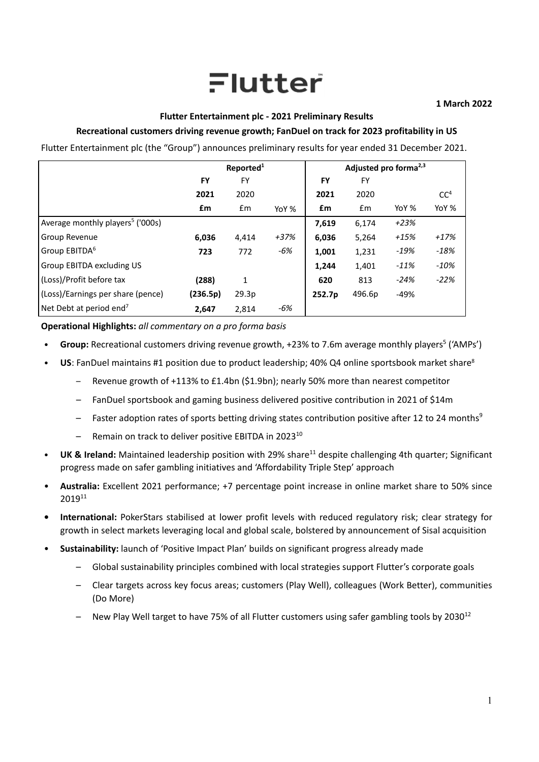Flutter

1 March 2022

**Flutter Entertainment plc - 2021 Preliminary Results**

**Recreational customers driving revenue growth; FanDuel on track for 2023 profitability in US**

Flutter Entertainment plc (the "Group") announces preliminary results for year ended 31 December 2021.

| | Reported[1] | | | Adjusted pro forma[2,3] | | | |
|---|---|---|---|---|---|---|---|
| | **FY 2021** | FY 2020 | | **FY 2021** | FY 2020 | | CC[4] |
| | **£m** | £m | YoY % | **£m** | £m | YoY % | YoY % |
| Average monthly players[5] ('000s) | | | | **7,619** | 6,174 | *+23%* | |
| Group Revenue | **6,036** | 4,414 | *+37%* | **6,036** | 5,264 | *+15%* | *+17%* |
| Group EBITDA[6] | **723** | 772 | *-6%* | **1,001** | 1,231 | *-19%* | *-18%* |
| Group EBITDA excluding US | | | | **1,244** | 1,401 | *-11%* | *-10%* |
| (Loss)/Profit before tax | **(288)** | 1 | | **620** | 813 | *-24%* | *-22%* |
| (Loss)/Earnings per share (pence) | **(236.5p)** | 29.3p | | **252.7p** | 496.6p | -49% | |
| Net Debt at period end[7] | **2,647** | 2,814 | *-6%* | | | | |

**Operational Highlights:** *all commentary on a pro forma basis*

- **Group:** Recreational customers driving revenue growth, +23% to 7.6m average monthly players[5] ('AMPs')
- **US**: FanDuel maintains #1 position due to product leadership; 40% Q4 online sportsbook market share[8]
  - Revenue growth of +113% to £1.4bn ($1.9bn); nearly 50% more than nearest competitor
  - FanDuel sportsbook and gaming business delivered positive contribution in 2021 of $14m
  - Faster adoption rates of sports betting driving states contribution positive after 12 to 24 months[9]
  - Remain on track to deliver positive EBITDA in 2023[10]
- **UK & Ireland:** Maintained leadership position with 29% share[11] despite challenging 4th quarter; Significant progress made on safer gambling initiatives and 'Affordability Triple Step' approach
- **Australia:** Excellent 2021 performance; +7 percentage point increase in online market share to 50% since 2019[11]
- **International:** PokerStars stabilised at lower profit levels with reduced regulatory risk; clear strategy for growth in select markets leveraging local and global scale, bolstered by announcement of Sisal acquisition
- **Sustainability:** launch of 'Positive Impact Plan' builds on significant progress already made
  - Global sustainability principles combined with local strategies support Flutter's corporate goals
  - Clear targets across key focus areas; customers (Play Well), colleagues (Work Better), communities (Do More)
  - New Play Well target to have 75% of all Flutter customers using safer gambling tools by 2030[12]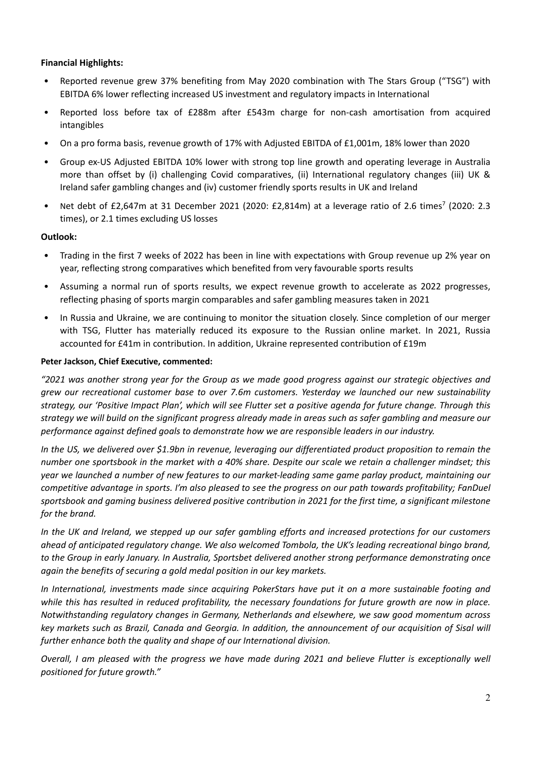**Financial Highlights:**

- Reported revenue grew 37% benefiting from May 2020 combination with The Stars Group ("TSG") with EBITDA 6% lower reflecting increased US investment and regulatory impacts in International
- Reported loss before tax of £288m after £543m charge for non-cash amortisation from acquired intangibles
- On a pro forma basis, revenue growth of 17% with Adjusted EBITDA of £1,001m, 18% lower than 2020
- Group ex-US Adjusted EBITDA 10% lower with strong top line growth and operating leverage in Australia more than offset by (i) challenging Covid comparatives, (ii) International regulatory changes (iii) UK & Ireland safer gambling changes and (iv) customer friendly sports results in UK and Ireland
- Net debt of £2,647m at 31 December 2021 (2020: £2,814m) at a leverage ratio of 2.6 times[7] (2020: 2.3 times), or 2.1 times excluding US losses

**Outlook:**

- Trading in the first 7 weeks of 2022 has been in line with expectations with Group revenue up 2% year on year, reflecting strong comparatives which benefited from very favourable sports results
- Assuming a normal run of sports results, we expect revenue growth to accelerate as 2022 progresses, reflecting phasing of sports margin comparables and safer gambling measures taken in 2021
- In Russia and Ukraine, we are continuing to monitor the situation closely. Since completion of our merger with TSG, Flutter has materially reduced its exposure to the Russian online market. In 2021, Russia accounted for £41m in contribution. In addition, Ukraine represented contribution of £19m

**Peter Jackson, Chief Executive, commented:**

*"2021 was another strong year for the Group as we made good progress against our strategic objectives and grew our recreational customer base to over 7.6m customers. Yesterday we launched our new sustainability strategy, our 'Positive Impact Plan', which will see Flutter set a positive agenda for future change. Through this strategy we will build on the significant progress already made in areas such as safer gambling and measure our performance against defined goals to demonstrate how we are responsible leaders in our industry.*

*In the US, we delivered over $1.9bn in revenue, leveraging our differentiated product proposition to remain the number one sportsbook in the market with a 40% share. Despite our scale we retain a challenger mindset; this year we launched a number of new features to our market-leading same game parlay product, maintaining our competitive advantage in sports. I'm also pleased to see the progress on our path towards profitability; FanDuel sportsbook and gaming business delivered positive contribution in 2021 for the first time, a significant milestone for the brand.*

*In the UK and Ireland, we stepped up our safer gambling efforts and increased protections for our customers ahead of anticipated regulatory change. We also welcomed Tombola, the UK's leading recreational bingo brand, to the Group in early January. In Australia, Sportsbet delivered another strong performance demonstrating once again the benefits of securing a gold medal position in our key markets.*

*In International, investments made since acquiring PokerStars have put it on a more sustainable footing and while this has resulted in reduced profitability, the necessary foundations for future growth are now in place. Notwithstanding regulatory changes in Germany, Netherlands and elsewhere, we saw good momentum across key markets such as Brazil, Canada and Georgia. In addition, the announcement of our acquisition of Sisal will further enhance both the quality and shape of our International division.*

*Overall, I am pleased with the progress we have made during 2021 and believe Flutter is exceptionally well positioned for future growth."*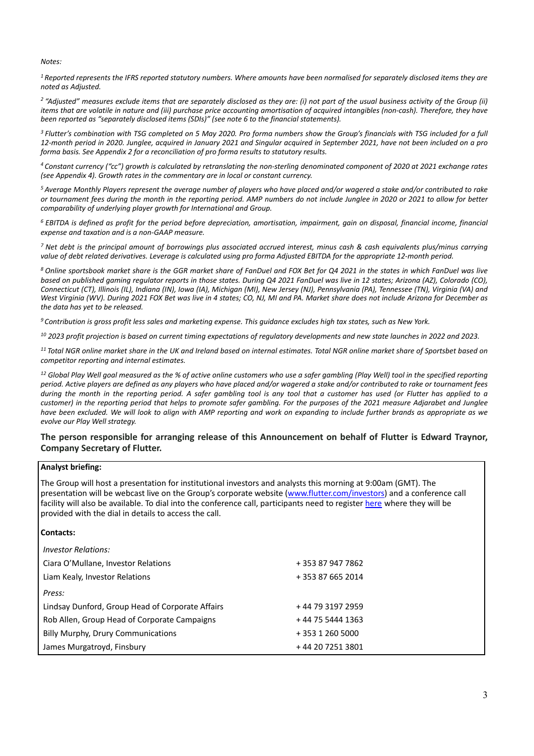*Notes:*

*[1] Reported represents the IFRS reported statutory numbers. Where amounts have been normalised for separately disclosed items they are noted as Adjusted.*

*[2] "Adjusted" measures exclude items that are separately disclosed as they are: (i) not part of the usual business activity of the Group (ii) items that are volatile in nature and (iii) purchase price accounting amortisation of acquired intangibles (non-cash). Therefore, they have been reported as "separately disclosed items (SDIs)" (see note 6 to the financial statements).*

*[3] Flutter's combination with TSG completed on 5 May 2020. Pro forma numbers show the Group's financials with TSG included for a full 12-month period in 2020. Junglee, acquired in January 2021 and Singular acquired in September 2021, have not been included on a pro forma basis. See Appendix 2 for a reconciliation of pro forma results to statutory results.*

*[4] Constant currency ("cc") growth is calculated by retranslating the non-sterling denominated component of 2020 at 2021 exchange rates (see Appendix 4). Growth rates in the commentary are in local or constant currency.*

*[5] Average Monthly Players represent the average number of players who have placed and/or wagered a stake and/or contributed to rake or tournament fees during the month in the reporting period. AMP numbers do not include Junglee in 2020 or 2021 to allow for better comparability of underlying player growth for International and Group.*

*[6] EBITDA is defined as profit for the period before depreciation, amortisation, impairment, gain on disposal, financial income, financial expense and taxation and is a non-GAAP measure.*

*[7] Net debt is the principal amount of borrowings plus associated accrued interest, minus cash & cash equivalents plus/minus carrying value of debt related derivatives. Leverage is calculated using pro forma Adjusted EBITDA for the appropriate 12-month period.*

*[8] Online sportsbook market share is the GGR market share of FanDuel and FOX Bet for Q4 2021 in the states in which FanDuel was live based on published gaming regulator reports in those states. During Q4 2021 FanDuel was live in 12 states; Arizona (AZ), Colorado (CO), Connecticut (CT), Illinois (IL), Indiana (IN), Iowa (IA), Michigan (MI), New Jersey (NJ), Pennsylvania (PA), Tennessee (TN), Virginia (VA) and West Virginia (WV). During 2021 FOX Bet was live in 4 states; CO, NJ, MI and PA. Market share does not include Arizona for December as the data has yet to be released.*

*[9] Contribution is gross profit less sales and marketing expense. This guidance excludes high tax states, such as New York.*

*[10] 2023 profit projection is based on current timing expectations of regulatory developments and new state launches in 2022 and 2023.*

*[11] Total NGR online market share in the UK and Ireland based on internal estimates. Total NGR online market share of Sportsbet based on competitor reporting and internal estimates.*

*[12] Global Play Well goal measured as the % of active online customers who use a safer gambling (Play Well) tool in the specified reporting period. Active players are defined as any players who have placed and/or wagered a stake and/or contributed to rake or tournament fees during the month in the reporting period. A safer gambling tool is any tool that a customer has used (or Flutter has applied to a customer) in the reporting period that helps to promote safer gambling. For the purposes of the 2021 measure Adjarabet and Junglee have been excluded. We will look to align with AMP reporting and work on expanding to include further brands as appropriate as we evolve our Play Well strategy.*

**The person responsible for arranging release of this Announcement on behalf of Flutter is Edward Traynor, Company Secretary of Flutter.**

**Analyst briefing:**

The Group will host a presentation for institutional investors and analysts this morning at 9:00am (GMT). The presentation will be webcast live on the Group's corporate website (www.flutter.com/investors) and a conference call facility will also be available. To dial into the conference call, participants need to register here where they will be provided with the dial in details to access the call.

**Contacts:**

| | |
|---|---|
| *Investor Relations:* | |
| Ciara O'Mullane, Investor Relations | + 353 87 947 7862 |
| Liam Kealy, Investor Relations | + 353 87 665 2014 |
| *Press:* | |
| Lindsay Dunford, Group Head of Corporate Affairs | + 44 79 3197 2959 |
| Rob Allen, Group Head of Corporate Campaigns | + 44 75 5444 1363 |
| Billy Murphy, Drury Communications | + 353 1 260 5000 |
| James Murgatroyd, Finsbury | + 44 20 7251 3801 |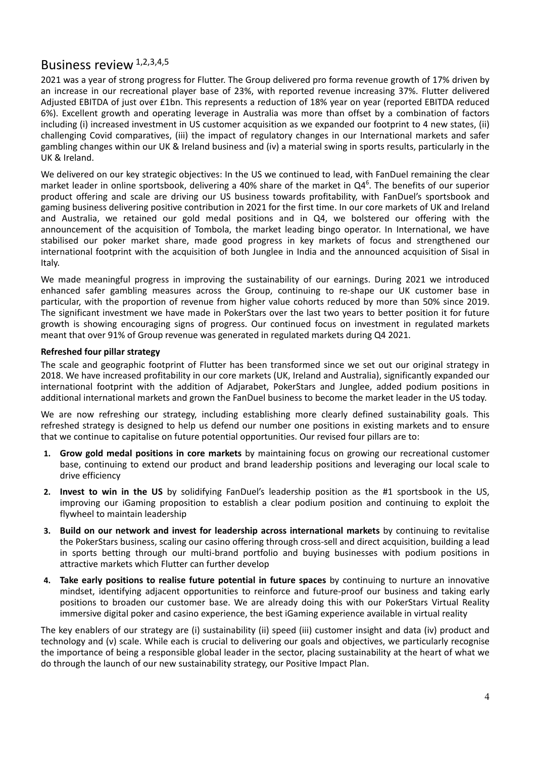# Business review [1,2,3,4,5]

2021 was a year of strong progress for Flutter. The Group delivered pro forma revenue growth of 17% driven by an increase in our recreational player base of 23%, with reported revenue increasing 37%. Flutter delivered Adjusted EBITDA of just over £1bn. This represents a reduction of 18% year on year (reported EBITDA reduced 6%). Excellent growth and operating leverage in Australia was more than offset by a combination of factors including (i) increased investment in US customer acquisition as we expanded our footprint to 4 new states, (ii) challenging Covid comparatives, (iii) the impact of regulatory changes in our International markets and safer gambling changes within our UK & Ireland business and (iv) a material swing in sports results, particularly in the UK & Ireland.

We delivered on our key strategic objectives: In the US we continued to lead, with FanDuel remaining the clear market leader in online sportsbook, delivering a 40% share of the market in Q4[6]. The benefits of our superior product offering and scale are driving our US business towards profitability, with FanDuel's sportsbook and gaming business delivering positive contribution in 2021 for the first time. In our core markets of UK and Ireland and Australia, we retained our gold medal positions and in Q4, we bolstered our offering with the announcement of the acquisition of Tombola, the market leading bingo operator. In International, we have stabilised our poker market share, made good progress in key markets of focus and strengthened our international footprint with the acquisition of both Junglee in India and the announced acquisition of Sisal in Italy.

We made meaningful progress in improving the sustainability of our earnings. During 2021 we introduced enhanced safer gambling measures across the Group, continuing to re-shape our UK customer base in particular, with the proportion of revenue from higher value cohorts reduced by more than 50% since 2019. The significant investment we have made in PokerStars over the last two years to better position it for future growth is showing encouraging signs of progress. Our continued focus on investment in regulated markets meant that over 91% of Group revenue was generated in regulated markets during Q4 2021.

**Refreshed four pillar strategy**

The scale and geographic footprint of Flutter has been transformed since we set out our original strategy in 2018. We have increased profitability in our core markets (UK, Ireland and Australia), significantly expanded our international footprint with the addition of Adjarabet, PokerStars and Junglee, added podium positions in additional international markets and grown the FanDuel business to become the market leader in the US today.

We are now refreshing our strategy, including establishing more clearly defined sustainability goals. This refreshed strategy is designed to help us defend our number one positions in existing markets and to ensure that we continue to capitalise on future potential opportunities. Our revised four pillars are to:

1. **Grow gold medal positions in core markets** by maintaining focus on growing our recreational customer base, continuing to extend our product and brand leadership positions and leveraging our local scale to drive efficiency
2. **Invest to win in the US** by solidifying FanDuel's leadership position as the #1 sportsbook in the US, improving our iGaming proposition to establish a clear podium position and continuing to exploit the flywheel to maintain leadership
3. **Build on our network and invest for leadership across international markets** by continuing to revitalise the PokerStars business, scaling our casino offering through cross-sell and direct acquisition, building a lead in sports betting through our multi-brand portfolio and buying businesses with podium positions in attractive markets which Flutter can further develop
4. **Take early positions to realise future potential in future spaces** by continuing to nurture an innovative mindset, identifying adjacent opportunities to reinforce and future-proof our business and taking early positions to broaden our customer base. We are already doing this with our PokerStars Virtual Reality immersive digital poker and casino experience, the best iGaming experience available in virtual reality

The key enablers of our strategy are (i) sustainability (ii) speed (iii) customer insight and data (iv) product and technology and (v) scale. While each is crucial to delivering our goals and objectives, we particularly recognise the importance of being a responsible global leader in the sector, placing sustainability at the heart of what we do through the launch of our new sustainability strategy, our Positive Impact Plan.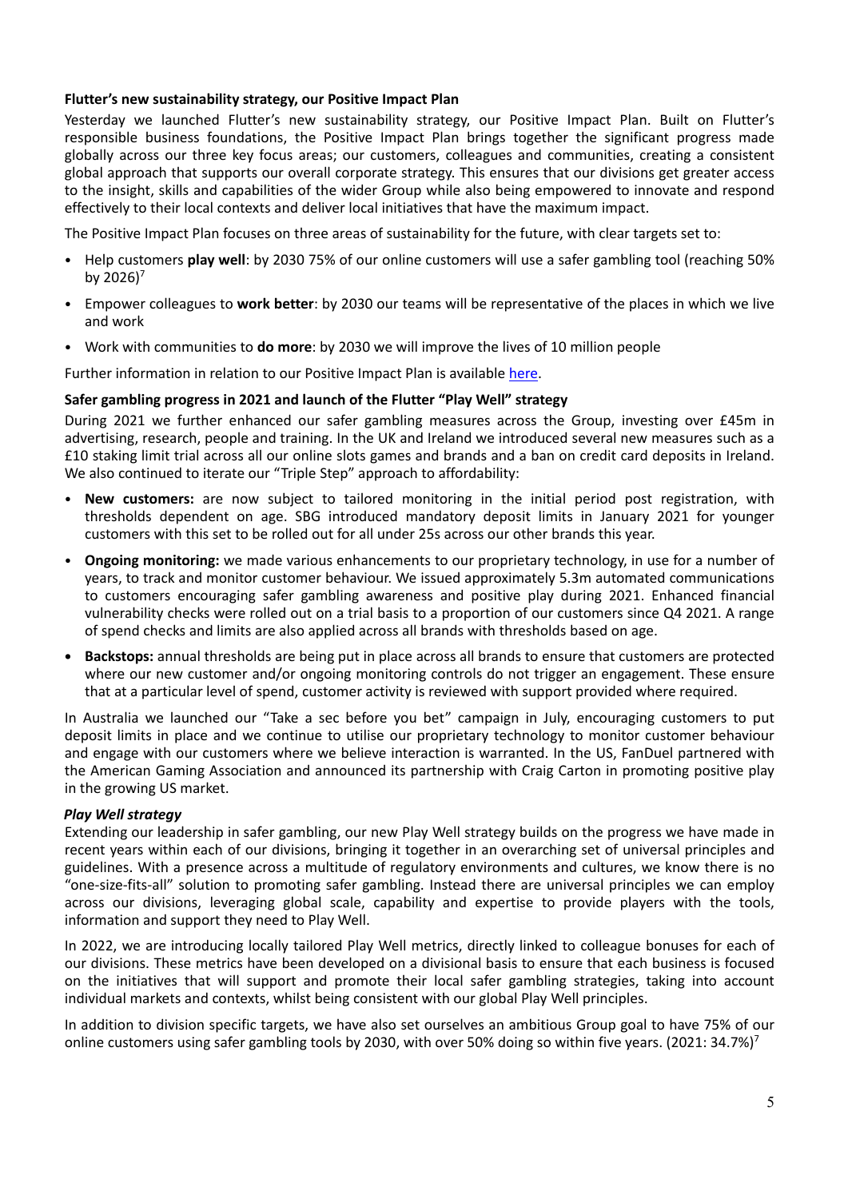**Flutter's new sustainability strategy, our Positive Impact Plan**

Yesterday we launched Flutter's new sustainability strategy, our Positive Impact Plan. Built on Flutter's responsible business foundations, the Positive Impact Plan brings together the significant progress made globally across our three key focus areas; our customers, colleagues and communities, creating a consistent global approach that supports our overall corporate strategy. This ensures that our divisions get greater access to the insight, skills and capabilities of the wider Group while also being empowered to innovate and respond effectively to their local contexts and deliver local initiatives that have the maximum impact.

The Positive Impact Plan focuses on three areas of sustainability for the future, with clear targets set to:

- Help customers **play well**: by 2030 75% of our online customers will use a safer gambling tool (reaching 50% by 2026)[7]
- Empower colleagues to **work better**: by 2030 our teams will be representative of the places in which we live and work
- Work with communities to **do more**: by 2030 we will improve the lives of 10 million people

Further information in relation to our Positive Impact Plan is available here.

**Safer gambling progress in 2021 and launch of the Flutter "Play Well" strategy**

During 2021 we further enhanced our safer gambling measures across the Group, investing over £45m in advertising, research, people and training. In the UK and Ireland we introduced several new measures such as a £10 staking limit trial across all our online slots games and brands and a ban on credit card deposits in Ireland. We also continued to iterate our "Triple Step" approach to affordability:

- **New customers:** are now subject to tailored monitoring in the initial period post registration, with thresholds dependent on age. SBG introduced mandatory deposit limits in January 2021 for younger customers with this set to be rolled out for all under 25s across our other brands this year.
- **Ongoing monitoring:** we made various enhancements to our proprietary technology, in use for a number of years, to track and monitor customer behaviour. We issued approximately 5.3m automated communications to customers encouraging safer gambling awareness and positive play during 2021. Enhanced financial vulnerability checks were rolled out on a trial basis to a proportion of our customers since Q4 2021. A range of spend checks and limits are also applied across all brands with thresholds based on age.
- **Backstops:** annual thresholds are being put in place across all brands to ensure that customers are protected where our new customer and/or ongoing monitoring controls do not trigger an engagement. These ensure that at a particular level of spend, customer activity is reviewed with support provided where required.

In Australia we launched our "Take a sec before you bet" campaign in July, encouraging customers to put deposit limits in place and we continue to utilise our proprietary technology to monitor customer behaviour and engage with our customers where we believe interaction is warranted. In the US, FanDuel partnered with the American Gaming Association and announced its partnership with Craig Carton in promoting positive play in the growing US market.

***Play Well strategy***

Extending our leadership in safer gambling, our new Play Well strategy builds on the progress we have made in recent years within each of our divisions, bringing it together in an overarching set of universal principles and guidelines. With a presence across a multitude of regulatory environments and cultures, we know there is no "one-size-fits-all" solution to promoting safer gambling. Instead there are universal principles we can employ across our divisions, leveraging global scale, capability and expertise to provide players with the tools, information and support they need to Play Well.

In 2022, we are introducing locally tailored Play Well metrics, directly linked to colleague bonuses for each of our divisions. These metrics have been developed on a divisional basis to ensure that each business is focused on the initiatives that will support and promote their local safer gambling strategies, taking into account individual markets and contexts, whilst being consistent with our global Play Well principles.

In addition to division specific targets, we have also set ourselves an ambitious Group goal to have 75% of our online customers using safer gambling tools by 2030, with over 50% doing so within five years. (2021: 34.7%)[7]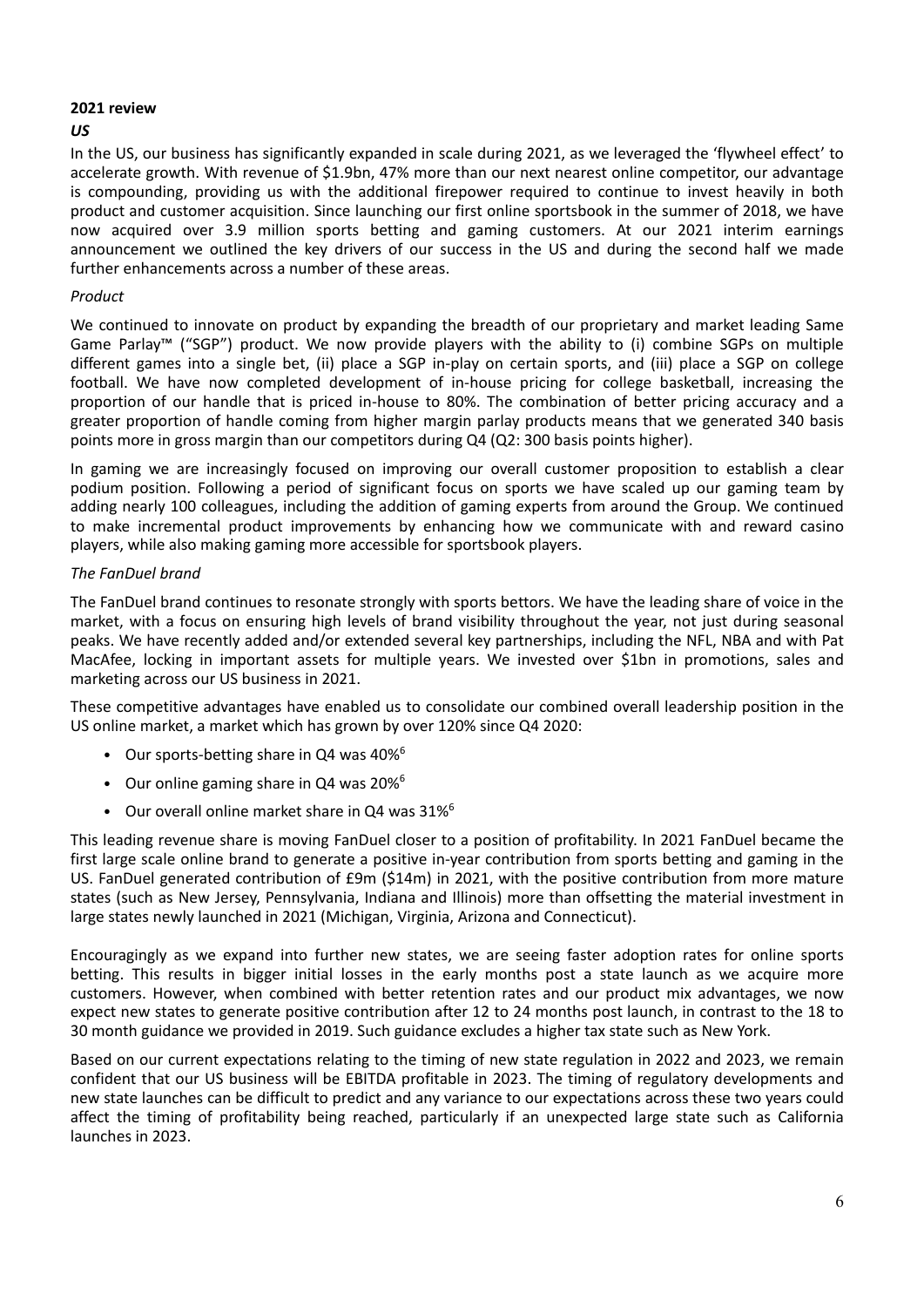**2021 review**

***US***

In the US, our business has significantly expanded in scale during 2021, as we leveraged the 'flywheel effect' to accelerate growth. With revenue of $1.9bn, 47% more than our next nearest online competitor, our advantage is compounding, providing us with the additional firepower required to continue to invest heavily in both product and customer acquisition. Since launching our first online sportsbook in the summer of 2018, we have now acquired over 3.9 million sports betting and gaming customers. At our 2021 interim earnings announcement we outlined the key drivers of our success in the US and during the second half we made further enhancements across a number of these areas.

*Product*

We continued to innovate on product by expanding the breadth of our proprietary and market leading Same Game Parlay™ ("SGP") product. We now provide players with the ability to (i) combine SGPs on multiple different games into a single bet, (ii) place a SGP in-play on certain sports, and (iii) place a SGP on college football. We have now completed development of in-house pricing for college basketball, increasing the proportion of our handle that is priced in-house to 80%. The combination of better pricing accuracy and a greater proportion of handle coming from higher margin parlay products means that we generated 340 basis points more in gross margin than our competitors during Q4 (Q2: 300 basis points higher).

In gaming we are increasingly focused on improving our overall customer proposition to establish a clear podium position. Following a period of significant focus on sports we have scaled up our gaming team by adding nearly 100 colleagues, including the addition of gaming experts from around the Group. We continued to make incremental product improvements by enhancing how we communicate with and reward casino players, while also making gaming more accessible for sportsbook players.

*The FanDuel brand*

The FanDuel brand continues to resonate strongly with sports bettors. We have the leading share of voice in the market, with a focus on ensuring high levels of brand visibility throughout the year, not just during seasonal peaks. We have recently added and/or extended several key partnerships, including the NFL, NBA and with Pat MacAfee, locking in important assets for multiple years. We invested over $1bn in promotions, sales and marketing across our US business in 2021.

These competitive advantages have enabled us to consolidate our combined overall leadership position in the US online market, a market which has grown by over 120% since Q4 2020:

- Our sports-betting share in Q4 was 40%[6]
- Our online gaming share in Q4 was 20%[6]
- Our overall online market share in Q4 was 31%[6]

This leading revenue share is moving FanDuel closer to a position of profitability. In 2021 FanDuel became the first large scale online brand to generate a positive in-year contribution from sports betting and gaming in the US. FanDuel generated contribution of £9m ($14m) in 2021, with the positive contribution from more mature states (such as New Jersey, Pennsylvania, Indiana and Illinois) more than offsetting the material investment in large states newly launched in 2021 (Michigan, Virginia, Arizona and Connecticut).

Encouragingly as we expand into further new states, we are seeing faster adoption rates for online sports betting. This results in bigger initial losses in the early months post a state launch as we acquire more customers. However, when combined with better retention rates and our product mix advantages, we now expect new states to generate positive contribution after 12 to 24 months post launch, in contrast to the 18 to 30 month guidance we provided in 2019. Such guidance excludes a higher tax state such as New York.

Based on our current expectations relating to the timing of new state regulation in 2022 and 2023, we remain confident that our US business will be EBITDA profitable in 2023. The timing of regulatory developments and new state launches can be difficult to predict and any variance to our expectations across these two years could affect the timing of profitability being reached, particularly if an unexpected large state such as California launches in 2023.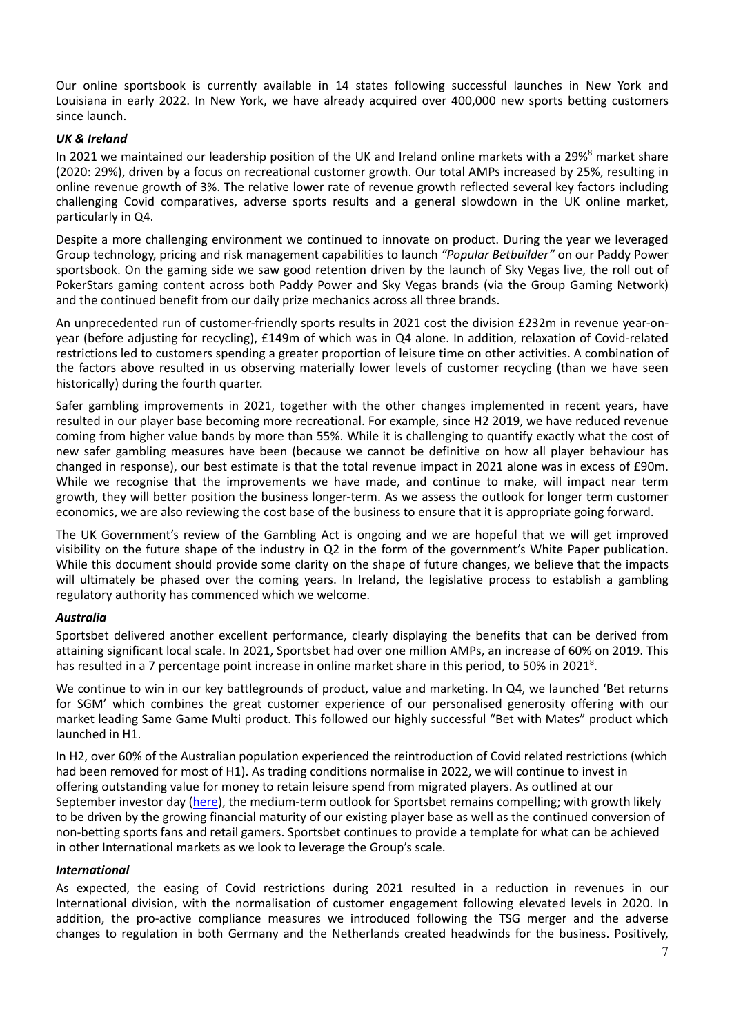Our online sportsbook is currently available in 14 states following successful launches in New York and Louisiana in early 2022. In New York, we have already acquired over 400,000 new sports betting customers since launch.

***UK & Ireland***

In 2021 we maintained our leadership position of the UK and Ireland online markets with a 29%[8] market share (2020: 29%), driven by a focus on recreational customer growth. Our total AMPs increased by 25%, resulting in online revenue growth of 3%. The relative lower rate of revenue growth reflected several key factors including challenging Covid comparatives, adverse sports results and a general slowdown in the UK online market, particularly in Q4.

Despite a more challenging environment we continued to innovate on product. During the year we leveraged Group technology, pricing and risk management capabilities to launch *"Popular Betbuilder"* on our Paddy Power sportsbook. On the gaming side we saw good retention driven by the launch of Sky Vegas live, the roll out of PokerStars gaming content across both Paddy Power and Sky Vegas brands (via the Group Gaming Network) and the continued benefit from our daily prize mechanics across all three brands.

An unprecedented run of customer-friendly sports results in 2021 cost the division £232m in revenue year-on-year (before adjusting for recycling), £149m of which was in Q4 alone. In addition, relaxation of Covid-related restrictions led to customers spending a greater proportion of leisure time on other activities. A combination of the factors above resulted in us observing materially lower levels of customer recycling (than we have seen historically) during the fourth quarter.

Safer gambling improvements in 2021, together with the other changes implemented in recent years, have resulted in our player base becoming more recreational. For example, since H2 2019, we have reduced revenue coming from higher value bands by more than 55%. While it is challenging to quantify exactly what the cost of new safer gambling measures have been (because we cannot be definitive on how all player behaviour has changed in response), our best estimate is that the total revenue impact in 2021 alone was in excess of £90m. While we recognise that the improvements we have made, and continue to make, will impact near term growth, they will better position the business longer-term. As we assess the outlook for longer term customer economics, we are also reviewing the cost base of the business to ensure that it is appropriate going forward.

The UK Government's review of the Gambling Act is ongoing and we are hopeful that we will get improved visibility on the future shape of the industry in Q2 in the form of the government's White Paper publication. While this document should provide some clarity on the shape of future changes, we believe that the impacts will ultimately be phased over the coming years. In Ireland, the legislative process to establish a gambling regulatory authority has commenced which we welcome.

***Australia***

Sportsbet delivered another excellent performance, clearly displaying the benefits that can be derived from attaining significant local scale. In 2021, Sportsbet had over one million AMPs, an increase of 60% on 2019. This has resulted in a 7 percentage point increase in online market share in this period, to 50% in 2021[8].

We continue to win in our key battlegrounds of product, value and marketing. In Q4, we launched 'Bet returns for SGM' which combines the great customer experience of our personalised generosity offering with our market leading Same Game Multi product. This followed our highly successful "Bet with Mates" product which launched in H1.

In H2, over 60% of the Australian population experienced the reintroduction of Covid related restrictions (which had been removed for most of H1). As trading conditions normalise in 2022, we will continue to invest in offering outstanding value for money to retain leisure spend from migrated players. As outlined at our September investor day (here), the medium-term outlook for Sportsbet remains compelling; with growth likely to be driven by the growing financial maturity of our existing player base as well as the continued conversion of non-betting sports fans and retail gamers. Sportsbet continues to provide a template for what can be achieved in other International markets as we look to leverage the Group's scale.

***International***

As expected, the easing of Covid restrictions during 2021 resulted in a reduction in revenues in our International division, with the normalisation of customer engagement following elevated levels in 2020. In addition, the pro-active compliance measures we introduced following the TSG merger and the adverse changes to regulation in both Germany and the Netherlands created headwinds for the business. Positively,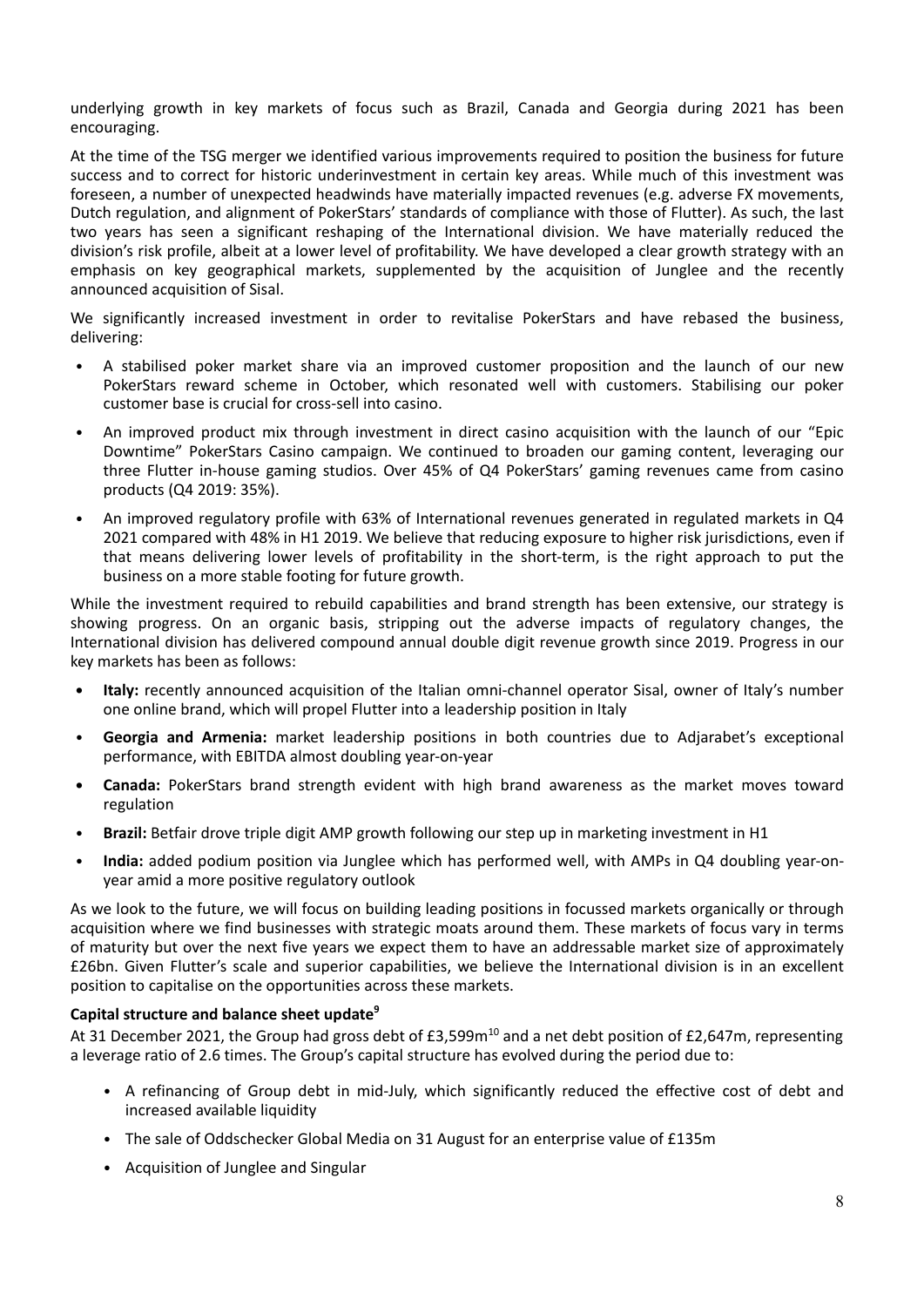underlying growth in key markets of focus such as Brazil, Canada and Georgia during 2021 has been encouraging.

At the time of the TSG merger we identified various improvements required to position the business for future success and to correct for historic underinvestment in certain key areas. While much of this investment was foreseen, a number of unexpected headwinds have materially impacted revenues (e.g. adverse FX movements, Dutch regulation, and alignment of PokerStars' standards of compliance with those of Flutter). As such, the last two years has seen a significant reshaping of the International division. We have materially reduced the division's risk profile, albeit at a lower level of profitability. We have developed a clear growth strategy with an emphasis on key geographical markets, supplemented by the acquisition of Junglee and the recently announced acquisition of Sisal.

We significantly increased investment in order to revitalise PokerStars and have rebased the business, delivering:

- A stabilised poker market share via an improved customer proposition and the launch of our new PokerStars reward scheme in October, which resonated well with customers. Stabilising our poker customer base is crucial for cross-sell into casino.
- An improved product mix through investment in direct casino acquisition with the launch of our "Epic Downtime" PokerStars Casino campaign. We continued to broaden our gaming content, leveraging our three Flutter in-house gaming studios. Over 45% of Q4 PokerStars' gaming revenues came from casino products (Q4 2019: 35%).
- An improved regulatory profile with 63% of International revenues generated in regulated markets in Q4 2021 compared with 48% in H1 2019. We believe that reducing exposure to higher risk jurisdictions, even if that means delivering lower levels of profitability in the short-term, is the right approach to put the business on a more stable footing for future growth.

While the investment required to rebuild capabilities and brand strength has been extensive, our strategy is showing progress. On an organic basis, stripping out the adverse impacts of regulatory changes, the International division has delivered compound annual double digit revenue growth since 2019. Progress in our key markets has been as follows:

- **Italy:** recently announced acquisition of the Italian omni-channel operator Sisal, owner of Italy's number one online brand, which will propel Flutter into a leadership position in Italy
- **Georgia and Armenia:** market leadership positions in both countries due to Adjarabet's exceptional performance, with EBITDA almost doubling year-on-year
- **Canada:** PokerStars brand strength evident with high brand awareness as the market moves toward regulation
- **Brazil:** Betfair drove triple digit AMP growth following our step up in marketing investment in H1
- **India:** added podium position via Junglee which has performed well, with AMPs in Q4 doubling year-on-year amid a more positive regulatory outlook

As we look to the future, we will focus on building leading positions in focussed markets organically or through acquisition where we find businesses with strategic moats around them. These markets of focus vary in terms of maturity but over the next five years we expect them to have an addressable market size of approximately £26bn. Given Flutter's scale and superior capabilities, we believe the International division is in an excellent position to capitalise on the opportunities across these markets.

**Capital structure and balance sheet update[9]**

At 31 December 2021, the Group had gross debt of £3,599m[10] and a net debt position of £2,647m, representing a leverage ratio of 2.6 times. The Group's capital structure has evolved during the period due to:

- A refinancing of Group debt in mid-July, which significantly reduced the effective cost of debt and increased available liquidity
- The sale of Oddschecker Global Media on 31 August for an enterprise value of £135m
- Acquisition of Junglee and Singular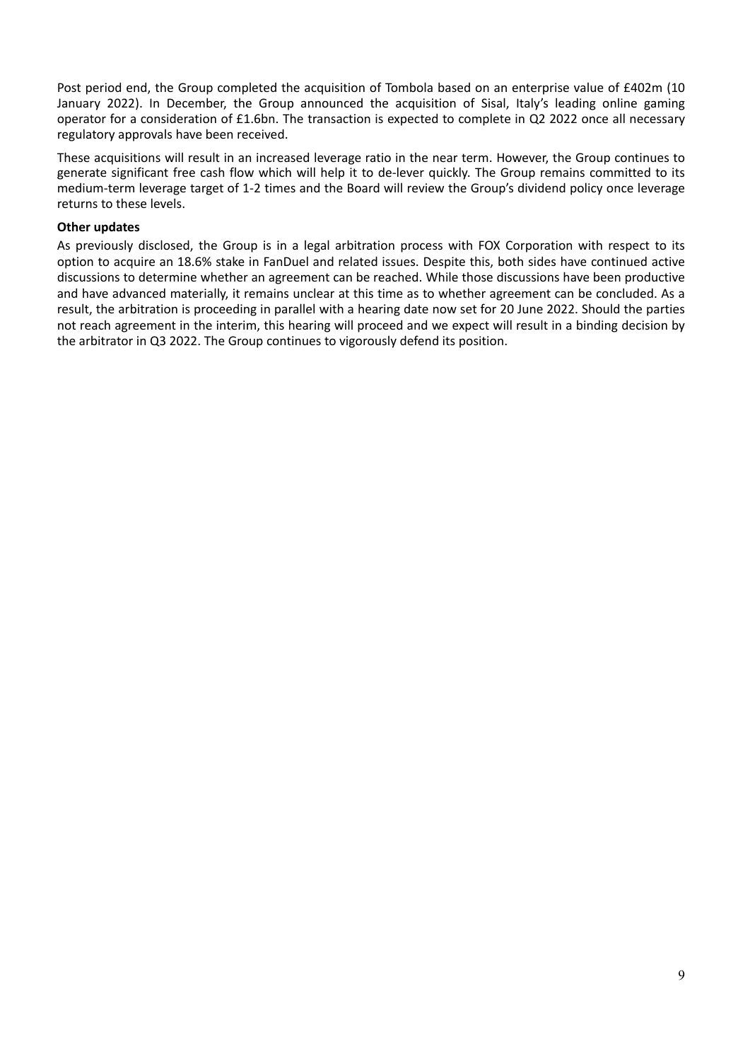Post period end, the Group completed the acquisition of Tombola based on an enterprise value of £402m (10 January 2022). In December, the Group announced the acquisition of Sisal, Italy's leading online gaming operator for a consideration of £1.6bn. The transaction is expected to complete in Q2 2022 once all necessary regulatory approvals have been received.

These acquisitions will result in an increased leverage ratio in the near term. However, the Group continues to generate significant free cash flow which will help it to de-lever quickly. The Group remains committed to its medium-term leverage target of 1-2 times and the Board will review the Group's dividend policy once leverage returns to these levels.

**Other updates**

As previously disclosed, the Group is in a legal arbitration process with FOX Corporation with respect to its option to acquire an 18.6% stake in FanDuel and related issues. Despite this, both sides have continued active discussions to determine whether an agreement can be reached. While those discussions have been productive and have advanced materially, it remains unclear at this time as to whether agreement can be concluded. As a result, the arbitration is proceeding in parallel with a hearing date now set for 20 June 2022. Should the parties not reach agreement in the interim, this hearing will proceed and we expect will result in a binding decision by the arbitrator in Q3 2022. The Group continues to vigorously defend its position.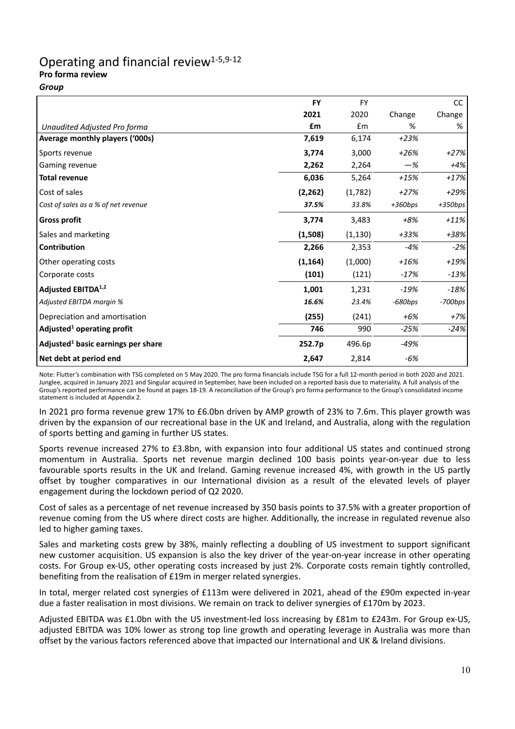# Operating and financial review[1-5,9-12]

**Pro forma review**

***Group***

| *Unaudited Adjusted Pro forma* | **FY 2021 £m** | FY 2020 £m | Change % | CC Change % |
|---|---|---|---|---|
| **Average monthly players ('000s)** | **7,619** | 6,174 | *+23%* | |
| Sports revenue | **3,774** | 3,000 | *+26%* | *+27%* |
| Gaming revenue | **2,262** | 2,264 | *—%* | *+4%* |
| **Total revenue** | **6,036** | 5,264 | *+15%* | *+17%* |
| Cost of sales | **(2,262)** | (1,782) | *+27%* | *+29%* |
| *Cost of sales as a % of net revenue* | ***37.5%*** | *33.8%* | *+360bps* | *+350bps* |
| **Gross profit** | **3,774** | 3,483 | *+8%* | *+11%* |
| Sales and marketing | **(1,508)** | (1,130) | *+33%* | *+38%* |
| **Contribution** | **2,266** | 2,353 | *-4%* | *-2%* |
| Other operating costs | **(1,164)** | (1,000) | *+16%* | *+19%* |
| Corporate costs | **(101)** | (121) | *-17%* | *-13%* |
| **Adjusted EBITDA[1,2]** | **1,001** | 1,231 | *-19%* | *-18%* |
| *Adjusted EBITDA margin %* | ***16.6%*** | *23.4%* | *-680bps* | *-700bps* |
| Depreciation and amortisation | **(255)** | (241) | *+6%* | *+7%* |
| **Adjusted[1] operating profit** | **746** | 990 | *-25%* | *-24%* |
| **Adjusted[1] basic earnings per share** | **252.7p** | 496.6p | *-49%* | |
| **Net debt at period end** | **2,647** | 2,814 | *-6%* | |

Note: Flutter's combination with TSG completed on 5 May 2020. The pro forma financials include TSG for a full 12-month period in both 2020 and 2021. Junglee, acquired in January 2021 and Singular acquired in September, have been included on a reported basis due to materiality. A full analysis of the Group's reported performance can be found at pages 18-19. A reconciliation of the Group's pro forma performance to the Group's consolidated income statement is included at Appendix 2.

In 2021 pro forma revenue grew 17% to £6.0bn driven by AMP growth of 23% to 7.6m. This player growth was driven by the expansion of our recreational base in the UK and Ireland, and Australia, along with the regulation of sports betting and gaming in further US states.

Sports revenue increased 27% to £3.8bn, with expansion into four additional US states and continued strong momentum in Australia. Sports net revenue margin declined 100 basis points year-on-year due to less favourable sports results in the UK and Ireland. Gaming revenue increased 4%, with growth in the US partly offset by tougher comparatives in our International division as a result of the elevated levels of player engagement during the lockdown period of Q2 2020.

Cost of sales as a percentage of net revenue increased by 350 basis points to 37.5% with a greater proportion of revenue coming from the US where direct costs are higher. Additionally, the increase in regulated revenue also led to higher gaming taxes.

Sales and marketing costs grew by 38%, mainly reflecting a doubling of US investment to support significant new customer acquisition. US expansion is also the key driver of the year-on-year increase in other operating costs. For Group ex-US, other operating costs increased by just 2%. Corporate costs remain tightly controlled, benefiting from the realisation of £19m in merger related synergies.

In total, merger related cost synergies of £113m were delivered in 2021, ahead of the £90m expected in-year due a faster realisation in most divisions. We remain on track to deliver synergies of £170m by 2023.

Adjusted EBITDA was £1.0bn with the US investment-led loss increasing by £81m to £243m. For Group ex-US, adjusted EBITDA was 10% lower as strong top line growth and operating leverage in Australia was more than offset by the various factors referenced above that impacted our International and UK & Ireland divisions.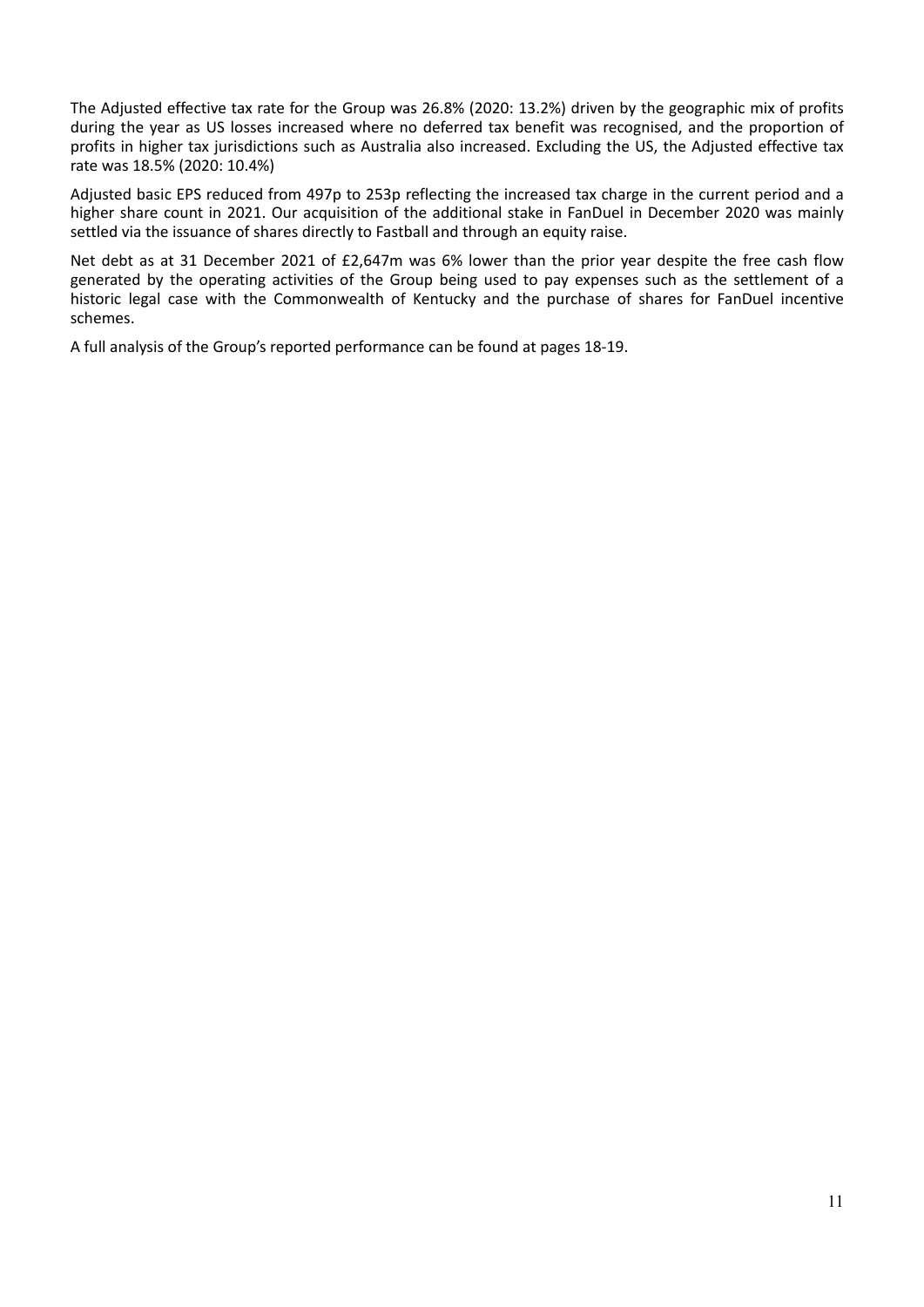The Adjusted effective tax rate for the Group was 26.8% (2020: 13.2%) driven by the geographic mix of profits during the year as US losses increased where no deferred tax benefit was recognised, and the proportion of profits in higher tax jurisdictions such as Australia also increased. Excluding the US, the Adjusted effective tax rate was 18.5% (2020: 10.4%)

Adjusted basic EPS reduced from 497p to 253p reflecting the increased tax charge in the current period and a higher share count in 2021. Our acquisition of the additional stake in FanDuel in December 2020 was mainly settled via the issuance of shares directly to Fastball and through an equity raise.

Net debt as at 31 December 2021 of £2,647m was 6% lower than the prior year despite the free cash flow generated by the operating activities of the Group being used to pay expenses such as the settlement of a historic legal case with the Commonwealth of Kentucky and the purchase of shares for FanDuel incentive schemes.

A full analysis of the Group's reported performance can be found at pages 18-19.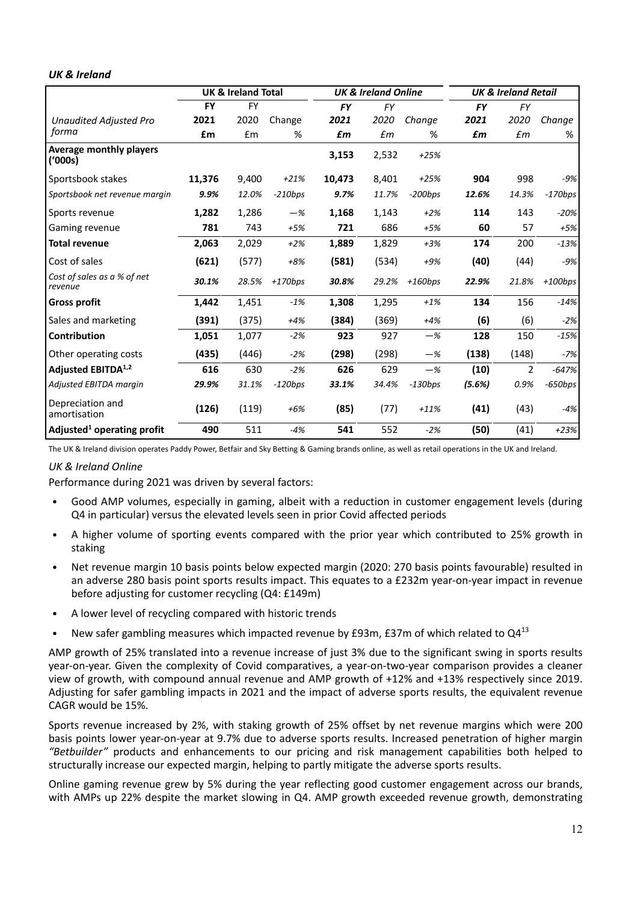### *UK & Ireland*

| | UK & Ireland Total | | | *UK & Ireland Online* | | | *UK & Ireland Retail* | | |
|---|---|---|---|---|---|---|---|---|---|
| *Unaudited Adjusted Pro forma* | **FY 2021 £m** | FY 2020 £m | Change % | ***FY 2021 £m*** | *FY 2020 £m* | *Change %* | ***FY 2021 £m*** | *FY 2020 £m* | *Change %* |
| **Average monthly players ('000s)** | | | | **3,153** | 2,532 | *+25%* | | | |
| Sportsbook stakes | **11,376** | 9,400 | *+21%* | **10,473** | 8,401 | *+25%* | **904** | 998 | *-9%* |
| *Sportsbook net revenue margin* | ***9.9%*** | *12.0%* | *-210bps* | ***9.7%*** | *11.7%* | *-200bps* | ***12.6%*** | *14.3%* | *-170bps* |
| Sports revenue | **1,282** | 1,286 | *—%* | **1,168** | 1,143 | *+2%* | **114** | 143 | *-20%* |
| Gaming revenue | **781** | 743 | *+5%* | **721** | 686 | *+5%* | **60** | 57 | *+5%* |
| **Total revenue** | **2,063** | 2,029 | *+2%* | **1,889** | 1,829 | *+3%* | **174** | 200 | *-13%* |
| Cost of sales | **(621)** | (577) | *+8%* | **(581)** | (534) | *+9%* | **(40)** | (44) | *-9%* |
| *Cost of sales as a % of net revenue* | ***30.1%*** | *28.5%* | *+170bps* | ***30.8%*** | *29.2%* | *+160bps* | ***22.9%*** | *21.8%* | *+100bps* |
| **Gross profit** | **1,442** | 1,451 | *-1%* | **1,308** | 1,295 | *+1%* | **134** | 156 | *-14%* |
| Sales and marketing | **(391)** | (375) | *+4%* | **(384)** | (369) | *+4%* | **(6)** | (6) | *-2%* |
| **Contribution** | **1,051** | 1,077 | *-2%* | **923** | 927 | *—%* | **128** | 150 | *-15%* |
| Other operating costs | **(435)** | (446) | *-2%* | **(298)** | (298) | *—%* | **(138)** | (148) | *-7%* |
| **Adjusted EBITDA[1,2]** | **616** | 630 | *-2%* | **626** | 629 | *—%* | **(10)** | 2 | *-647%* |
| *Adjusted EBITDA margin* | ***29.9%*** | *31.1%* | *-120bps* | ***33.1%*** | *34.4%* | *-130bps* | ***(5.6%)*** | *0.9%* | *-650bps* |
| Depreciation and amortisation | **(126)** | (119) | *+6%* | **(85)** | (77) | *+11%* | **(41)** | (43) | *-4%* |
| **Adjusted[1] operating profit** | **490** | 511 | *-4%* | **541** | 552 | *-2%* | **(50)** | (41) | *+23%* |

The UK & Ireland division operates Paddy Power, Betfair and Sky Betting & Gaming brands online, as well as retail operations in the UK and Ireland.

*UK & Ireland Online*

Performance during 2021 was driven by several factors:

- Good AMP volumes, especially in gaming, albeit with a reduction in customer engagement levels (during Q4 in particular) versus the elevated levels seen in prior Covid affected periods
- A higher volume of sporting events compared with the prior year which contributed to 25% growth in staking
- Net revenue margin 10 basis points below expected margin (2020: 270 basis points favourable) resulted in an adverse 280 basis point sports results impact. This equates to a £232m year-on-year impact in revenue before adjusting for customer recycling (Q4: £149m)
- A lower level of recycling compared with historic trends
- New safer gambling measures which impacted revenue by £93m, £37m of which related to Q4[13]

AMP growth of 25% translated into a revenue increase of just 3% due to the significant swing in sports results year-on-year. Given the complexity of Covid comparatives, a year-on-two-year comparison provides a cleaner view of growth, with compound annual revenue and AMP growth of +12% and +13% respectively since 2019. Adjusting for safer gambling impacts in 2021 and the impact of adverse sports results, the equivalent revenue CAGR would be 15%.

Sports revenue increased by 2%, with staking growth of 25% offset by net revenue margins which were 200 basis points lower year-on-year at 9.7% due to adverse sports results. Increased penetration of higher margin *"Betbuilder"* products and enhancements to our pricing and risk management capabilities both helped to structurally increase our expected margin, helping to partly mitigate the adverse sports results.

Online gaming revenue grew by 5% during the year reflecting good customer engagement across our brands, with AMPs up 22% despite the market slowing in Q4. AMP growth exceeded revenue growth, demonstrating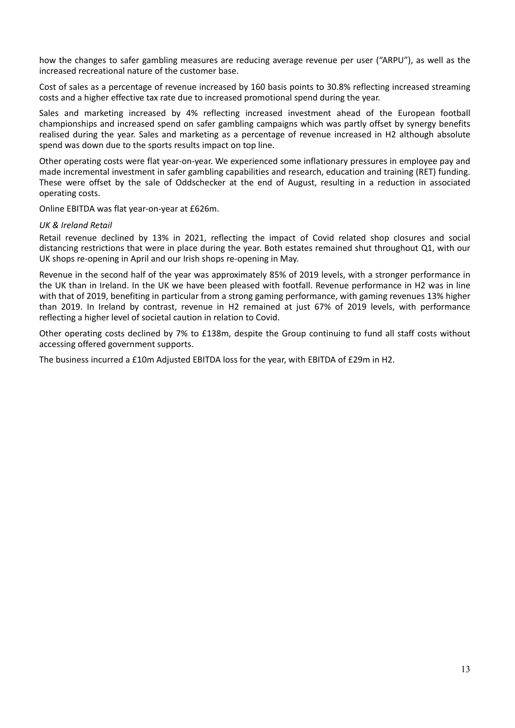how the changes to safer gambling measures are reducing average revenue per user ("ARPU"), as well as the increased recreational nature of the customer base.

Cost of sales as a percentage of revenue increased by 160 basis points to 30.8% reflecting increased streaming costs and a higher effective tax rate due to increased promotional spend during the year.

Sales and marketing increased by 4% reflecting increased investment ahead of the European football championships and increased spend on safer gambling campaigns which was partly offset by synergy benefits realised during the year. Sales and marketing as a percentage of revenue increased in H2 although absolute spend was down due to the sports results impact on top line.

Other operating costs were flat year-on-year. We experienced some inflationary pressures in employee pay and made incremental investment in safer gambling capabilities and research, education and training (RET) funding. These were offset by the sale of Oddschecker at the end of August, resulting in a reduction in associated operating costs.

Online EBITDA was flat year-on-year at £626m.

*UK & Ireland Retail*

Retail revenue declined by 13% in 2021, reflecting the impact of Covid related shop closures and social distancing restrictions that were in place during the year. Both estates remained shut throughout Q1, with our UK shops re-opening in April and our Irish shops re-opening in May.

Revenue in the second half of the year was approximately 85% of 2019 levels, with a stronger performance in the UK than in Ireland. In the UK we have been pleased with footfall. Revenue performance in H2 was in line with that of 2019, benefiting in particular from a strong gaming performance, with gaming revenues 13% higher than 2019. In Ireland by contrast, revenue in H2 remained at just 67% of 2019 levels, with performance reflecting a higher level of societal caution in relation to Covid.

Other operating costs declined by 7% to £138m, despite the Group continuing to fund all staff costs without accessing offered government supports.

The business incurred a £10m Adjusted EBITDA loss for the year, with EBITDA of £29m in H2.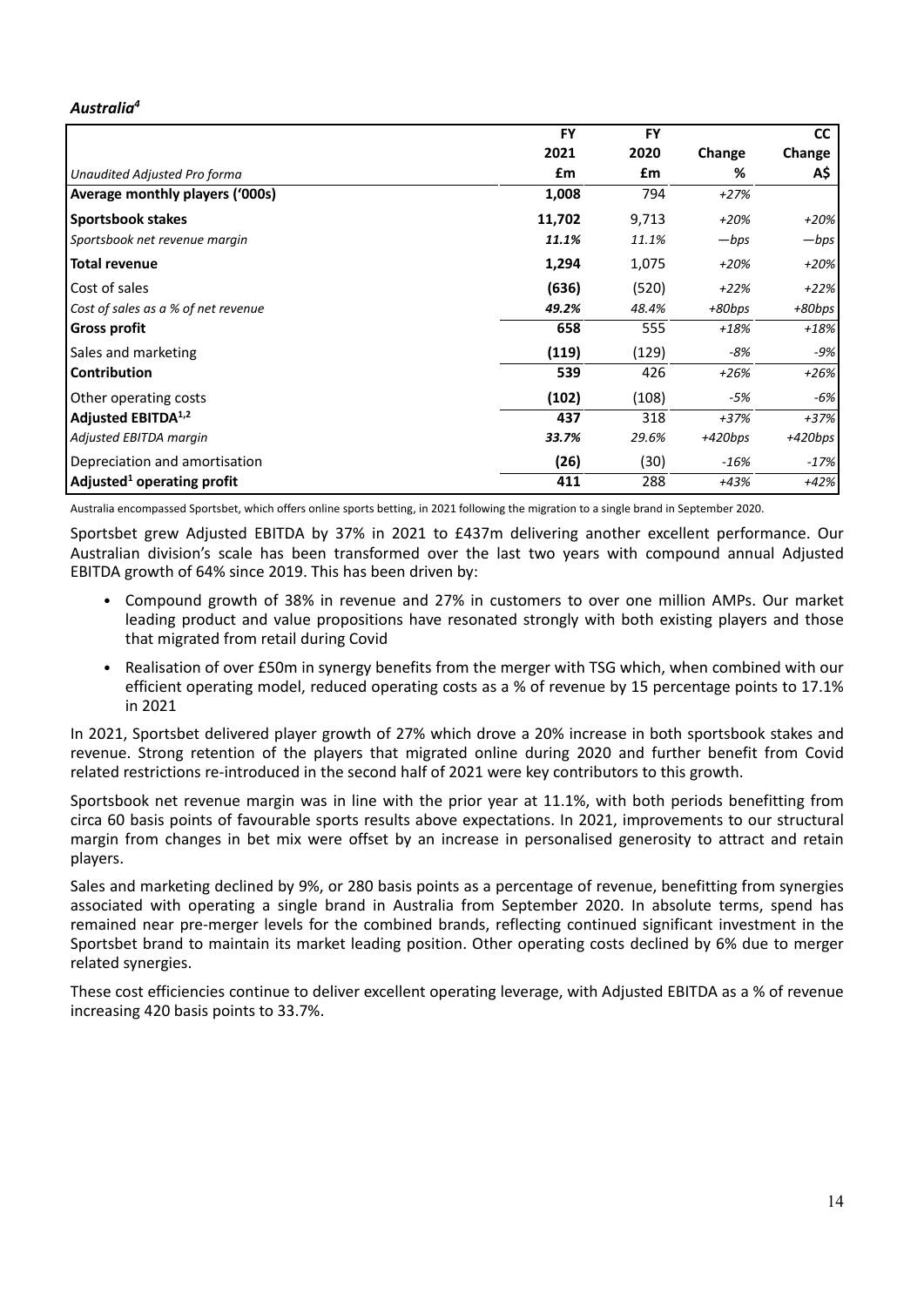### *Australia[4]*

| *Unaudited Adjusted Pro forma* | FY 2021 £m | FY 2020 £m | Change % | CC Change A$ |
|---|---|---|---|---|
| **Average monthly players ('000s)** | **1,008** | 794 | *+27%* | |
| **Sportsbook stakes** | **11,702** | 9,713 | *+20%* | *+20%* |
| *Sportsbook net revenue margin* | ***11.1%*** | *11.1%* | *—bps* | *—bps* |
| **Total revenue** | **1,294** | 1,075 | *+20%* | *+20%* |
| Cost of sales | **(636)** | (520) | *+22%* | *+22%* |
| *Cost of sales as a % of net revenue* | ***49.2%*** | *48.4%* | *+80bps* | *+80bps* |
| **Gross profit** | **658** | 555 | *+18%* | *+18%* |
| Sales and marketing | **(119)** | (129) | *-8%* | *-9%* |
| **Contribution** | **539** | 426 | *+26%* | *+26%* |
| Other operating costs | **(102)** | (108) | *-5%* | *-6%* |
| **Adjusted EBITDA[1,2]** | **437** | 318 | *+37%* | *+37%* |
| *Adjusted EBITDA margin* | ***33.7%*** | *29.6%* | *+420bps* | *+420bps* |
| Depreciation and amortisation | **(26)** | (30) | *-16%* | *-17%* |
| **Adjusted[1] operating profit** | **411** | 288 | *+43%* | *+42%* |

Australia encompassed Sportsbet, which offers online sports betting, in 2021 following the migration to a single brand in September 2020.

Sportsbet grew Adjusted EBITDA by 37% in 2021 to £437m delivering another excellent performance. Our Australian division's scale has been transformed over the last two years with compound annual Adjusted EBITDA growth of 64% since 2019. This has been driven by:

- Compound growth of 38% in revenue and 27% in customers to over one million AMPs. Our market leading product and value propositions have resonated strongly with both existing players and those that migrated from retail during Covid
- Realisation of over £50m in synergy benefits from the merger with TSG which, when combined with our efficient operating model, reduced operating costs as a % of revenue by 15 percentage points to 17.1% in 2021

In 2021, Sportsbet delivered player growth of 27% which drove a 20% increase in both sportsbook stakes and revenue. Strong retention of the players that migrated online during 2020 and further benefit from Covid related restrictions re-introduced in the second half of 2021 were key contributors to this growth.

Sportsbook net revenue margin was in line with the prior year at 11.1%, with both periods benefitting from circa 60 basis points of favourable sports results above expectations. In 2021, improvements to our structural margin from changes in bet mix were offset by an increase in personalised generosity to attract and retain players.

Sales and marketing declined by 9%, or 280 basis points as a percentage of revenue, benefitting from synergies associated with operating a single brand in Australia from September 2020. In absolute terms, spend has remained near pre-merger levels for the combined brands, reflecting continued significant investment in the Sportsbet brand to maintain its market leading position. Other operating costs declined by 6% due to merger related synergies.

These cost efficiencies continue to deliver excellent operating leverage, with Adjusted EBITDA as a % of revenue increasing 420 basis points to 33.7%.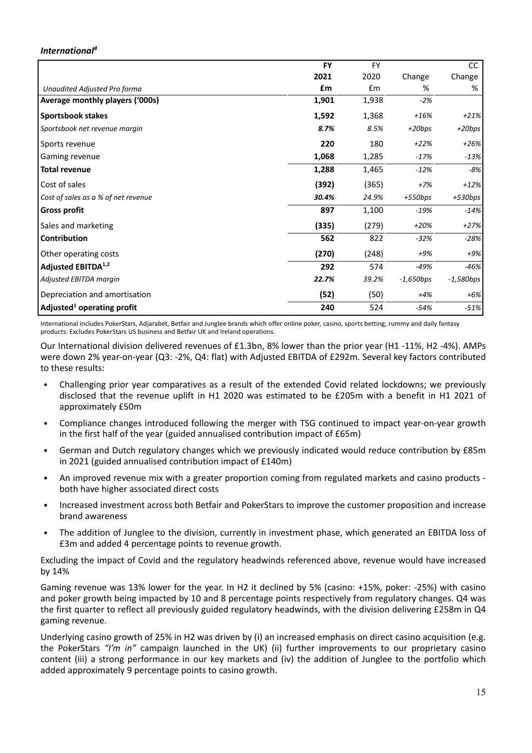***International[4]***

| | FY 2021 | FY 2020 | Change | CC Change |
|---|---|---|---|---|
| *Unaudited Adjusted Pro forma* | **£m** | £m | % | % |
| **Average monthly players ('000s)** | **1,901** | 1,938 | *-2%* | |
| **Sportsbook stakes** | **1,592** | 1,368 | *+16%* | *+21%* |
| *Sportsbook net revenue margin* | ***8.7%*** | *8.5%* | *+20bps* | *+20bps* |
| Sports revenue | **220** | 180 | *+22%* | *+26%* |
| Gaming revenue | **1,068** | 1,285 | *-17%* | *-13%* |
| **Total revenue** | **1,288** | 1,465 | *-12%* | *-8%* |
| Cost of sales | **(392)** | (365) | *+7%* | *+12%* |
| *Cost of sales as a % of net revenue* | ***30.4%*** | *24.9%* | *+550bps* | *+530bps* |
| **Gross profit** | **897** | 1,100 | *-19%* | *-14%* |
| Sales and marketing | **(335)** | (279) | *+20%* | *+27%* |
| **Contribution** | **562** | 822 | *-32%* | *-28%* |
| Other operating costs | **(270)** | (248) | *+9%* | *+9%* |
| **Adjusted EBITDA[1,2]** | **292** | 574 | *-49%* | *-46%* |
| *Adjusted EBITDA margin* | ***22.7%*** | *39.2%* | *-1,650bps* | *-1,580bps* |
| Depreciation and amortisation | **(52)** | (50) | *+4%* | *+6%* |
| **Adjusted[1] operating profit** | **240** | 524 | *-54%* | *-51%* |

International includes PokerStars, Adjarabet, Betfair and Junglee brands which offer online poker, casino, sports betting, rummy and daily fantasy products. Excludes PokerStars US business and Betfair UK and Ireland operations.

Our International division delivered revenues of £1.3bn, 8% lower than the prior year (H1 -11%, H2 -4%). AMPs were down 2% year-on-year (Q3: -2%, Q4: flat) with Adjusted EBITDA of £292m. Several key factors contributed to these results:

- Challenging prior year comparatives as a result of the extended Covid related lockdowns; we previously disclosed that the revenue uplift in H1 2020 was estimated to be £205m with a benefit in H1 2021 of approximately £50m
- Compliance changes introduced following the merger with TSG continued to impact year-on-year growth in the first half of the year (guided annualised contribution impact of £65m)
- German and Dutch regulatory changes which we previously indicated would reduce contribution by £85m in 2021 (guided annualised contribution impact of £140m)
- An improved revenue mix with a greater proportion coming from regulated markets and casino products - both have higher associated direct costs
- Increased investment across both Betfair and PokerStars to improve the customer proposition and increase brand awareness
- The addition of Junglee to the division, currently in investment phase, which generated an EBITDA loss of £3m and added 4 percentage points to revenue growth.

Excluding the impact of Covid and the regulatory headwinds referenced above, revenue would have increased by 14%

Gaming revenue was 13% lower for the year. In H2 it declined by 5% (casino: +15%, poker: -25%) with casino and poker growth being impacted by 10 and 8 percentage points respectively from regulatory changes. Q4 was the first quarter to reflect all previously guided regulatory headwinds, with the division delivering £258m in Q4 gaming revenue.

Underlying casino growth of 25% in H2 was driven by (i) an increased emphasis on direct casino acquisition (e.g. the PokerStars *"I'm in"* campaign launched in the UK) (ii) further improvements to our proprietary casino content (iii) a strong performance in our key markets and (iv) the addition of Junglee to the portfolio which added approximately 9 percentage points to casino growth.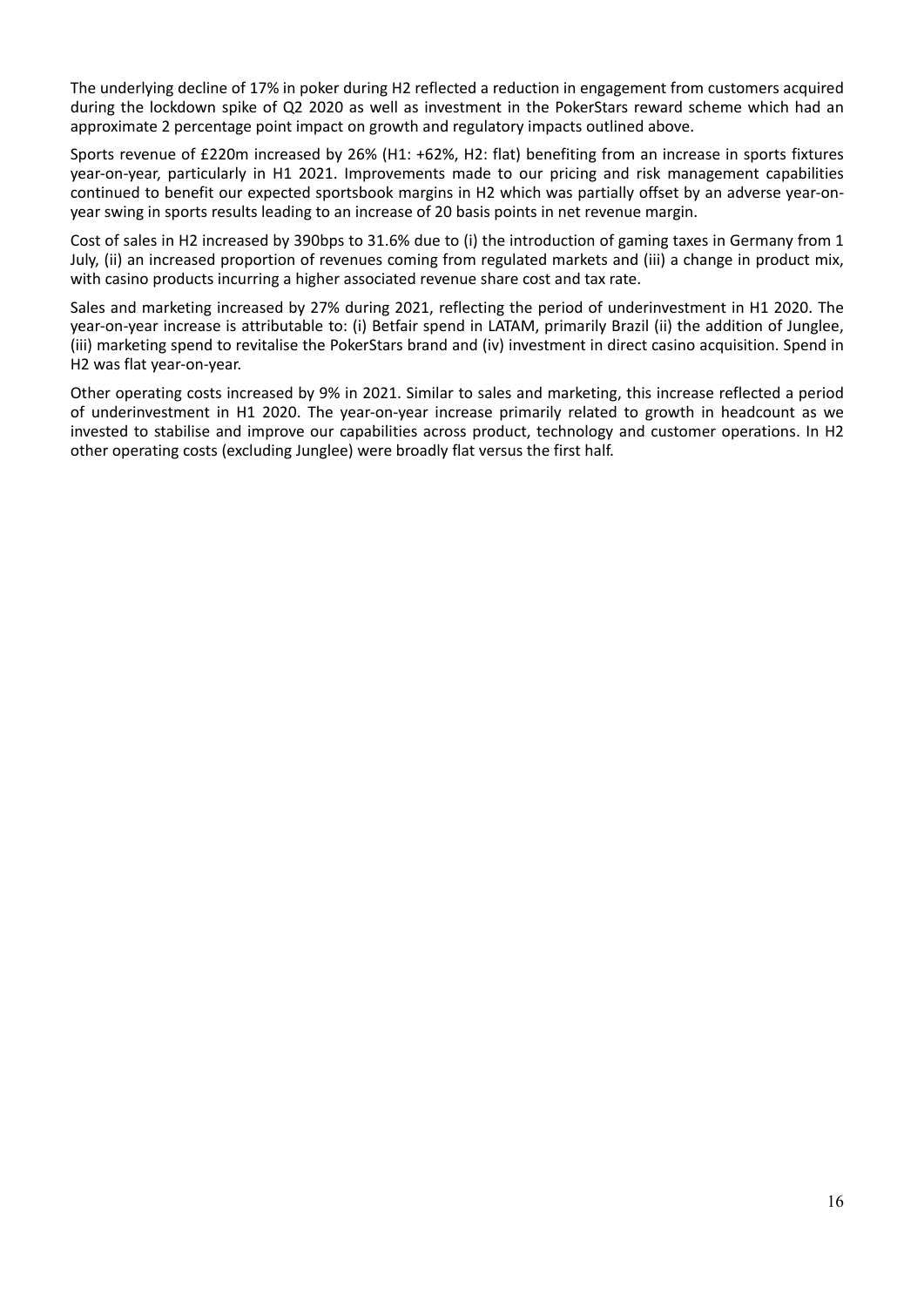The underlying decline of 17% in poker during H2 reflected a reduction in engagement from customers acquired during the lockdown spike of Q2 2020 as well as investment in the PokerStars reward scheme which had an approximate 2 percentage point impact on growth and regulatory impacts outlined above.

Sports revenue of £220m increased by 26% (H1: +62%, H2: flat) benefiting from an increase in sports fixtures year-on-year, particularly in H1 2021. Improvements made to our pricing and risk management capabilities continued to benefit our expected sportsbook margins in H2 which was partially offset by an adverse year-on-year swing in sports results leading to an increase of 20 basis points in net revenue margin.

Cost of sales in H2 increased by 390bps to 31.6% due to (i) the introduction of gaming taxes in Germany from 1 July, (ii) an increased proportion of revenues coming from regulated markets and (iii) a change in product mix, with casino products incurring a higher associated revenue share cost and tax rate.

Sales and marketing increased by 27% during 2021, reflecting the period of underinvestment in H1 2020. The year-on-year increase is attributable to: (i) Betfair spend in LATAM, primarily Brazil (ii) the addition of Junglee, (iii) marketing spend to revitalise the PokerStars brand and (iv) investment in direct casino acquisition. Spend in H2 was flat year-on-year.

Other operating costs increased by 9% in 2021. Similar to sales and marketing, this increase reflected a period of underinvestment in H1 2020. The year-on-year increase primarily related to growth in headcount as we invested to stabilise and improve our capabilities across product, technology and customer operations. In H2 other operating costs (excluding Junglee) were broadly flat versus the first half.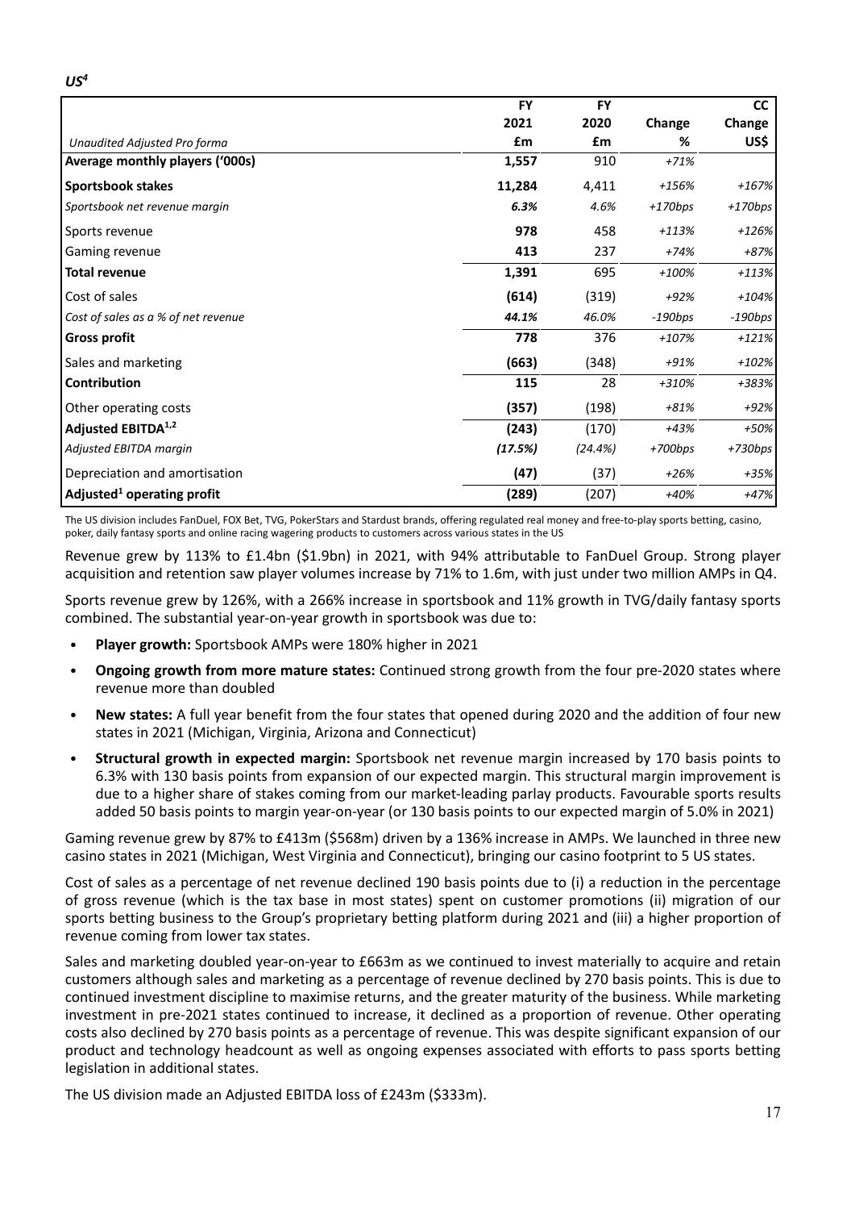## *US*[4]

| *Unaudited Adjusted Pro forma* | FY 2021 £m | FY 2020 £m | Change % | CC Change US$ |
|---|---|---|---|---|
| **Average monthly players ('000s)** | **1,557** | 910 | *+71%* | |
| **Sportsbook stakes** | **11,284** | 4,411 | *+156%* | *+167%* |
| *Sportsbook net revenue margin* | ***6.3%*** | *4.6%* | *+170bps* | *+170bps* |
| Sports revenue | **978** | 458 | *+113%* | *+126%* |
| Gaming revenue | **413** | 237 | *+74%* | *+87%* |
| **Total revenue** | **1,391** | 695 | *+100%* | *+113%* |
| Cost of sales | **(614)** | (319) | *+92%* | *+104%* |
| *Cost of sales as a % of net revenue* | ***44.1%*** | *46.0%* | *-190bps* | *-190bps* |
| **Gross profit** | **778** | 376 | *+107%* | *+121%* |
| Sales and marketing | **(663)** | (348) | *+91%* | *+102%* |
| **Contribution** | **115** | 28 | *+310%* | *+383%* |
| Other operating costs | **(357)** | (198) | *+81%* | *+92%* |
| **Adjusted EBITDA[1,2]** | **(243)** | (170) | *+43%* | *+50%* |
| *Adjusted EBITDA margin* | ***(17.5%)*** | *(24.4%)* | *+700bps* | *+730bps* |
| Depreciation and amortisation | **(47)** | (37) | *+26%* | *+35%* |
| **Adjusted[1] operating profit** | **(289)** | (207) | *+40%* | *+47%* |

The US division includes FanDuel, FOX Bet, TVG, PokerStars and Stardust brands, offering regulated real money and free-to-play sports betting, casino, poker, daily fantasy sports and online racing wagering products to customers across various states in the US

Revenue grew by 113% to £1.4bn ($1.9bn) in 2021, with 94% attributable to FanDuel Group. Strong player acquisition and retention saw player volumes increase by 71% to 1.6m, with just under two million AMPs in Q4.

Sports revenue grew by 126%, with a 266% increase in sportsbook and 11% growth in TVG/daily fantasy sports combined. The substantial year-on-year growth in sportsbook was due to:

- **Player growth:** Sportsbook AMPs were 180% higher in 2021
- **Ongoing growth from more mature states:** Continued strong growth from the four pre-2020 states where revenue more than doubled
- **New states:** A full year benefit from the four states that opened during 2020 and the addition of four new states in 2021 (Michigan, Virginia, Arizona and Connecticut)
- **Structural growth in expected margin:** Sportsbook net revenue margin increased by 170 basis points to 6.3% with 130 basis points from expansion of our expected margin. This structural margin improvement is due to a higher share of stakes coming from our market-leading parlay products. Favourable sports results added 50 basis points to margin year-on-year (or 130 basis points to our expected margin of 5.0% in 2021)

Gaming revenue grew by 87% to £413m ($568m) driven by a 136% increase in AMPs. We launched in three new casino states in 2021 (Michigan, West Virginia and Connecticut), bringing our casino footprint to 5 US states.

Cost of sales as a percentage of net revenue declined 190 basis points due to (i) a reduction in the percentage of gross revenue (which is the tax base in most states) spent on customer promotions (ii) migration of our sports betting business to the Group's proprietary betting platform during 2021 and (iii) a higher proportion of revenue coming from lower tax states.

Sales and marketing doubled year-on-year to £663m as we continued to invest materially to acquire and retain customers although sales and marketing as a percentage of revenue declined by 270 basis points. This is due to continued investment discipline to maximise returns, and the greater maturity of the business. While marketing investment in pre-2021 states continued to increase, it declined as a proportion of revenue. Other operating costs also declined by 270 basis points as a percentage of revenue. This was despite significant expansion of our product and technology headcount as well as ongoing expenses associated with efforts to pass sports betting legislation in additional states.

The US division made an Adjusted EBITDA loss of £243m ($333m).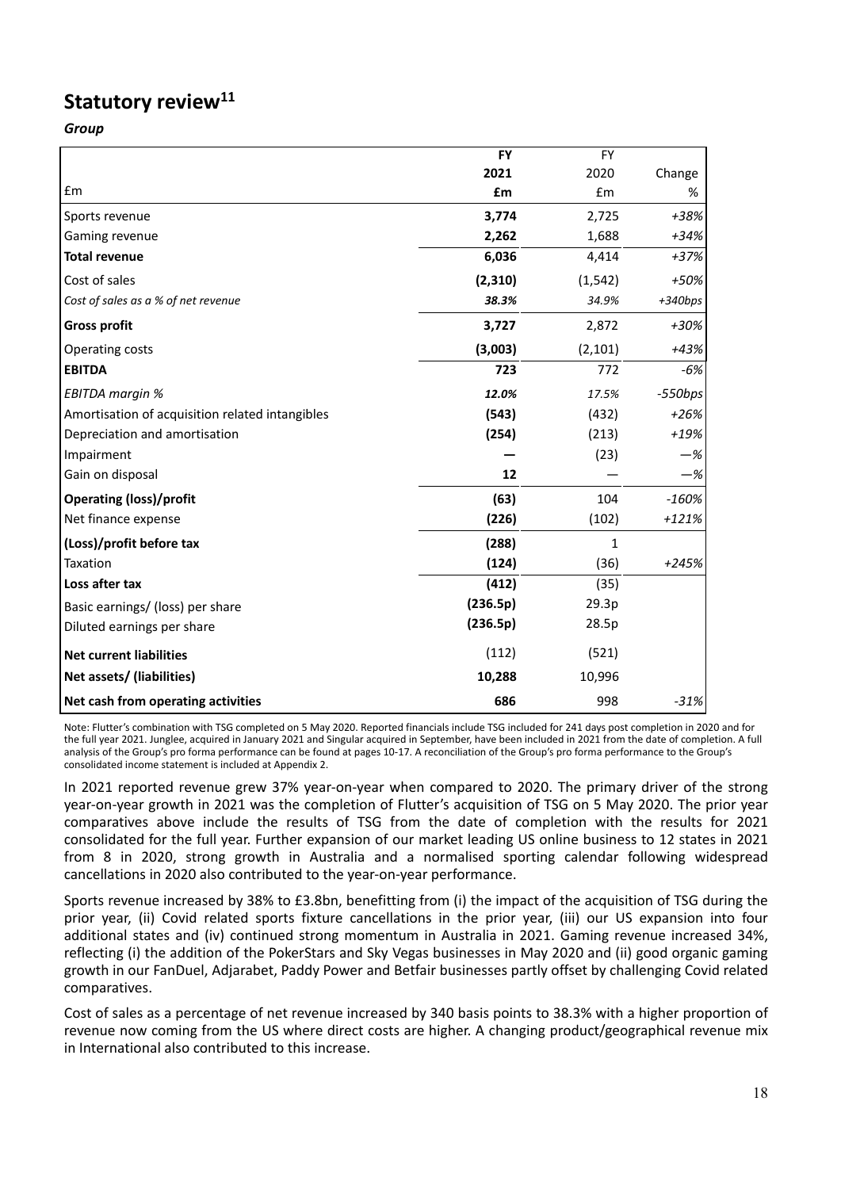## Statutory review[11]

***Group***

| £m | **FY 2021 £m** | FY 2020 £m | Change % |
|---|---|---|---|
| Sports revenue | **3,774** | 2,725 | *+38%* |
| Gaming revenue | **2,262** | 1,688 | *+34%* |
| **Total revenue** | **6,036** | 4,414 | *+37%* |
| Cost of sales | **(2,310)** | (1,542) | *+50%* |
| *Cost of sales as a % of net revenue* | ***38.3%*** | *34.9%* | *+340bps* |
| **Gross profit** | **3,727** | 2,872 | *+30%* |
| Operating costs | **(3,003)** | (2,101) | *+43%* |
| **EBITDA** | **723** | 772 | *-6%* |
| *EBITDA margin %* | ***12.0%*** | *17.5%* | *-550bps* |
| Amortisation of acquisition related intangibles | **(543)** | (432) | *+26%* |
| Depreciation and amortisation | **(254)** | (213) | *+19%* |
| Impairment | **—** | (23) | *—%* |
| Gain on disposal | **12** | — | *—%* |
| **Operating (loss)/profit** | **(63)** | 104 | *-160%* |
| Net finance expense | **(226)** | (102) | *+121%* |
| **(Loss)/profit before tax** | **(288)** | 1 | |
| Taxation | **(124)** | (36) | *+245%* |
| **Loss after tax** | **(412)** | (35) | |
| Basic earnings/ (loss) per share | **(236.5p)** | 29.3p | |
| Diluted earnings per share | **(236.5p)** | 28.5p | |
| **Net current liabilities** | (112) | (521) | |
| **Net assets/ (liabilities)** | **10,288** | 10,996 | |
| **Net cash from operating activities** | **686** | 998 | *-31%* |

Note: Flutter's combination with TSG completed on 5 May 2020. Reported financials include TSG included for 241 days post completion in 2020 and for the full year 2021. Junglee, acquired in January 2021 and Singular acquired in September, have been included in 2021 from the date of completion. A full analysis of the Group's pro forma performance can be found at pages 10-17. A reconciliation of the Group's pro forma performance to the Group's consolidated income statement is included at Appendix 2.

In 2021 reported revenue grew 37% year-on-year when compared to 2020. The primary driver of the strong year-on-year growth in 2021 was the completion of Flutter's acquisition of TSG on 5 May 2020. The prior year comparatives above include the results of TSG from the date of completion with the results for 2021 consolidated for the full year. Further expansion of our market leading US online business to 12 states in 2021 from 8 in 2020, strong growth in Australia and a normalised sporting calendar following widespread cancellations in 2020 also contributed to the year-on-year performance.

Sports revenue increased by 38% to £3.8bn, benefitting from (i) the impact of the acquisition of TSG during the prior year, (ii) Covid related sports fixture cancellations in the prior year, (iii) our US expansion into four additional states and (iv) continued strong momentum in Australia in 2021. Gaming revenue increased 34%, reflecting (i) the addition of the PokerStars and Sky Vegas businesses in May 2020 and (ii) good organic gaming growth in our FanDuel, Adjarabet, Paddy Power and Betfair businesses partly offset by challenging Covid related comparatives.

Cost of sales as a percentage of net revenue increased by 340 basis points to 38.3% with a higher proportion of revenue now coming from the US where direct costs are higher. A changing product/geographical revenue mix in International also contributed to this increase.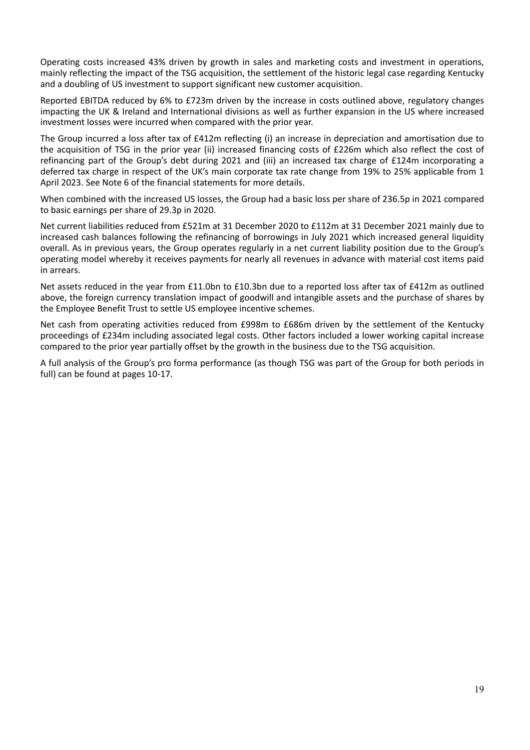Operating costs increased 43% driven by growth in sales and marketing costs and investment in operations, mainly reflecting the impact of the TSG acquisition, the settlement of the historic legal case regarding Kentucky and a doubling of US investment to support significant new customer acquisition.

Reported EBITDA reduced by 6% to £723m driven by the increase in costs outlined above, regulatory changes impacting the UK & Ireland and International divisions as well as further expansion in the US where increased investment losses were incurred when compared with the prior year.

The Group incurred a loss after tax of £412m reflecting (i) an increase in depreciation and amortisation due to the acquisition of TSG in the prior year (ii) increased financing costs of £226m which also reflect the cost of refinancing part of the Group's debt during 2021 and (iii) an increased tax charge of £124m incorporating a deferred tax charge in respect of the UK's main corporate tax rate change from 19% to 25% applicable from 1 April 2023. See Note 6 of the financial statements for more details.

When combined with the increased US losses, the Group had a basic loss per share of 236.5p in 2021 compared to basic earnings per share of 29.3p in 2020.

Net current liabilities reduced from £521m at 31 December 2020 to £112m at 31 December 2021 mainly due to increased cash balances following the refinancing of borrowings in July 2021 which increased general liquidity overall. As in previous years, the Group operates regularly in a net current liability position due to the Group's operating model whereby it receives payments for nearly all revenues in advance with material cost items paid in arrears.

Net assets reduced in the year from £11.0bn to £10.3bn due to a reported loss after tax of £412m as outlined above, the foreign currency translation impact of goodwill and intangible assets and the purchase of shares by the Employee Benefit Trust to settle US employee incentive schemes.

Net cash from operating activities reduced from £998m to £686m driven by the settlement of the Kentucky proceedings of £234m including associated legal costs. Other factors included a lower working capital increase compared to the prior year partially offset by the growth in the business due to the TSG acquisition.

A full analysis of the Group's pro forma performance (as though TSG was part of the Group for both periods in full) can be found at pages 10-17.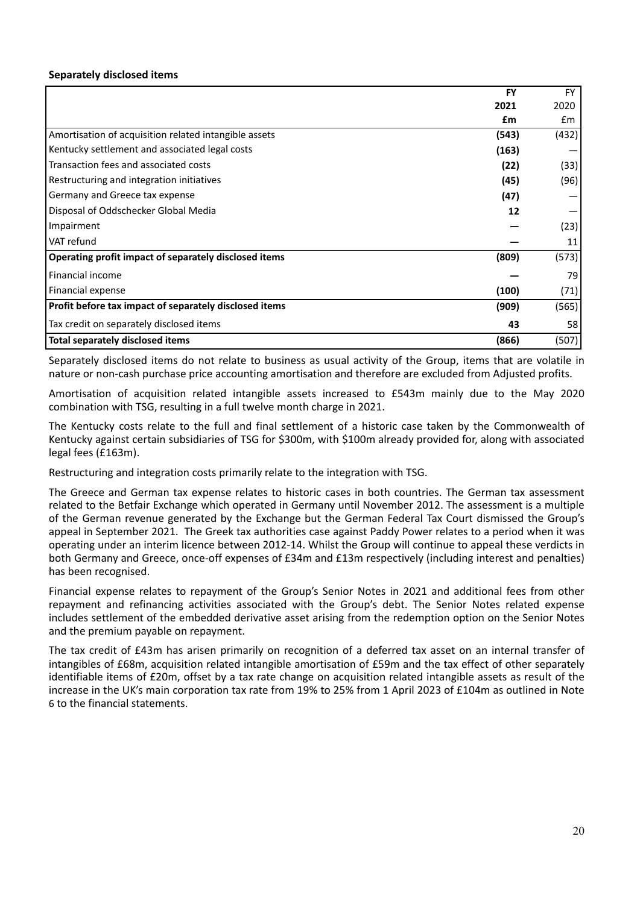**Separately disclosed items**

| | FY 2021 £m | FY 2020 £m |
|---|---|---|
| Amortisation of acquisition related intangible assets | **(543)** | (432) |
| Kentucky settlement and associated legal costs | **(163)** | — |
| Transaction fees and associated costs | **(22)** | (33) |
| Restructuring and integration initiatives | **(45)** | (96) |
| Germany and Greece tax expense | **(47)** | — |
| Disposal of Oddschecker Global Media | **12** | — |
| Impairment | **—** | (23) |
| VAT refund | **—** | 11 |
| **Operating profit impact of separately disclosed items** | **(809)** | (573) |
| Financial income | **—** | 79 |
| Financial expense | **(100)** | (71) |
| **Profit before tax impact of separately disclosed items** | **(909)** | (565) |
| Tax credit on separately disclosed items | **43** | 58 |
| **Total separately disclosed items** | **(866)** | (507) |

Separately disclosed items do not relate to business as usual activity of the Group, items that are volatile in nature or non-cash purchase price accounting amortisation and therefore are excluded from Adjusted profits.

Amortisation of acquisition related intangible assets increased to £543m mainly due to the May 2020 combination with TSG, resulting in a full twelve month charge in 2021.

The Kentucky costs relate to the full and final settlement of a historic case taken by the Commonwealth of Kentucky against certain subsidiaries of TSG for $300m, with $100m already provided for, along with associated legal fees (£163m).

Restructuring and integration costs primarily relate to the integration with TSG.

The Greece and German tax expense relates to historic cases in both countries. The German tax assessment related to the Betfair Exchange which operated in Germany until November 2012. The assessment is a multiple of the German revenue generated by the Exchange but the German Federal Tax Court dismissed the Group's appeal in September 2021. The Greek tax authorities case against Paddy Power relates to a period when it was operating under an interim licence between 2012-14. Whilst the Group will continue to appeal these verdicts in both Germany and Greece, once-off expenses of £34m and £13m respectively (including interest and penalties) has been recognised.

Financial expense relates to repayment of the Group's Senior Notes in 2021 and additional fees from other repayment and refinancing activities associated with the Group's debt. The Senior Notes related expense includes settlement of the embedded derivative asset arising from the redemption option on the Senior Notes and the premium payable on repayment.

The tax credit of £43m has arisen primarily on recognition of a deferred tax asset on an internal transfer of intangibles of £68m, acquisition related intangible amortisation of £59m and the tax effect of other separately identifiable items of £20m, offset by a tax rate change on acquisition related intangible assets as result of the increase in the UK's main corporation tax rate from 19% to 25% from 1 April 2023 of £104m as outlined in Note 6 to the financial statements.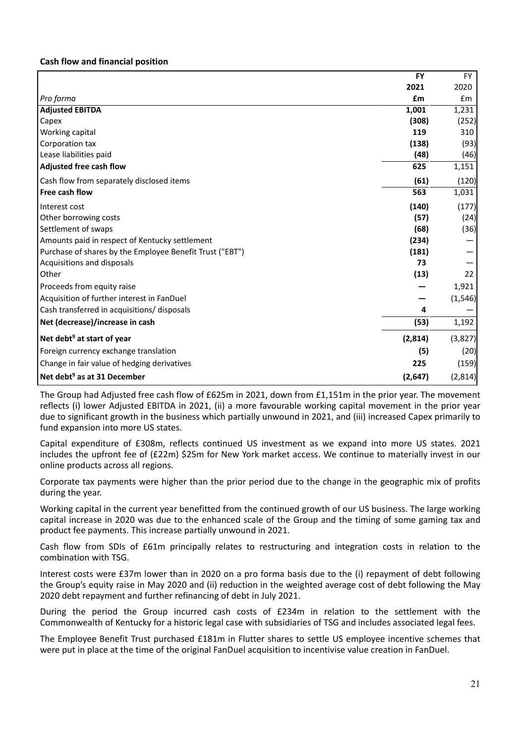**Cash flow and financial position**

| *Pro forma* | FY 2021 £m | FY 2020 £m |
|---|---|---|
| **Adjusted EBITDA** | **1,001** | 1,231 |
| Capex | **(308)** | (252) |
| Working capital | **119** | 310 |
| Corporation tax | **(138)** | (93) |
| Lease liabilities paid | **(48)** | (46) |
| **Adjusted free cash flow** | **625** | 1,151 |
| Cash flow from separately disclosed items | **(61)** | (120) |
| **Free cash flow** | **563** | 1,031 |
| Interest cost | **(140)** | (177) |
| Other borrowing costs | **(57)** | (24) |
| Settlement of swaps | **(68)** | (36) |
| Amounts paid in respect of Kentucky settlement | **(234)** | — |
| Purchase of shares by the Employee Benefit Trust ("EBT") | **(181)** | — |
| Acquisitions and disposals | **73** | — |
| Other | **(13)** | 22 |
| Proceeds from equity raise | **—** | 1,921 |
| Acquisition of further interest in FanDuel | **—** | (1,546) |
| Cash transferred in acquisitions/ disposals | **4** | — |
| **Net (decrease)/increase in cash** | **(53)** | 1,192 |
| **Net debt[9] at start of year** | **(2,814)** | (3,827) |
| Foreign currency exchange translation | **(5)** | (20) |
| Change in fair value of hedging derivatives | **225** | (159) |
| **Net debt[9] as at 31 December** | **(2,647)** | (2,814) |

The Group had Adjusted free cash flow of £625m in 2021, down from £1,151m in the prior year. The movement reflects (i) lower Adjusted EBITDA in 2021, (ii) a more favourable working capital movement in the prior year due to significant growth in the business which partially unwound in 2021, and (iii) increased Capex primarily to fund expansion into more US states.

Capital expenditure of £308m, reflects continued US investment as we expand into more US states. 2021 includes the upfront fee of (£22m) $25m for New York market access. We continue to materially invest in our online products across all regions.

Corporate tax payments were higher than the prior period due to the change in the geographic mix of profits during the year.

Working capital in the current year benefitted from the continued growth of our US business. The large working capital increase in 2020 was due to the enhanced scale of the Group and the timing of some gaming tax and product fee payments. This increase partially unwound in 2021.

Cash flow from SDIs of £61m principally relates to restructuring and integration costs in relation to the combination with TSG.

Interest costs were £37m lower than in 2020 on a pro forma basis due to the (i) repayment of debt following the Group's equity raise in May 2020 and (ii) reduction in the weighted average cost of debt following the May 2020 debt repayment and further refinancing of debt in July 2021.

During the period the Group incurred cash costs of £234m in relation to the settlement with the Commonwealth of Kentucky for a historic legal case with subsidiaries of TSG and includes associated legal fees.

The Employee Benefit Trust purchased £181m in Flutter shares to settle US employee incentive schemes that were put in place at the time of the original FanDuel acquisition to incentivise value creation in FanDuel.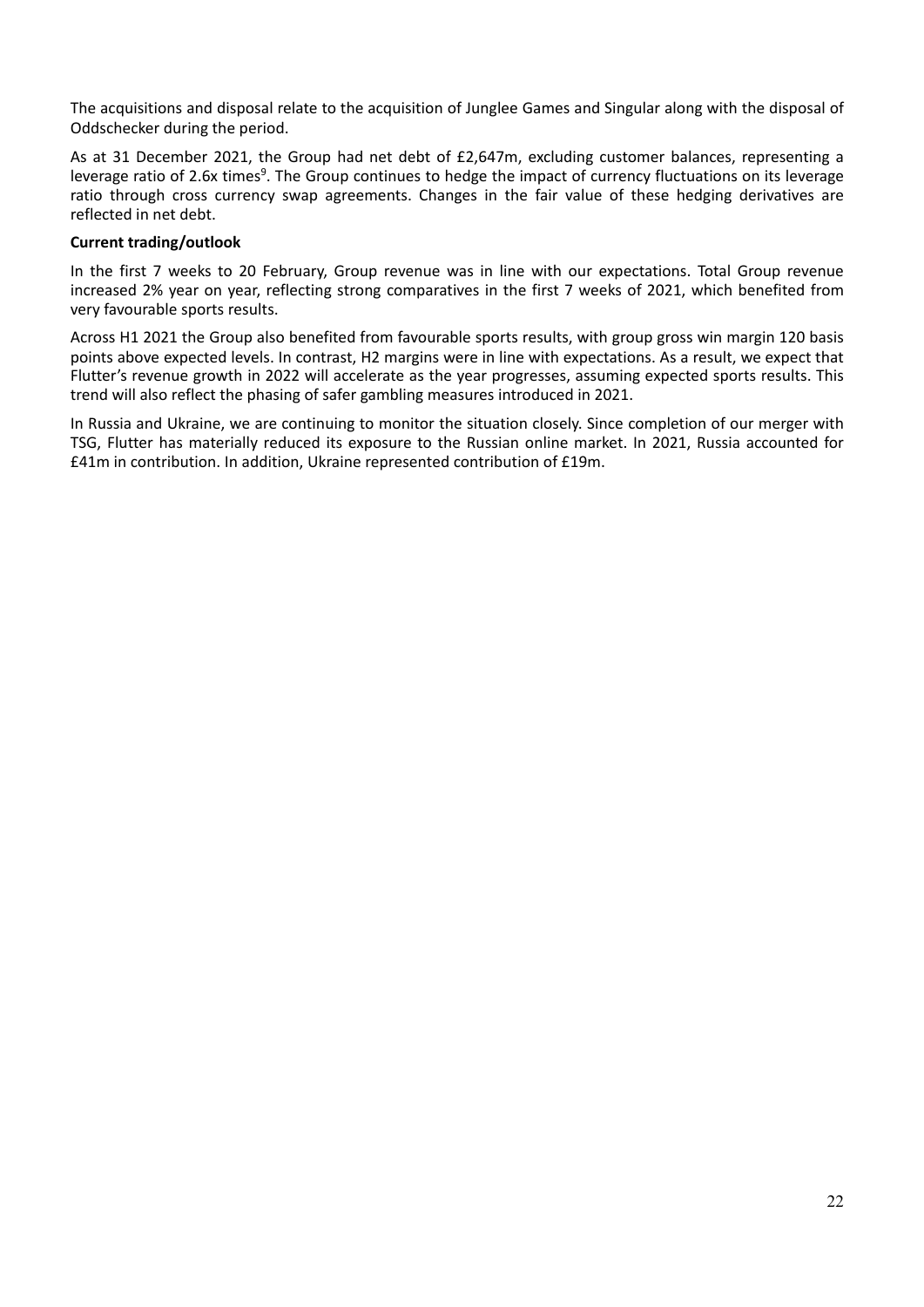The acquisitions and disposal relate to the acquisition of Junglee Games and Singular along with the disposal of Oddschecker during the period.

As at 31 December 2021, the Group had net debt of £2,647m, excluding customer balances, representing a leverage ratio of 2.6x times[9]. The Group continues to hedge the impact of currency fluctuations on its leverage ratio through cross currency swap agreements. Changes in the fair value of these hedging derivatives are reflected in net debt.

**Current trading/outlook**

In the first 7 weeks to 20 February, Group revenue was in line with our expectations. Total Group revenue increased 2% year on year, reflecting strong comparatives in the first 7 weeks of 2021, which benefited from very favourable sports results.

Across H1 2021 the Group also benefited from favourable sports results, with group gross win margin 120 basis points above expected levels. In contrast, H2 margins were in line with expectations. As a result, we expect that Flutter's revenue growth in 2022 will accelerate as the year progresses, assuming expected sports results. This trend will also reflect the phasing of safer gambling measures introduced in 2021.

In Russia and Ukraine, we are continuing to monitor the situation closely. Since completion of our merger with TSG, Flutter has materially reduced its exposure to the Russian online market. In 2021, Russia accounted for £41m in contribution. In addition, Ukraine represented contribution of £19m.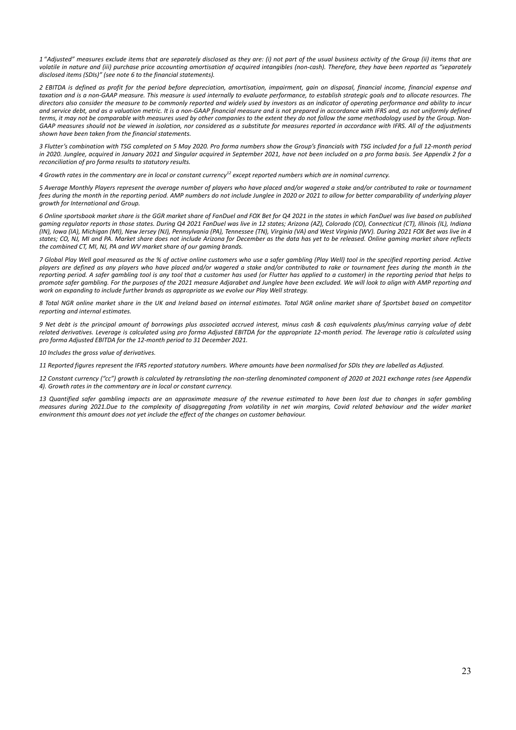*1 "Adjusted" measures exclude items that are separately disclosed as they are: (i) not part of the usual business activity of the Group (ii) items that are volatile in nature and (iii) purchase price accounting amortisation of acquired intangibles (non-cash). Therefore, they have been reported as "separately disclosed items (SDIs)" (see note 6 to the financial statements).*

*2 EBITDA is defined as profit for the period before depreciation, amortisation, impairment, gain on disposal, financial income, financial expense and taxation and is a non-GAAP measure. This measure is used internally to evaluate performance, to establish strategic goals and to allocate resources. The directors also consider the measure to be commonly reported and widely used by investors as an indicator of operating performance and ability to incur and service debt, and as a valuation metric. It is a non-GAAP financial measure and is not prepared in accordance with IFRS and, as not uniformly defined terms, it may not be comparable with measures used by other companies to the extent they do not follow the same methodology used by the Group. Non-GAAP measures should not be viewed in isolation, nor considered as a substitute for measures reported in accordance with IFRS. All of the adjustments shown have been taken from the financial statements.*

*3 Flutter's combination with TSG completed on 5 May 2020. Pro forma numbers show the Group's financials with TSG included for a full 12-month period in 2020. Junglee, acquired in January 2021 and Singular acquired in September 2021, have not been included on a pro forma basis. See Appendix 2 for a reconciliation of pro forma results to statutory results.*

*4 Growth rates in the commentary are in local or constant currency[12] except reported numbers which are in nominal currency.*

*5 Average Monthly Players represent the average number of players who have placed and/or wagered a stake and/or contributed to rake or tournament fees during the month in the reporting period. AMP numbers do not include Junglee in 2020 or 2021 to allow for better comparability of underlying player growth for International and Group.*

*6 Online sportsbook market share is the GGR market share of FanDuel and FOX Bet for Q4 2021 in the states in which FanDuel was live based on published gaming regulator reports in those states. During Q4 2021 FanDuel was live in 12 states; Arizona (AZ), Colorado (CO), Connecticut (CT), Illinois (IL), Indiana (IN), Iowa (IA), Michigan (MI), New Jersey (NJ), Pennsylvania (PA), Tennessee (TN), Virginia (VA) and West Virginia (WV). During 2021 FOX Bet was live in 4 states; CO, NJ, MI and PA. Market share does not include Arizona for December as the data has yet to be released. Online gaming market share reflects the combined CT, MI, NJ, PA and WV market share of our gaming brands.*

*7 Global Play Well goal measured as the % of active online customers who use a safer gambling (Play Well) tool in the specified reporting period. Active players are defined as any players who have placed and/or wagered a stake and/or contributed to rake or tournament fees during the month in the reporting period. A safer gambling tool is any tool that a customer has used (or Flutter has applied to a customer) in the reporting period that helps to promote safer gambling. For the purposes of the 2021 measure Adjarabet and Junglee have been excluded. We will look to align with AMP reporting and work on expanding to include further brands as appropriate as we evolve our Play Well strategy.*

*8 Total NGR online market share in the UK and Ireland based on internal estimates. Total NGR online market share of Sportsbet based on competitor reporting and internal estimates.*

*9 Net debt is the principal amount of borrowings plus associated accrued interest, minus cash & cash equivalents plus/minus carrying value of debt related derivatives. Leverage is calculated using pro forma Adjusted EBITDA for the appropriate 12-month period. The leverage ratio is calculated using pro forma Adjusted EBITDA for the 12-month period to 31 December 2021.*

*10 Includes the gross value of derivatives.*

*11 Reported figures represent the IFRS reported statutory numbers. Where amounts have been normalised for SDIs they are labelled as Adjusted.*

*12 Constant currency ("cc") growth is calculated by retranslating the non-sterling denominated component of 2020 at 2021 exchange rates (see Appendix 4). Growth rates in the commentary are in local or constant currency.*

*13 Quantified safer gambling impacts are an approximate measure of the revenue estimated to have been lost due to changes in safer gambling measures during 2021.Due to the complexity of disaggregating from volatility in net win margins, Covid related behaviour and the wider market environment this amount does not yet include the effect of the changes on customer behaviour.*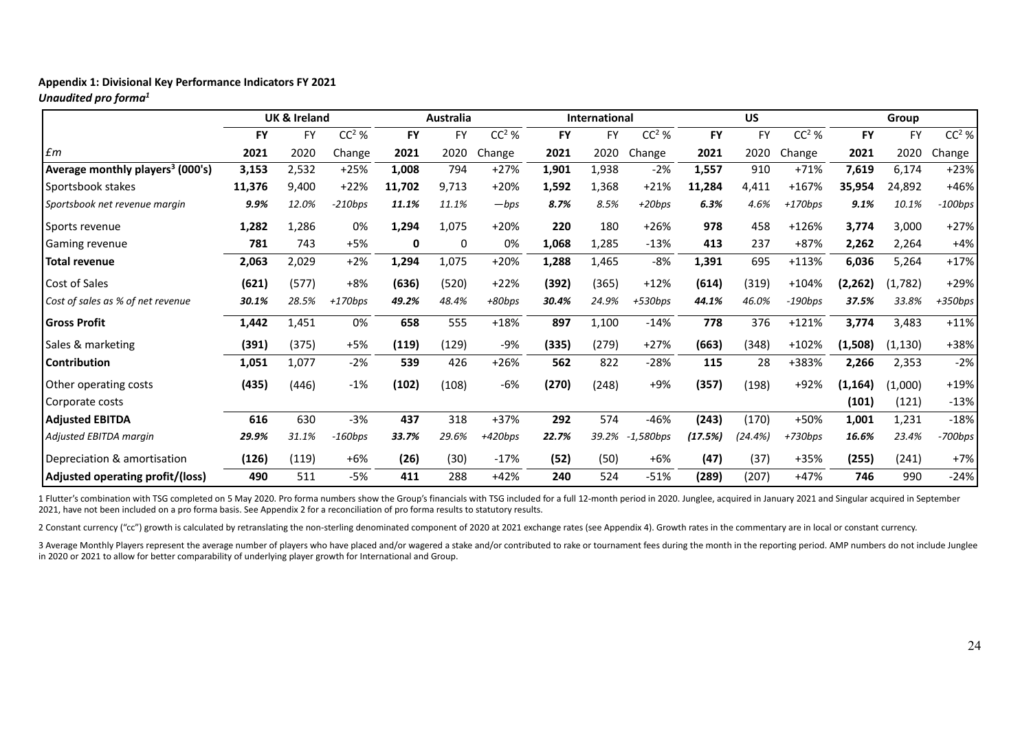**Appendix 1: Divisional Key Performance Indicators FY 2021**

***Unaudited pro forma[1]***

| | UK & Ireland | | | Australia | | | International | | | US | | | Group | | |
|---|---|---|---|---|---|---|---|---|---|---|---|---|---|---|---|
| | **FY** | FY | CC[2] % | **FY** | FY | CC[2] % | **FY** | FY | CC[2] % | **FY** | FY | CC[2] % | **FY** | FY | CC[2] % |
| *£m* | **2021** | 2020 | Change | **2021** | 2020 | Change | **2021** | 2020 | Change | **2021** | 2020 | Change | **2021** | 2020 | Change |
| **Average monthly players[3] (000's)** | **3,153** | 2,532 | +25% | **1,008** | 794 | +27% | **1,901** | 1,938 | -2% | **1,557** | 910 | +71% | **7,619** | 6,174 | +23% |
| Sportsbook stakes | **11,376** | 9,400 | +22% | **11,702** | 9,713 | +20% | **1,592** | 1,368 | +21% | **11,284** | 4,411 | +167% | **35,954** | 24,892 | +46% |
| *Sportsbook net revenue margin* | ***9.9%*** | *12.0%* | *-210bps* | ***11.1%*** | *11.1%* | *—bps* | ***8.7%*** | *8.5%* | *+20bps* | ***6.3%*** | *4.6%* | *+170bps* | ***9.1%*** | *10.1%* | *-100bps* |
| Sports revenue | **1,282** | 1,286 | 0% | **1,294** | 1,075 | +20% | **220** | 180 | +26% | **978** | 458 | +126% | **3,774** | 3,000 | +27% |
| Gaming revenue | **781** | 743 | +5% | **0** | 0 | 0% | **1,068** | 1,285 | -13% | **413** | 237 | +87% | **2,262** | 2,264 | +4% |
| **Total revenue** | **2,063** | 2,029 | +2% | **1,294** | 1,075 | +20% | **1,288** | 1,465 | -8% | **1,391** | 695 | +113% | **6,036** | 5,264 | +17% |
| Cost of Sales | **(621)** | (577) | +8% | **(636)** | (520) | +22% | **(392)** | (365) | +12% | **(614)** | (319) | +104% | **(2,262)** | (1,782) | +29% |
| *Cost of sales as % of net revenue* | ***30.1%*** | *28.5%* | *+170bps* | ***49.2%*** | *48.4%* | *+80bps* | ***30.4%*** | *24.9%* | *+530bps* | ***44.1%*** | *46.0%* | *-190bps* | ***37.5%*** | *33.8%* | *+350bps* |
| **Gross Profit** | **1,442** | 1,451 | 0% | **658** | 555 | +18% | **897** | 1,100 | -14% | **778** | 376 | +121% | **3,774** | 3,483 | +11% |
| Sales & marketing | **(391)** | (375) | +5% | **(119)** | (129) | -9% | **(335)** | (279) | +27% | **(663)** | (348) | +102% | **(1,508)** | (1,130) | +38% |
| **Contribution** | **1,051** | 1,077 | -2% | **539** | 426 | +26% | **562** | 822 | -28% | **115** | 28 | +383% | **2,266** | 2,353 | -2% |
| Other operating costs | **(435)** | (446) | -1% | **(102)** | (108) | -6% | **(270)** | (248) | +9% | **(357)** | (198) | +92% | **(1,164)** | (1,000) | +19% |
| Corporate costs | | | | | | | | | | | | | **(101)** | (121) | -13% |
| **Adjusted EBITDA** | **616** | 630 | -3% | **437** | 318 | +37% | **292** | 574 | -46% | **(243)** | (170) | +50% | **1,001** | 1,231 | -18% |
| *Adjusted EBITDA margin* | ***29.9%*** | *31.1%* | *-160bps* | ***33.7%*** | *29.6%* | *+420bps* | ***22.7%*** | *39.2%* | *-1,580bps* | ***(17.5%)*** | *(24.4%)* | *+730bps* | ***16.6%*** | *23.4%* | *-700bps* |
| Depreciation & amortisation | **(126)** | (119) | +6% | **(26)** | (30) | -17% | **(52)** | (50) | +6% | **(47)** | (37) | +35% | **(255)** | (241) | +7% |
| **Adjusted operating profit/(loss)** | **490** | 511 | -5% | **411** | 288 | +42% | **240** | 524 | -51% | **(289)** | (207) | +47% | **746** | 990 | -24% |

1 Flutter's combination with TSG completed on 5 May 2020. Pro forma numbers show the Group's financials with TSG included for a full 12-month period in 2020. Junglee, acquired in January 2021 and Singular acquired in September 2021, have not been included on a pro forma basis. See Appendix 2 for a reconciliation of pro forma results to statutory results.

2 Constant currency ("cc") growth is calculated by retranslating the non-sterling denominated component of 2020 at 2021 exchange rates (see Appendix 4). Growth rates in the commentary are in local or constant currency.

3 Average Monthly Players represent the average number of players who have placed and/or wagered a stake and/or contributed to rake or tournament fees during the month in the reporting period. AMP numbers do not include Junglee in 2020 or 2021 to allow for better comparability of underlying player growth for International and Group.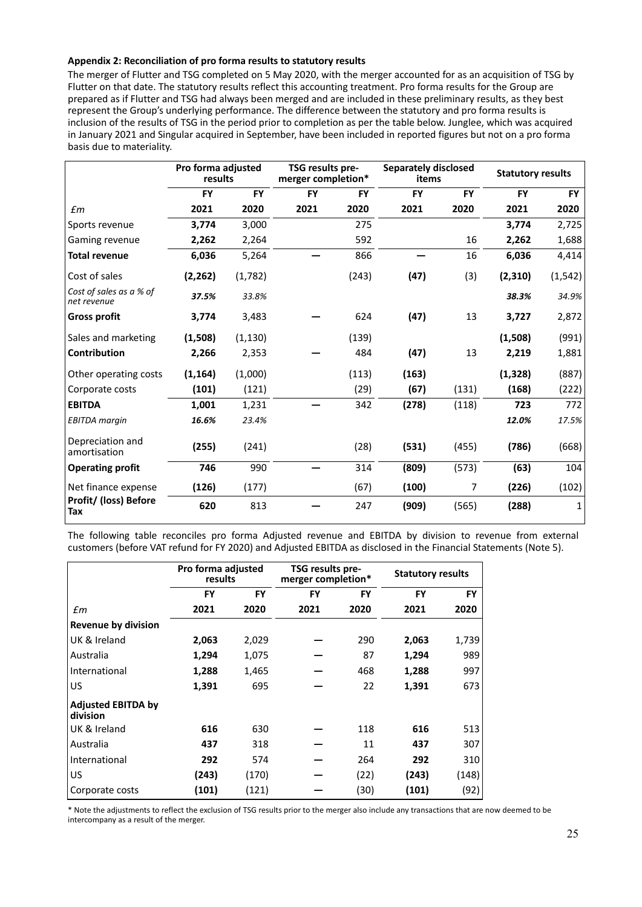**Appendix 2: Reconciliation of pro forma results to statutory results**

The merger of Flutter and TSG completed on 5 May 2020, with the merger accounted for as an acquisition of TSG by Flutter on that date. The statutory results reflect this accounting treatment. Pro forma results for the Group are prepared as if Flutter and TSG had always been merged and are included in these preliminary results, as they best represent the Group's underlying performance. The difference between the statutory and pro forma results is inclusion of the results of TSG in the period prior to completion as per the table below. Junglee, which was acquired in January 2021 and Singular acquired in September, have been included in reported figures but not on a pro forma basis due to materiality.

| | Pro forma adjusted results | | TSG results pre-merger completion* | | Separately disclosed items | | Statutory results | |
|---|---|---|---|---|---|---|---|---|
| | **FY** | **FY** | **FY** | **FY** | **FY** | **FY** | **FY** | **FY** |
| *£m* | **2021** | **2020** | **2021** | **2020** | **2021** | **2020** | **2021** | **2020** |
| Sports revenue | **3,774** | 3,000 | | 275 | | | **3,774** | 2,725 |
| Gaming revenue | **2,262** | 2,264 | | 592 | | 16 | **2,262** | 1,688 |
| **Total revenue** | **6,036** | 5,264 | **—** | 866 | **—** | 16 | **6,036** | 4,414 |
| Cost of sales | **(2,262)** | (1,782) | | (243) | **(47)** | (3) | **(2,310)** | (1,542) |
| *Cost of sales as a % of net revenue* | ***37.5%*** | *33.8%* | | | | | ***38.3%*** | *34.9%* |
| **Gross profit** | **3,774** | 3,483 | **—** | 624 | **(47)** | 13 | **3,727** | 2,872 |
| Sales and marketing | **(1,508)** | (1,130) | | (139) | | | **(1,508)** | (991) |
| **Contribution** | **2,266** | 2,353 | **—** | 484 | **(47)** | 13 | **2,219** | 1,881 |
| Other operating costs | **(1,164)** | (1,000) | | (113) | **(163)** | | **(1,328)** | (887) |
| Corporate costs | **(101)** | (121) | | (29) | **(67)** | (131) | **(168)** | (222) |
| **EBITDA** | **1,001** | 1,231 | **—** | 342 | **(278)** | (118) | **723** | 772 |
| *EBITDA margin* | ***16.6%*** | *23.4%* | | | | | ***12.0%*** | *17.5%* |
| Depreciation and amortisation | **(255)** | (241) | | (28) | **(531)** | (455) | **(786)** | (668) |
| **Operating profit** | **746** | 990 | **—** | 314 | **(809)** | (573) | **(63)** | 104 |
| Net finance expense | **(126)** | (177) | | (67) | **(100)** | 7 | **(226)** | (102) |
| **Profit/ (loss) Before Tax** | **620** | 813 | **—** | 247 | **(909)** | (565) | **(288)** | 1 |

The following table reconciles pro forma Adjusted revenue and EBITDA by division to revenue from external customers (before VAT refund for FY 2020) and Adjusted EBITDA as disclosed in the Financial Statements (Note 5).

| | Pro forma adjusted results | | TSG results pre-merger completion* | | Statutory results | |
|---|---|---|---|---|---|---|
| | **FY** | **FY** | **FY** | **FY** | **FY** | **FY** |
| *£m* | **2021** | **2020** | **2021** | **2020** | **2021** | **2020** |
| **Revenue by division** | | | | | | |
| UK & Ireland | **2,063** | 2,029 | — | 290 | **2,063** | 1,739 |
| Australia | **1,294** | 1,075 | — | 87 | **1,294** | 989 |
| International | **1,288** | 1,465 | — | 468 | **1,288** | 997 |
| US | **1,391** | 695 | — | 22 | **1,391** | 673 |
| **Adjusted EBITDA by division** | | | | | | |
| UK & Ireland | **616** | 630 | — | 118 | **616** | 513 |
| Australia | **437** | 318 | — | 11 | **437** | 307 |
| International | **292** | 574 | — | 264 | **292** | 310 |
| US | **(243)** | (170) | — | (22) | **(243)** | (148) |
| Corporate costs | **(101)** | (121) | — | (30) | **(101)** | (92) |

\* Note the adjustments to reflect the exclusion of TSG results prior to the merger also include any transactions that are now deemed to be intercompany as a result of the merger.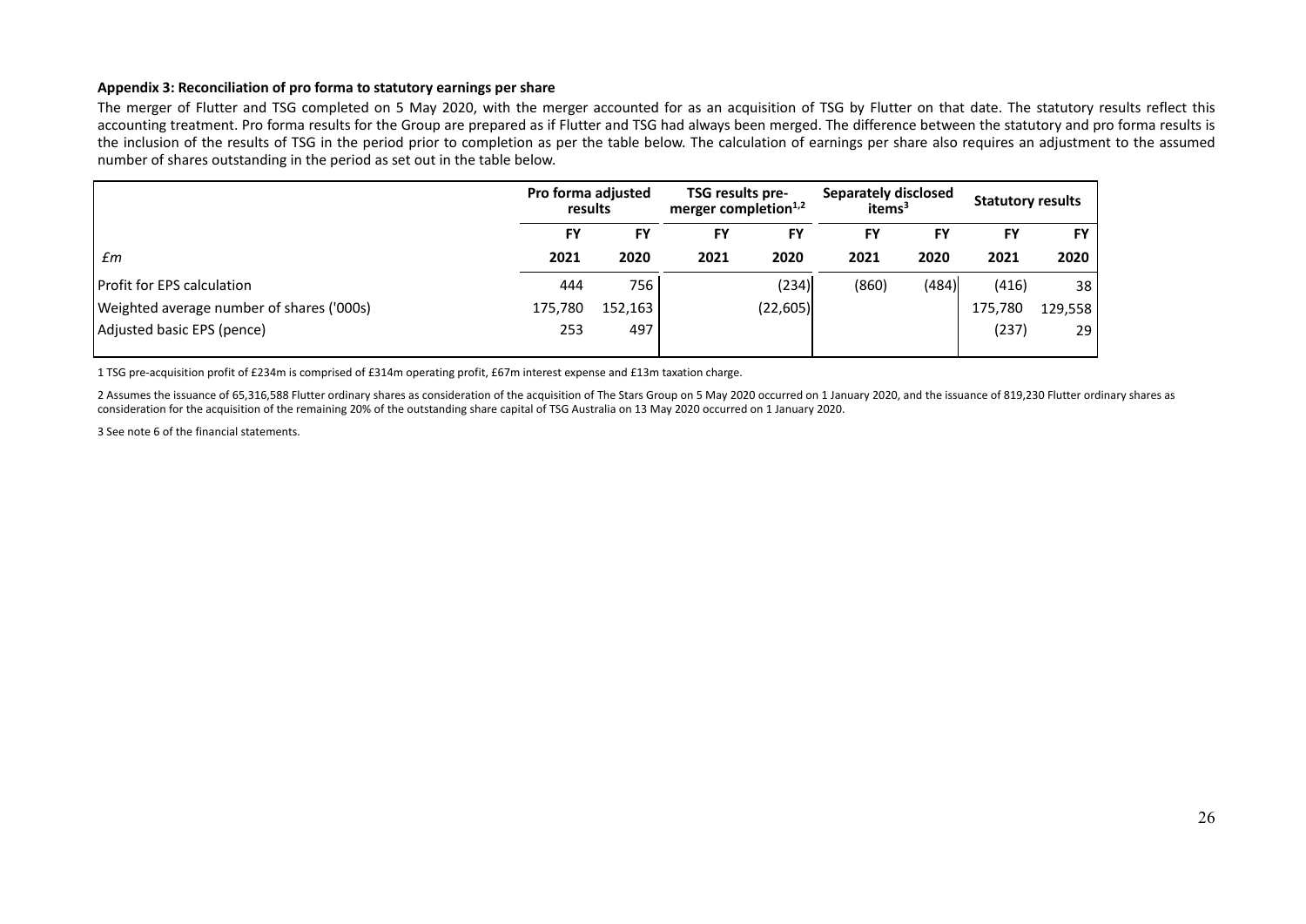**Appendix 3: Reconciliation of pro forma to statutory earnings per share**

The merger of Flutter and TSG completed on 5 May 2020, with the merger accounted for as an acquisition of TSG by Flutter on that date. The statutory results reflect this accounting treatment. Pro forma results for the Group are prepared as if Flutter and TSG had always been merged. The difference between the statutory and pro forma results is the inclusion of the results of TSG in the period prior to completion as per the table below. The calculation of earnings per share also requires an adjustment to the assumed number of shares outstanding in the period as set out in the table below.

| | Pro forma adjusted results | | TSG results pre-merger completion[1,2] | | Separately disclosed items[3] | | Statutory results | |
|---|---|---|---|---|---|---|---|---|
| | FY | FY | FY | FY | FY | FY | FY | FY |
| *£m* | 2021 | 2020 | 2021 | 2020 | 2021 | 2020 | 2021 | 2020 |
| Profit for EPS calculation | 444 | 756 | | (234) | (860) | (484) | (416) | 38 |
| Weighted average number of shares ('000s) | 175,780 | 152,163 | | (22,605) | | | 175,780 | 129,558 |
| Adjusted basic EPS (pence) | 253 | 497 | | | | | (237) | 29 |

1 TSG pre-acquisition profit of £234m is comprised of £314m operating profit, £67m interest expense and £13m taxation charge.

2 Assumes the issuance of 65,316,588 Flutter ordinary shares as consideration of the acquisition of The Stars Group on 5 May 2020 occurred on 1 January 2020, and the issuance of 819,230 Flutter ordinary shares as consideration for the acquisition of the remaining 20% of the outstanding share capital of TSG Australia on 13 May 2020 occurred on 1 January 2020.

3 See note 6 of the financial statements.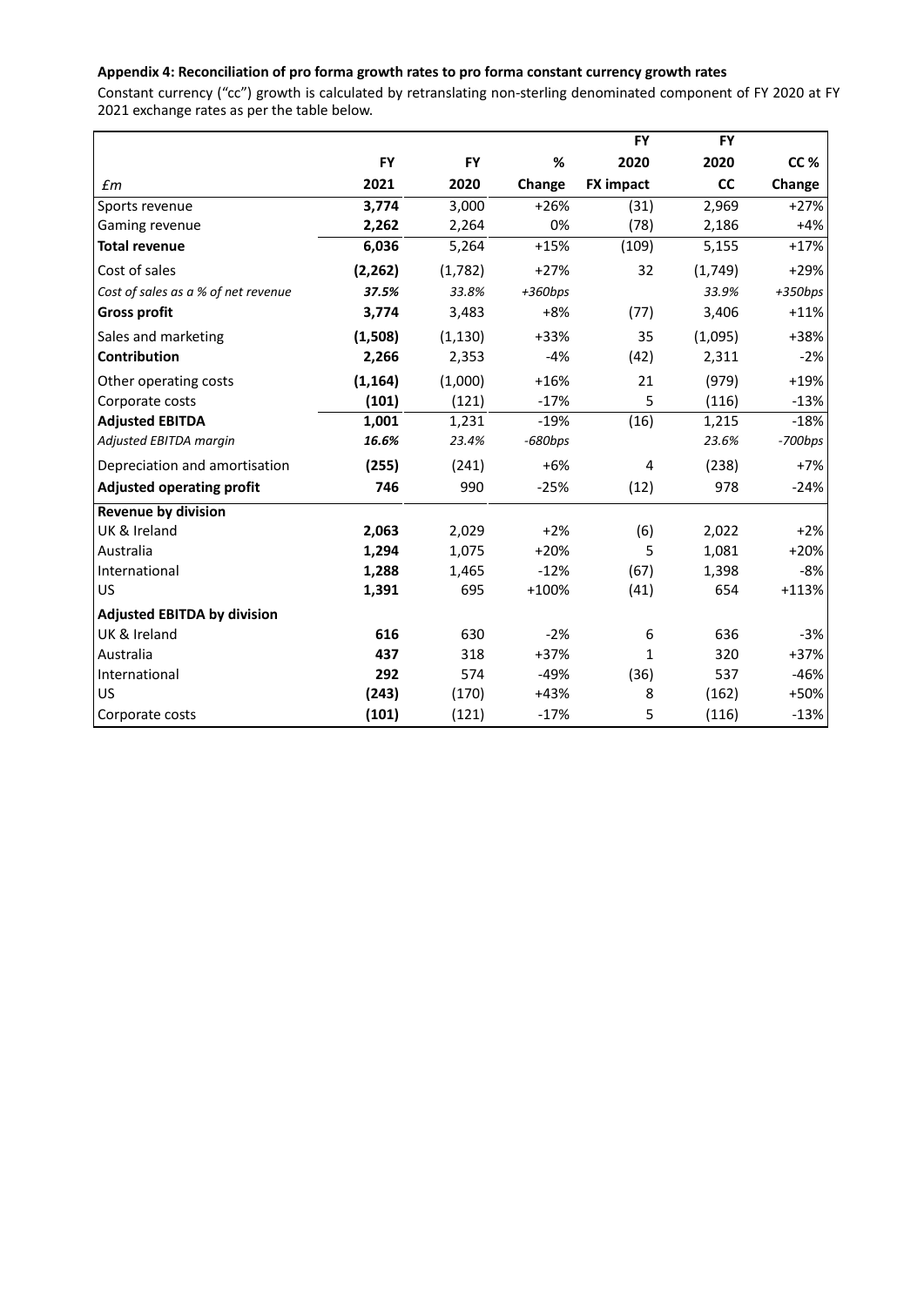**Appendix 4: Reconciliation of pro forma growth rates to pro forma constant currency growth rates**

Constant currency ("cc") growth is calculated by retranslating non-sterling denominated component of FY 2020 at FY 2021 exchange rates as per the table below.

| £m | FY 2021 | FY 2020 | % Change | FY 2020 FX impact | FY 2020 CC | CC % Change |
|---|---|---|---|---|---|---|
| Sports revenue | **3,774** | 3,000 | +26% | (31) | 2,969 | +27% |
| Gaming revenue | **2,262** | 2,264 | 0% | (78) | 2,186 | +4% |
| **Total revenue** | **6,036** | 5,264 | +15% | (109) | 5,155 | +17% |
| Cost of sales | **(2,262)** | (1,782) | +27% | 32 | (1,749) | +29% |
| *Cost of sales as a % of net revenue* | ***37.5%*** | *33.8%* | *+360bps* | | *33.9%* | *+350bps* |
| **Gross profit** | **3,774** | 3,483 | +8% | (77) | 3,406 | +11% |
| Sales and marketing | **(1,508)** | (1,130) | +33% | 35 | (1,095) | +38% |
| **Contribution** | **2,266** | 2,353 | -4% | (42) | 2,311 | -2% |
| Other operating costs | **(1,164)** | (1,000) | +16% | 21 | (979) | +19% |
| Corporate costs | **(101)** | (121) | -17% | 5 | (116) | -13% |
| **Adjusted EBITDA** | **1,001** | 1,231 | -19% | (16) | 1,215 | -18% |
| *Adjusted EBITDA margin* | ***16.6%*** | *23.4%* | *-680bps* | | *23.6%* | *-700bps* |
| Depreciation and amortisation | **(255)** | (241) | +6% | 4 | (238) | +7% |
| **Adjusted operating profit** | **746** | 990 | -25% | (12) | 978 | -24% |
| **Revenue by division** | | | | | | |
| UK & Ireland | **2,063** | 2,029 | +2% | (6) | 2,022 | +2% |
| Australia | **1,294** | 1,075 | +20% | 5 | 1,081 | +20% |
| International | **1,288** | 1,465 | -12% | (67) | 1,398 | -8% |
| US | **1,391** | 695 | +100% | (41) | 654 | +113% |
| **Adjusted EBITDA by division** | | | | | | |
| UK & Ireland | **616** | 630 | -2% | 6 | 636 | -3% |
| Australia | **437** | 318 | +37% | 1 | 320 | +37% |
| International | **292** | 574 | -49% | (36) | 537 | -46% |
| US | **(243)** | (170) | +43% | 8 | (162) | +50% |
| Corporate costs | **(101)** | (121) | -17% | 5 | (116) | -13% |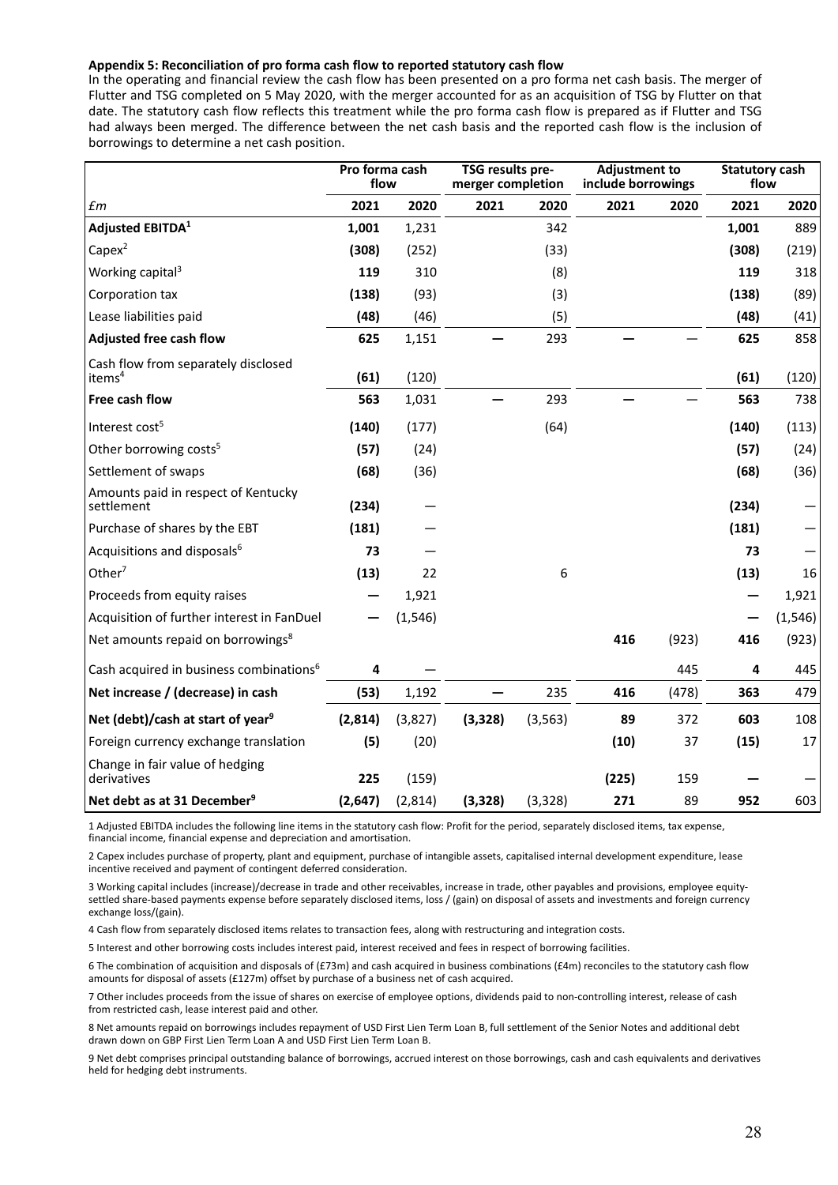**Appendix 5: Reconciliation of pro forma cash flow to reported statutory cash flow**

In the operating and financial review the cash flow has been presented on a pro forma net cash basis. The merger of Flutter and TSG completed on 5 May 2020, with the merger accounted for as an acquisition of TSG by Flutter on that date. The statutory cash flow reflects this treatment while the pro forma cash flow is prepared as if Flutter and TSG had always been merged. The difference between the net cash basis and the reported cash flow is the inclusion of borrowings to determine a net cash position.

| | Pro forma cash flow | | TSG results pre-merger completion | | Adjustment to include borrowings | | Statutory cash flow | |
|---|---|---|---|---|---|---|---|---|
| £m | 2021 | 2020 | 2021 | 2020 | 2021 | 2020 | 2021 | 2020 |
| **Adjusted EBITDA[1]** | **1,001** | 1,231 | | 342 | | | **1,001** | 889 |
| Capex[2] | **(308)** | (252) | | (33) | | | **(308)** | (219) |
| Working capital[3] | **119** | 310 | | (8) | | | **119** | 318 |
| Corporation tax | **(138)** | (93) | | (3) | | | **(138)** | (89) |
| Lease liabilities paid | **(48)** | (46) | | (5) | | | **(48)** | (41) |
| **Adjusted free cash flow** | **625** | 1,151 | **—** | 293 | **—** | — | **625** | 858 |
| Cash flow from separately disclosed items[4] | **(61)** | (120) | | | | | **(61)** | (120) |
| **Free cash flow** | **563** | 1,031 | **—** | 293 | **—** | — | **563** | 738 |
| Interest cost[5] | **(140)** | (177) | | (64) | | | **(140)** | (113) |
| Other borrowing costs[5] | **(57)** | (24) | | | | | **(57)** | (24) |
| Settlement of swaps | **(68)** | (36) | | | | | **(68)** | (36) |
| Amounts paid in respect of Kentucky settlement | **(234)** | — | | | | | **(234)** | — |
| Purchase of shares by the EBT | **(181)** | — | | | | | **(181)** | — |
| Acquisitions and disposals[6] | **73** | — | | | | | **73** | — |
| Other[7] | **(13)** | 22 | | 6 | | | **(13)** | 16 |
| Proceeds from equity raises | **—** | 1,921 | | | | | **—** | 1,921 |
| Acquisition of further interest in FanDuel | **—** | (1,546) | | | | | **—** | (1,546) |
| Net amounts repaid on borrowings[8] | | | | | **416** | (923) | **416** | (923) |
| Cash acquired in business combinations[6] | **4** | — | | | | 445 | **4** | 445 |
| **Net increase / (decrease) in cash** | **(53)** | 1,192 | **—** | 235 | **416** | (478) | **363** | 479 |
| **Net (debt)/cash at start of year[9]** | **(2,814)** | (3,827) | **(3,328)** | (3,563) | **89** | 372 | **603** | 108 |
| Foreign currency exchange translation | **(5)** | (20) | | | **(10)** | 37 | **(15)** | 17 |
| Change in fair value of hedging derivatives | **225** | (159) | | | **(225)** | 159 | **—** | — |
| **Net debt as at 31 December[9]** | **(2,647)** | (2,814) | **(3,328)** | (3,328) | **271** | 89 | **952** | 603 |

1 Adjusted EBITDA includes the following line items in the statutory cash flow: Profit for the period, separately disclosed items, tax expense, financial income, financial expense and depreciation and amortisation.

2 Capex includes purchase of property, plant and equipment, purchase of intangible assets, capitalised internal development expenditure, lease incentive received and payment of contingent deferred consideration.

3 Working capital includes (increase)/decrease in trade and other receivables, increase in trade, other payables and provisions, employee equity-settled share-based payments expense before separately disclosed items, loss / (gain) on disposal of assets and investments and foreign currency exchange loss/(gain).

4 Cash flow from separately disclosed items relates to transaction fees, along with restructuring and integration costs.

5 Interest and other borrowing costs includes interest paid, interest received and fees in respect of borrowing facilities.

6 The combination of acquisition and disposals of (£73m) and cash acquired in business combinations (£4m) reconciles to the statutory cash flow amounts for disposal of assets (£127m) offset by purchase of a business net of cash acquired.

7 Other includes proceeds from the issue of shares on exercise of employee options, dividends paid to non-controlling interest, release of cash from restricted cash, lease interest paid and other.

8 Net amounts repaid on borrowings includes repayment of USD First Lien Term Loan B, full settlement of the Senior Notes and additional debt drawn down on GBP First Lien Term Loan A and USD First Lien Term Loan B.

9 Net debt comprises principal outstanding balance of borrowings, accrued interest on those borrowings, cash and cash equivalents and derivatives held for hedging debt instruments.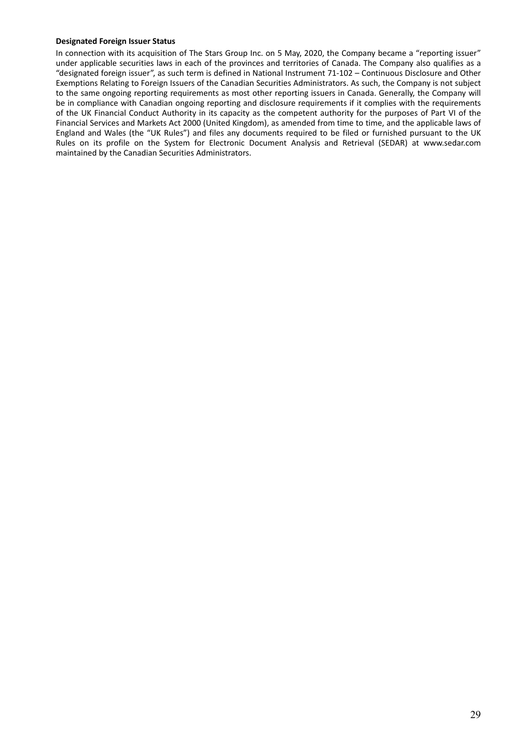**Designated Foreign Issuer Status**

In connection with its acquisition of The Stars Group Inc. on 5 May, 2020, the Company became a "reporting issuer" under applicable securities laws in each of the provinces and territories of Canada. The Company also qualifies as a "designated foreign issuer", as such term is defined in National Instrument 71-102 – Continuous Disclosure and Other Exemptions Relating to Foreign Issuers of the Canadian Securities Administrators. As such, the Company is not subject to the same ongoing reporting requirements as most other reporting issuers in Canada. Generally, the Company will be in compliance with Canadian ongoing reporting and disclosure requirements if it complies with the requirements of the UK Financial Conduct Authority in its capacity as the competent authority for the purposes of Part VI of the Financial Services and Markets Act 2000 (United Kingdom), as amended from time to time, and the applicable laws of England and Wales (the "UK Rules") and files any documents required to be filed or furnished pursuant to the UK Rules on its profile on the System for Electronic Document Analysis and Retrieval (SEDAR) at www.sedar.com maintained by the Canadian Securities Administrators.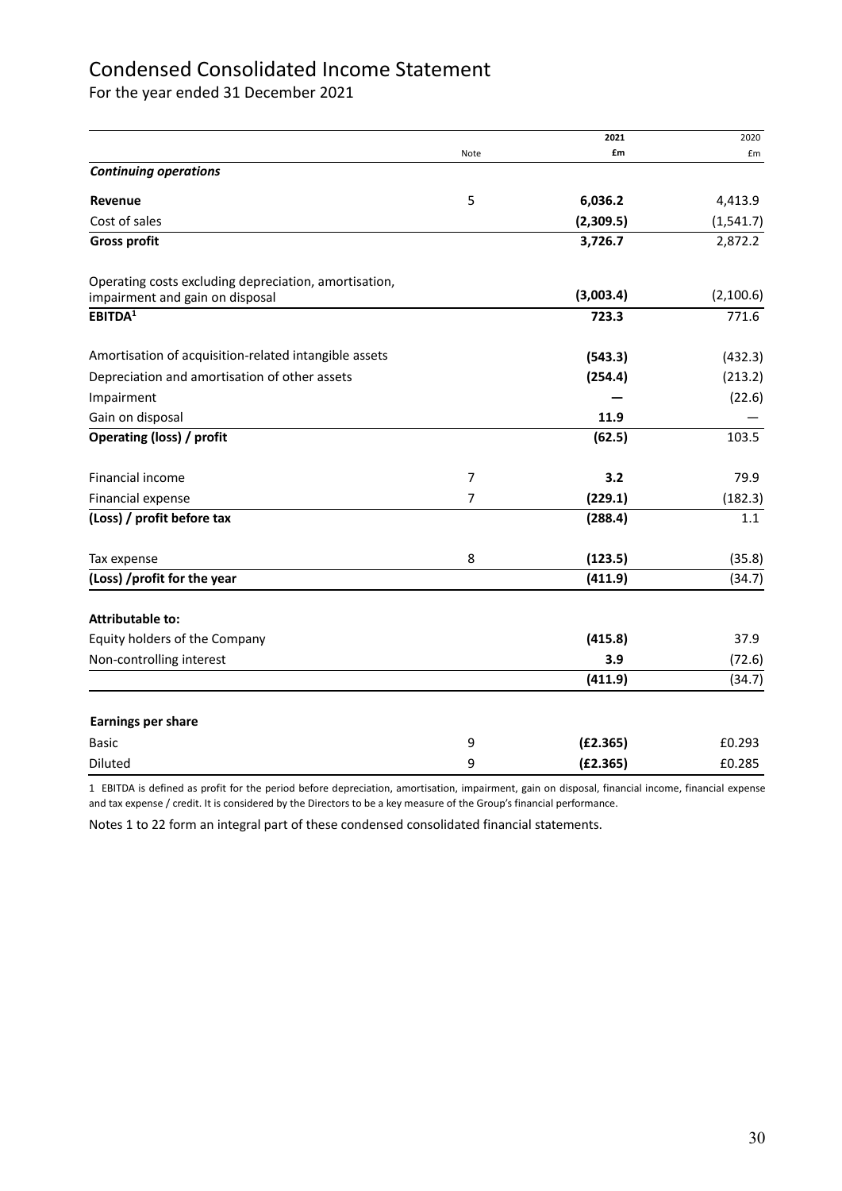# Condensed Consolidated Income Statement

For the year ended 31 December 2021

| | Note | 2021<br>£m | 2020<br>£m |
|---|---|---|---|
| ***Continuing operations*** | | | |
| **Revenue** | 5 | **6,036.2** | 4,413.9 |
| Cost of sales | | **(2,309.5)** | (1,541.7) |
| **Gross profit** | | **3,726.7** | 2,872.2 |
| Operating costs excluding depreciation, amortisation, impairment and gain on disposal | | **(3,003.4)** | (2,100.6) |
| **EBITDA[1]** | | **723.3** | 771.6 |
| Amortisation of acquisition-related intangible assets | | **(543.3)** | (432.3) |
| Depreciation and amortisation of other assets | | **(254.4)** | (213.2) |
| Impairment | | **—** | (22.6) |
| Gain on disposal | | **11.9** | — |
| **Operating (loss) / profit** | | **(62.5)** | 103.5 |
| Financial income | 7 | **3.2** | 79.9 |
| Financial expense | 7 | **(229.1)** | (182.3) |
| **(Loss) / profit before tax** | | **(288.4)** | 1.1 |
| Tax expense | 8 | **(123.5)** | (35.8) |
| **(Loss) /profit for the year** | | **(411.9)** | (34.7) |
| **Attributable to:** | | | |
| Equity holders of the Company | | **(415.8)** | 37.9 |
| Non-controlling interest | | **3.9** | (72.6) |
| | | **(411.9)** | (34.7) |
| **Earnings per share** | | | |
| Basic | 9 | **(£2.365)** | £0.293 |
| Diluted | 9 | **(£2.365)** | £0.285 |

1 EBITDA is defined as profit for the period before depreciation, amortisation, impairment, gain on disposal, financial income, financial expense and tax expense / credit. It is considered by the Directors to be a key measure of the Group's financial performance.

Notes 1 to 22 form an integral part of these condensed consolidated financial statements.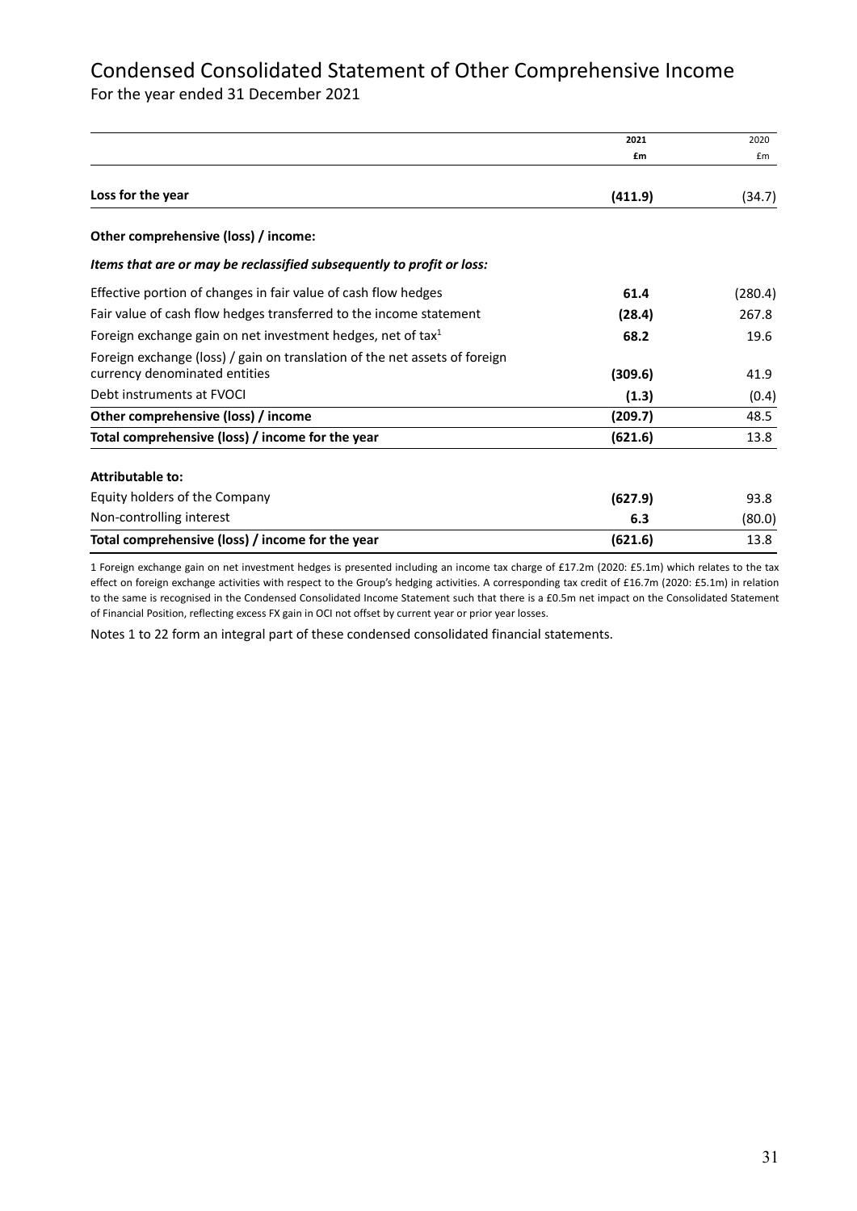# Condensed Consolidated Statement of Other Comprehensive Income

For the year ended 31 December 2021

| | 2021<br>£m | 2020<br>£m |
|---|---|---|
| **Loss for the year** | **(411.9)** | (34.7) |
| **Other comprehensive (loss) / income:** | | |
| ***Items that are or may be reclassified subsequently to profit or loss:*** | | |
| Effective portion of changes in fair value of cash flow hedges | **61.4** | (280.4) |
| Fair value of cash flow hedges transferred to the income statement | **(28.4)** | 267.8 |
| Foreign exchange gain on net investment hedges, net of tax[1] | **68.2** | 19.6 |
| Foreign exchange (loss) / gain on translation of the net assets of foreign currency denominated entities | **(309.6)** | 41.9 |
| Debt instruments at FVOCI | **(1.3)** | (0.4) |
| **Other comprehensive (loss) / income** | **(209.7)** | 48.5 |
| **Total comprehensive (loss) / income for the year** | **(621.6)** | 13.8 |
| **Attributable to:** | | |
| Equity holders of the Company | **(627.9)** | 93.8 |
| Non-controlling interest | **6.3** | (80.0) |
| **Total comprehensive (loss) / income for the year** | **(621.6)** | 13.8 |

1 Foreign exchange gain on net investment hedges is presented including an income tax charge of £17.2m (2020: £5.1m) which relates to the tax effect on foreign exchange activities with respect to the Group's hedging activities. A corresponding tax credit of £16.7m (2020: £5.1m) in relation to the same is recognised in the Condensed Consolidated Income Statement such that there is a £0.5m net impact on the Consolidated Statement of Financial Position, reflecting excess FX gain in OCI not offset by current year or prior year losses.

Notes 1 to 22 form an integral part of these condensed consolidated financial statements.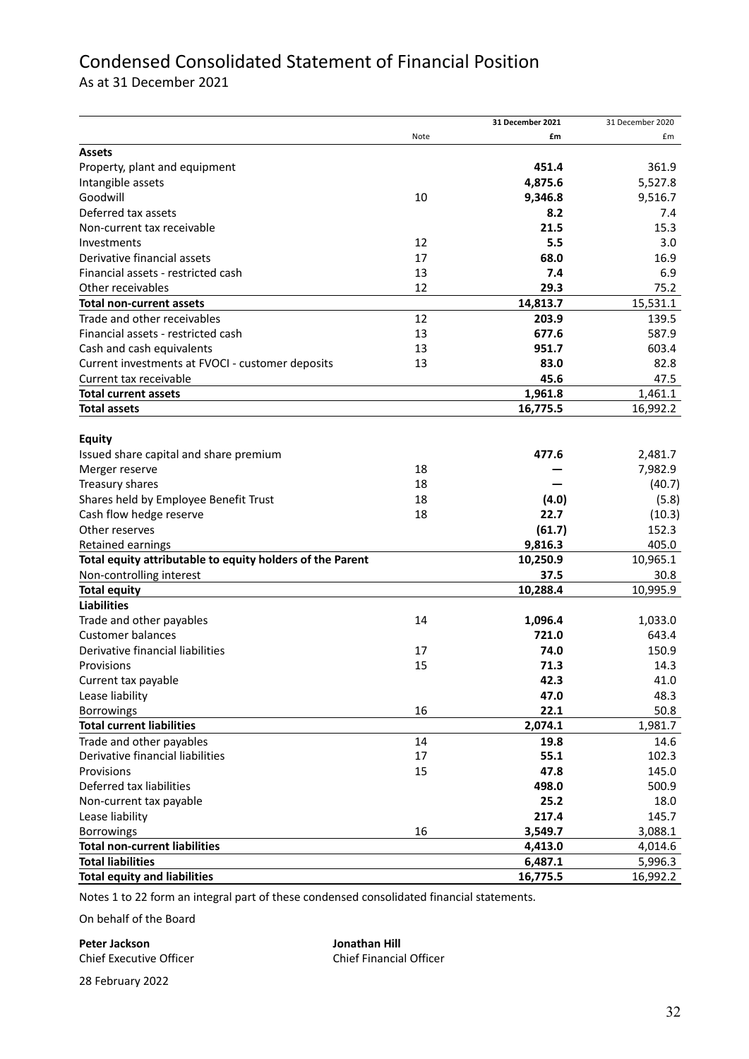# Condensed Consolidated Statement of Financial Position

As at 31 December 2021

| | Note | 31 December 2021 | 31 December 2020 |
|---|---|---|---|
| | | £m | £m |
| **Assets** | | | |
| Property, plant and equipment | | **451.4** | 361.9 |
| Intangible assets | | **4,875.6** | 5,527.8 |
| Goodwill | 10 | **9,346.8** | 9,516.7 |
| Deferred tax assets | | **8.2** | 7.4 |
| Non-current tax receivable | | **21.5** | 15.3 |
| Investments | 12 | **5.5** | 3.0 |
| Derivative financial assets | 17 | **68.0** | 16.9 |
| Financial assets - restricted cash | 13 | **7.4** | 6.9 |
| Other receivables | 12 | **29.3** | 75.2 |
| **Total non-current assets** | | **14,813.7** | 15,531.1 |
| Trade and other receivables | 12 | **203.9** | 139.5 |
| Financial assets - restricted cash | 13 | **677.6** | 587.9 |
| Cash and cash equivalents | 13 | **951.7** | 603.4 |
| Current investments at FVOCI - customer deposits | 13 | **83.0** | 82.8 |
| Current tax receivable | | **45.6** | 47.5 |
| **Total current assets** | | **1,961.8** | 1,461.1 |
| **Total assets** | | **16,775.5** | 16,992.2 |
| | | | |
| **Equity** | | | |
| Issued share capital and share premium | | **477.6** | 2,481.7 |
| Merger reserve | 18 | **—** | 7,982.9 |
| Treasury shares | 18 | **—** | (40.7) |
| Shares held by Employee Benefit Trust | 18 | **(4.0)** | (5.8) |
| Cash flow hedge reserve | 18 | **22.7** | (10.3) |
| Other reserves | | **(61.7)** | 152.3 |
| Retained earnings | | **9,816.3** | 405.0 |
| **Total equity attributable to equity holders of the Parent** | | **10,250.9** | 10,965.1 |
| Non-controlling interest | | **37.5** | 30.8 |
| **Total equity** | | **10,288.4** | 10,995.9 |
| **Liabilities** | | | |
| Trade and other payables | 14 | **1,096.4** | 1,033.0 |
| Customer balances | | **721.0** | 643.4 |
| Derivative financial liabilities | 17 | **74.0** | 150.9 |
| Provisions | 15 | **71.3** | 14.3 |
| Current tax payable | | **42.3** | 41.0 |
| Lease liability | | **47.0** | 48.3 |
| Borrowings | 16 | **22.1** | 50.8 |
| **Total current liabilities** | | **2,074.1** | 1,981.7 |
| Trade and other payables | 14 | **19.8** | 14.6 |
| Derivative financial liabilities | 17 | **55.1** | 102.3 |
| Provisions | 15 | **47.8** | 145.0 |
| Deferred tax liabilities | | **498.0** | 500.9 |
| Non-current tax payable | | **25.2** | 18.0 |
| Lease liability | | **217.4** | 145.7 |
| Borrowings | 16 | **3,549.7** | 3,088.1 |
| **Total non-current liabilities** | | **4,413.0** | 4,014.6 |
| **Total liabilities** | | **6,487.1** | 5,996.3 |
| **Total equity and liabilities** | | **16,775.5** | 16,992.2 |

Notes 1 to 22 form an integral part of these condensed consolidated financial statements.

On behalf of the Board

**Peter Jackson**
Chief Executive Officer

**Jonathan Hill**
Chief Financial Officer

28 February 2022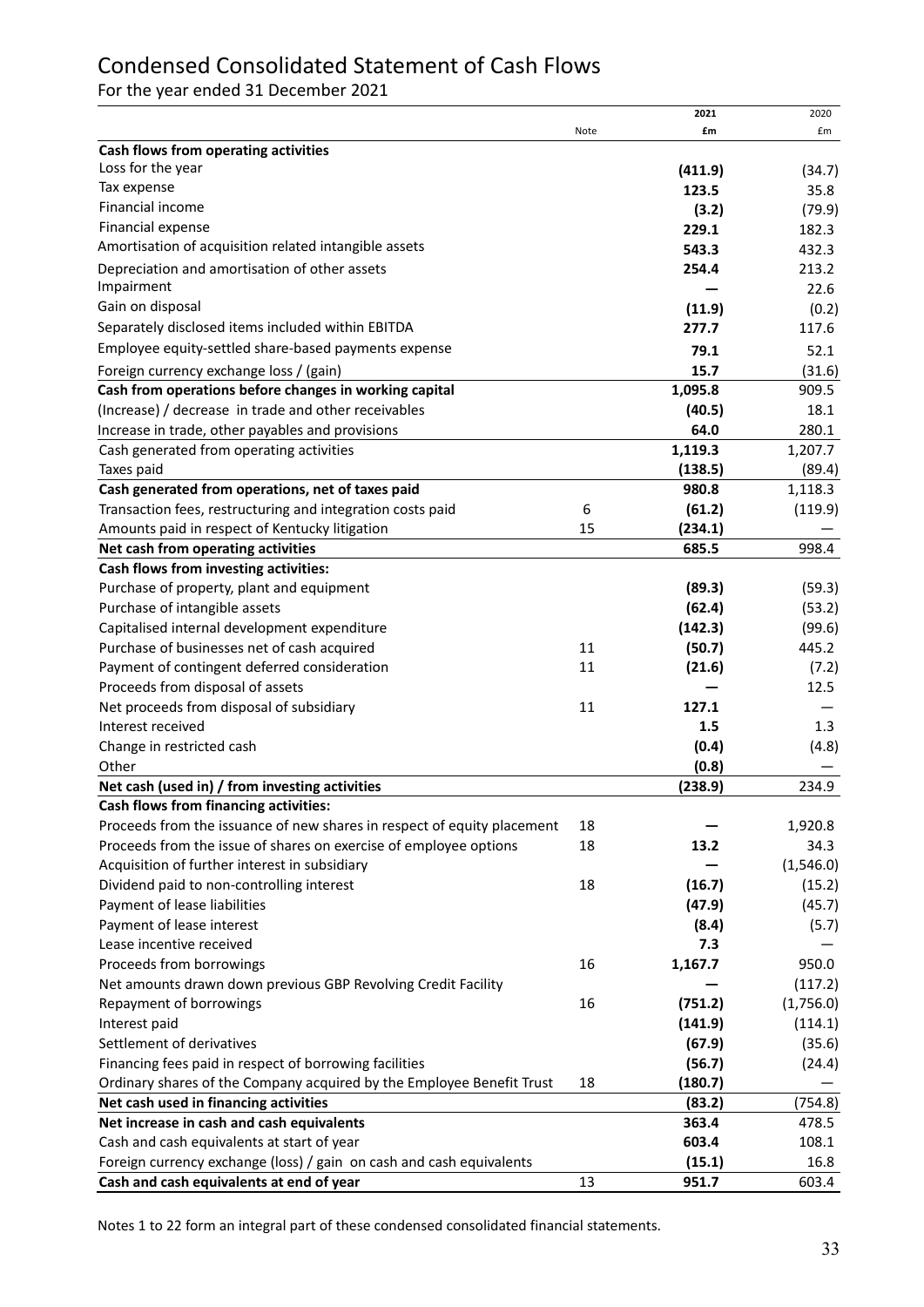# Condensed Consolidated Statement of Cash Flows

For the year ended 31 December 2021

| | Note | 2021 £m | 2020 £m |
|---|---|---|---|
| **Cash flows from operating activities** | | | |
| Loss for the year | | **(411.9)** | (34.7) |
| Tax expense | | **123.5** | 35.8 |
| Financial income | | **(3.2)** | (79.9) |
| Financial expense | | **229.1** | 182.3 |
| Amortisation of acquisition related intangible assets | | **543.3** | 432.3 |
| Depreciation and amortisation of other assets | | **254.4** | 213.2 |
| Impairment | | **—** | 22.6 |
| Gain on disposal | | **(11.9)** | (0.2) |
| Separately disclosed items included within EBITDA | | **277.7** | 117.6 |
| Employee equity-settled share-based payments expense | | **79.1** | 52.1 |
| Foreign currency exchange loss / (gain) | | **15.7** | (31.6) |
| **Cash from operations before changes in working capital** | | **1,095.8** | 909.5 |
| (Increase) / decrease in trade and other receivables | | **(40.5)** | 18.1 |
| Increase in trade, other payables and provisions | | **64.0** | 280.1 |
| Cash generated from operating activities | | **1,119.3** | 1,207.7 |
| Taxes paid | | **(138.5)** | (89.4) |
| **Cash generated from operations, net of taxes paid** | | **980.8** | 1,118.3 |
| Transaction fees, restructuring and integration costs paid | 6 | **(61.2)** | (119.9) |
| Amounts paid in respect of Kentucky litigation | 15 | **(234.1)** | — |
| **Net cash from operating activities** | | **685.5** | 998.4 |
| **Cash flows from investing activities:** | | | |
| Purchase of property, plant and equipment | | **(89.3)** | (59.3) |
| Purchase of intangible assets | | **(62.4)** | (53.2) |
| Capitalised internal development expenditure | | **(142.3)** | (99.6) |
| Purchase of businesses net of cash acquired | 11 | **(50.7)** | 445.2 |
| Payment of contingent deferred consideration | 11 | **(21.6)** | (7.2) |
| Proceeds from disposal of assets | | **—** | 12.5 |
| Net proceeds from disposal of subsidiary | 11 | **127.1** | — |
| Interest received | | **1.5** | 1.3 |
| Change in restricted cash | | **(0.4)** | (4.8) |
| Other | | **(0.8)** | — |
| **Net cash (used in) / from investing activities** | | **(238.9)** | 234.9 |
| **Cash flows from financing activities:** | | | |
| Proceeds from the issuance of new shares in respect of equity placement | 18 | **—** | 1,920.8 |
| Proceeds from the issue of shares on exercise of employee options | 18 | **13.2** | 34.3 |
| Acquisition of further interest in subsidiary | | **—** | (1,546.0) |
| Dividend paid to non-controlling interest | 18 | **(16.7)** | (15.2) |
| Payment of lease liabilities | | **(47.9)** | (45.7) |
| Payment of lease interest | | **(8.4)** | (5.7) |
| Lease incentive received | | **7.3** | — |
| Proceeds from borrowings | 16 | **1,167.7** | 950.0 |
| Net amounts drawn down previous GBP Revolving Credit Facility | | **—** | (117.2) |
| Repayment of borrowings | 16 | **(751.2)** | (1,756.0) |
| Interest paid | | **(141.9)** | (114.1) |
| Settlement of derivatives | | **(67.9)** | (35.6) |
| Financing fees paid in respect of borrowing facilities | | **(56.7)** | (24.4) |
| Ordinary shares of the Company acquired by the Employee Benefit Trust | 18 | **(180.7)** | — |
| **Net cash used in financing activities** | | **(83.2)** | (754.8) |
| **Net increase in cash and cash equivalents** | | **363.4** | 478.5 |
| Cash and cash equivalents at start of year | | **603.4** | 108.1 |
| Foreign currency exchange (loss) / gain on cash and cash equivalents | | **(15.1)** | 16.8 |
| **Cash and cash equivalents at end of year** | 13 | **951.7** | 603.4 |

Notes 1 to 22 form an integral part of these condensed consolidated financial statements.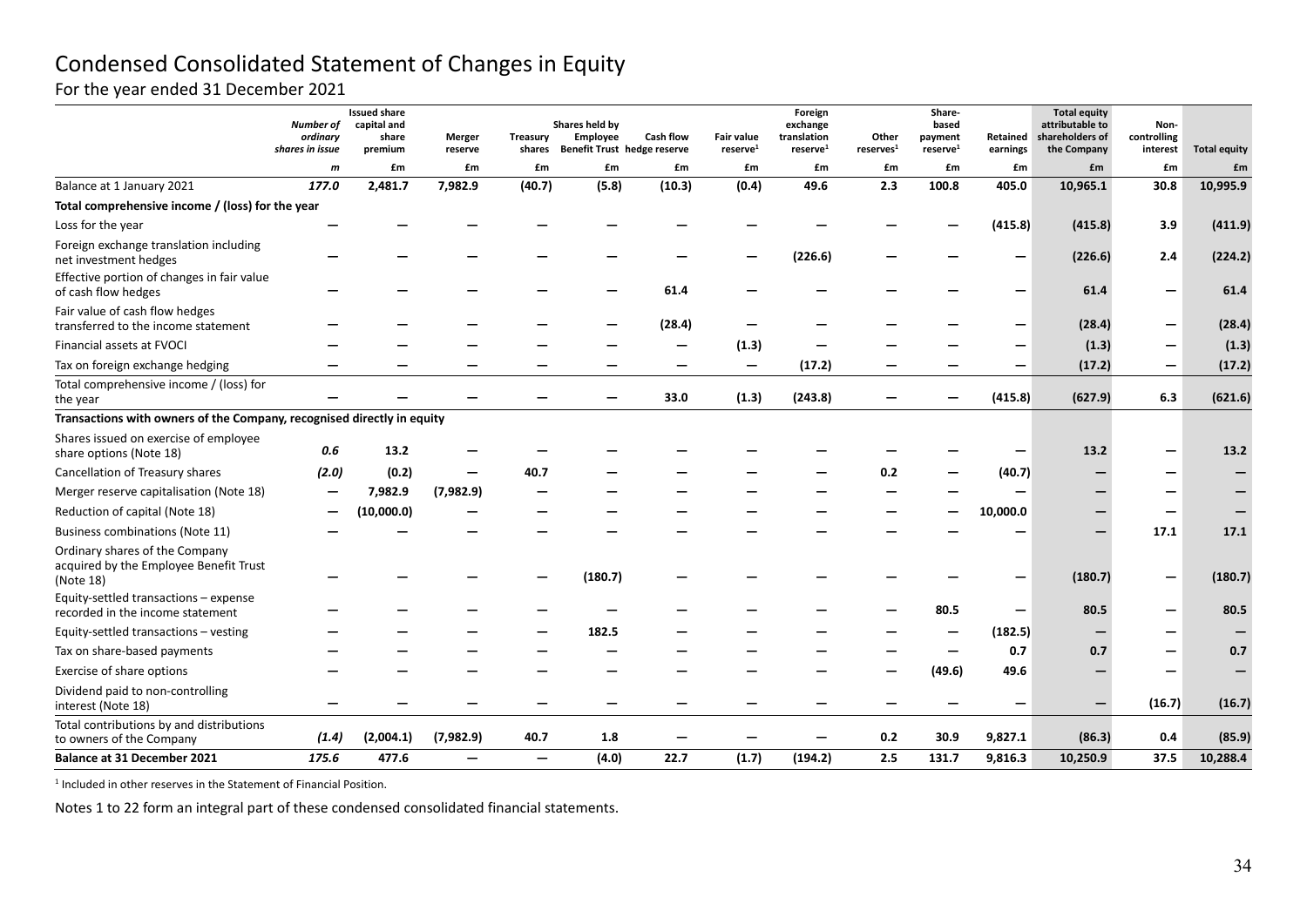# Condensed Consolidated Statement of Changes in Equity

For the year ended 31 December 2021

| | *Number of ordinary shares in issue* | Issued share capital and share premium | Merger reserve | Treasury shares | Shares held by Employee Benefit Trust | Cash flow hedge reserve | Fair value reserve[1] | Foreign exchange translation reserve[1] | Other reserves[1] | Share-based payment reserve[1] | Retained earnings | Total equity attributable to shareholders of the Company | Non-controlling interest | Total equity |
|---|---|---|---|---|---|---|---|---|---|---|---|---|---|---|
| | *m* | £m | £m | £m | £m | £m | £m | £m | £m | £m | £m | £m | £m | £m |
| Balance at 1 January 2021 | ***177.0*** | **2,481.7** | **7,982.9** | **(40.7)** | **(5.8)** | **(10.3)** | **(0.4)** | **49.6** | **2.3** | **100.8** | **405.0** | **10,965.1** | **30.8** | **10,995.9** |
| **Total comprehensive income / (loss) for the year** | | | | | | | | | | | | | | |
| Loss for the year | — | — | — | — | — | — | — | — | — | — | **(415.8)** | **(415.8)** | **3.9** | **(411.9)** |
| Foreign exchange translation including net investment hedges | — | — | — | — | — | — | — | **(226.6)** | — | — | — | **(226.6)** | **2.4** | **(224.2)** |
| Effective portion of changes in fair value of cash flow hedges | — | — | — | — | — | **61.4** | — | — | — | — | — | **61.4** | — | **61.4** |
| Fair value of cash flow hedges transferred to the income statement | — | — | — | — | — | **(28.4)** | — | — | — | — | — | **(28.4)** | — | **(28.4)** |
| Financial assets at FVOCI | — | — | — | — | — | — | **(1.3)** | — | — | — | — | **(1.3)** | — | **(1.3)** |
| Tax on foreign exchange hedging | — | — | — | — | — | — | — | **(17.2)** | — | — | — | **(17.2)** | — | **(17.2)** |
| Total comprehensive income / (loss) for the year | — | — | — | — | — | **33.0** | **(1.3)** | **(243.8)** | — | — | **(415.8)** | **(627.9)** | **6.3** | **(621.6)** |
| **Transactions with owners of the Company, recognised directly in equity** | | | | | | | | | | | | | | |
| Shares issued on exercise of employee share options (Note 18) | ***0.6*** | **13.2** | — | — | — | — | — | — | — | — | — | **13.2** | — | **13.2** |
| Cancellation of Treasury shares | ***(2.0)*** | **(0.2)** | — | **40.7** | — | — | — | — | **0.2** | — | **(40.7)** | — | — | — |
| Merger reserve capitalisation (Note 18) | — | **7,982.9** | **(7,982.9)** | — | — | — | — | — | — | — | — | — | — | — |
| Reduction of capital (Note 18) | — | **(10,000.0)** | — | — | — | — | — | — | — | — | **10,000.0** | — | — | — |
| Business combinations (Note 11) | — | — | — | — | — | — | — | — | — | — | — | — | **17.1** | **17.1** |
| Ordinary shares of the Company acquired by the Employee Benefit Trust (Note 18) | — | — | — | — | **(180.7)** | — | — | — | — | — | — | **(180.7)** | — | **(180.7)** |
| Equity-settled transactions – expense recorded in the income statement | — | — | — | — | — | — | — | — | — | **80.5** | — | **80.5** | — | **80.5** |
| Equity-settled transactions – vesting | — | — | — | — | **182.5** | — | — | — | — | — | **(182.5)** | — | — | — |
| Tax on share-based payments | — | — | — | — | — | — | — | — | — | — | **0.7** | **0.7** | — | **0.7** |
| Exercise of share options | — | — | — | — | — | — | — | — | — | **(49.6)** | **49.6** | — | — | — |
| Dividend paid to non-controlling interest (Note 18) | — | — | — | — | — | — | — | — | — | — | — | — | **(16.7)** | **(16.7)** |
| Total contributions by and distributions to owners of the Company | ***(1.4)*** | **(2,004.1)** | **(7,982.9)** | **40.7** | **1.8** | — | — | — | **0.2** | **30.9** | **9,827.1** | **(86.3)** | **0.4** | **(85.9)** |
| **Balance at 31 December 2021** | ***175.6*** | **477.6** | — | — | **(4.0)** | **22.7** | **(1.7)** | **(194.2)** | **2.5** | **131.7** | **9,816.3** | **10,250.9** | **37.5** | **10,288.4** |

[1] Included in other reserves in the Statement of Financial Position.

Notes 1 to 22 form an integral part of these condensed consolidated financial statements.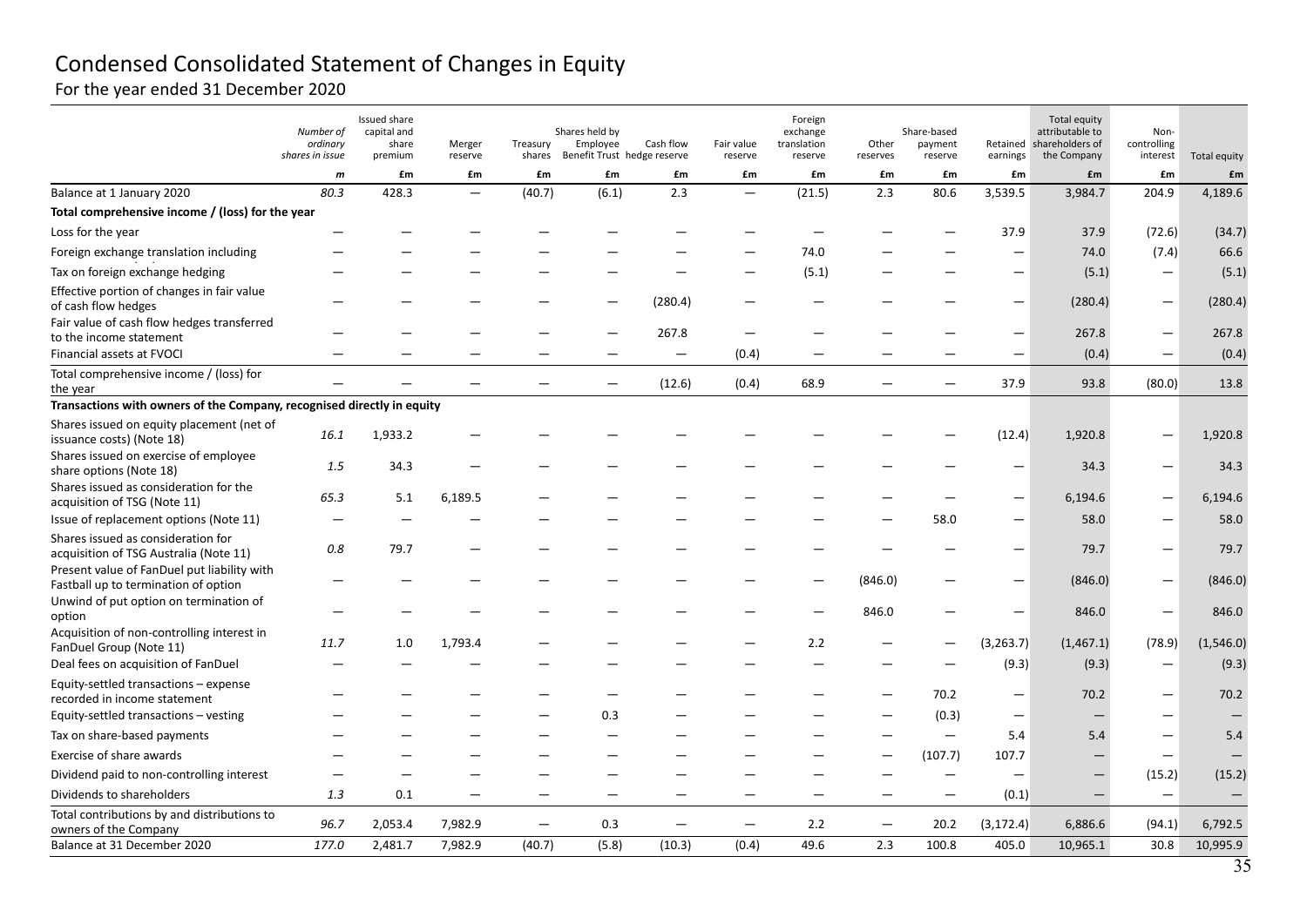# Condensed Consolidated Statement of Changes in Equity

For the year ended 31 December 2020

| | Number of ordinary shares in issue | Issued share capital and share premium | Merger reserve | Treasury shares | Shares held by Employee Benefit Trust | Cash flow hedge reserve | Fair value reserve | Foreign exchange translation reserve | Other reserves | Share-based payment reserve | Retained earnings | Total equity attributable to shareholders of the Company | Non-controlling interest | Total equity |
|---|---|---|---|---|---|---|---|---|---|---|---|---|---|---|
| | *m* | £m | £m | £m | £m | £m | £m | £m | £m | £m | £m | £m | £m | £m |
| Balance at 1 January 2020 | *80.3* | 428.3 | — | (40.7) | (6.1) | 2.3 | — | (21.5) | 2.3 | 80.6 | 3,539.5 | 3,984.7 | 204.9 | 4,189.6 |
| **Total comprehensive income / (loss) for the year** | | | | | | | | | | | | | | |
| Loss for the year | — | — | — | — | — | — | — | — | — | — | 37.9 | 37.9 | (72.6) | (34.7) |
| Foreign exchange translation including | — | — | — | — | — | — | — | 74.0 | — | — | — | 74.0 | (7.4) | 66.6 |
| Tax on foreign exchange hedging | — | — | — | — | — | — | — | (5.1) | — | — | — | (5.1) | — | (5.1) |
| Effective portion of changes in fair value of cash flow hedges | — | — | — | — | — | (280.4) | — | — | — | — | — | (280.4) | — | (280.4) |
| Fair value of cash flow hedges transferred to the income statement | — | — | — | — | — | 267.8 | — | — | — | — | — | 267.8 | — | 267.8 |
| Financial assets at FVOCI | — | — | — | — | — | — | (0.4) | — | — | — | — | (0.4) | — | (0.4) |
| Total comprehensive income / (loss) for the year | — | — | — | — | — | (12.6) | (0.4) | 68.9 | — | — | 37.9 | 93.8 | (80.0) | 13.8 |
| **Transactions with owners of the Company, recognised directly in equity** | | | | | | | | | | | | | | |
| Shares issued on equity placement (net of issuance costs) (Note 18) | *16.1* | 1,933.2 | — | — | — | — | — | — | — | — | (12.4) | 1,920.8 | — | 1,920.8 |
| Shares issued on exercise of employee share options (Note 18) | *1.5* | 34.3 | — | — | — | — | — | — | — | — | — | 34.3 | — | 34.3 |
| Shares issued as consideration for the acquisition of TSG (Note 11) | *65.3* | 5.1 | 6,189.5 | — | — | — | — | — | — | — | — | 6,194.6 | — | 6,194.6 |
| Issue of replacement options (Note 11) | — | — | — | — | — | — | — | — | — | 58.0 | — | 58.0 | — | 58.0 |
| Shares issued as consideration for acquisition of TSG Australia (Note 11) | *0.8* | 79.7 | — | — | — | — | — | — | — | — | — | 79.7 | — | 79.7 |
| Present value of FanDuel put liability with Fastball up to termination of option | — | — | — | — | — | — | — | — | (846.0) | — | — | (846.0) | — | (846.0) |
| Unwind of put option on termination of option | — | — | — | — | — | — | — | — | 846.0 | — | — | 846.0 | — | 846.0 |
| Acquisition of non-controlling interest in FanDuel Group (Note 11) | *11.7* | 1.0 | 1,793.4 | — | — | — | — | 2.2 | — | — | (3,263.7) | (1,467.1) | (78.9) | (1,546.0) |
| Deal fees on acquisition of FanDuel | — | — | — | — | — | — | — | — | — | — | (9.3) | (9.3) | — | (9.3) |
| Equity-settled transactions – expense recorded in income statement | — | — | — | — | — | — | — | — | — | 70.2 | — | 70.2 | — | 70.2 |
| Equity-settled transactions – vesting | — | — | — | — | 0.3 | — | — | — | — | (0.3) | — | — | — | — |
| Tax on share-based payments | — | — | — | — | — | — | — | — | — | — | 5.4 | 5.4 | — | 5.4 |
| Exercise of share awards | — | — | — | — | — | — | — | — | — | (107.7) | 107.7 | — | — | — |
| Dividend paid to non-controlling interest | — | — | — | — | — | — | — | — | — | — | — | — | (15.2) | (15.2) |
| Dividends to shareholders | *1.3* | 0.1 | — | — | — | — | — | — | — | — | (0.1) | — | — | — |
| Total contributions by and distributions to owners of the Company | *96.7* | 2,053.4 | 7,982.9 | — | 0.3 | — | — | 2.2 | — | 20.2 | (3,172.4) | 6,886.6 | (94.1) | 6,792.5 |
| Balance at 31 December 2020 | *177.0* | 2,481.7 | 7,982.9 | (40.7) | (5.8) | (10.3) | (0.4) | 49.6 | 2.3 | 100.8 | 405.0 | 10,965.1 | 30.8 | 10,995.9 |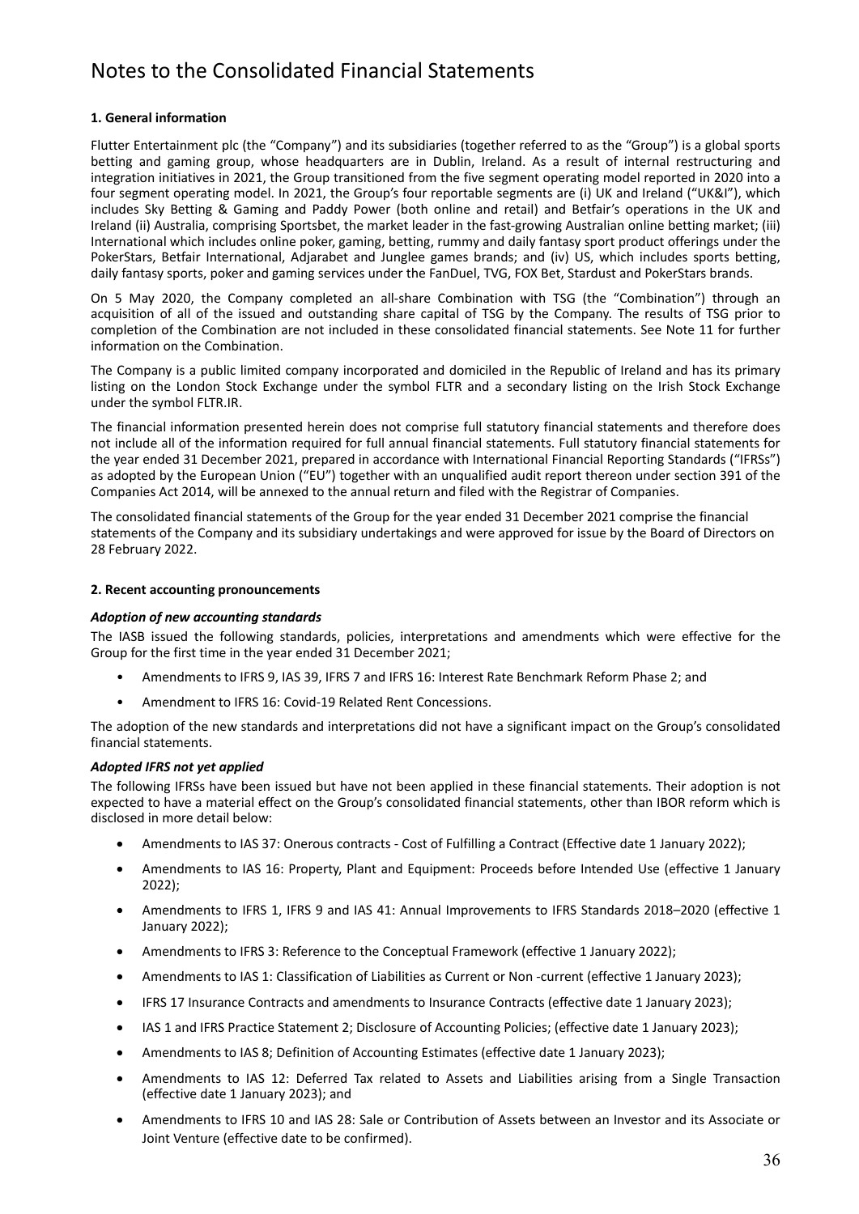# Notes to the Consolidated Financial Statements

**1. General information**

Flutter Entertainment plc (the "Company") and its subsidiaries (together referred to as the "Group") is a global sports betting and gaming group, whose headquarters are in Dublin, Ireland. As a result of internal restructuring and integration initiatives in 2021, the Group transitioned from the five segment operating model reported in 2020 into a four segment operating model. In 2021, the Group's four reportable segments are (i) UK and Ireland ("UK&I"), which includes Sky Betting & Gaming and Paddy Power (both online and retail) and Betfair's operations in the UK and Ireland (ii) Australia, comprising Sportsbet, the market leader in the fast-growing Australian online betting market; (iii) International which includes online poker, gaming, betting, rummy and daily fantasy sport product offerings under the PokerStars, Betfair International, Adjarabet and Junglee games brands; and (iv) US, which includes sports betting, daily fantasy sports, poker and gaming services under the FanDuel, TVG, FOX Bet, Stardust and PokerStars brands.

On 5 May 2020, the Company completed an all-share Combination with TSG (the "Combination") through an acquisition of all of the issued and outstanding share capital of TSG by the Company. The results of TSG prior to completion of the Combination are not included in these consolidated financial statements. See Note 11 for further information on the Combination.

The Company is a public limited company incorporated and domiciled in the Republic of Ireland and has its primary listing on the London Stock Exchange under the symbol FLTR and a secondary listing on the Irish Stock Exchange under the symbol FLTR.IR.

The financial information presented herein does not comprise full statutory financial statements and therefore does not include all of the information required for full annual financial statements. Full statutory financial statements for the year ended 31 December 2021, prepared in accordance with International Financial Reporting Standards ("IFRSs") as adopted by the European Union ("EU") together with an unqualified audit report thereon under section 391 of the Companies Act 2014, will be annexed to the annual return and filed with the Registrar of Companies.

The consolidated financial statements of the Group for the year ended 31 December 2021 comprise the financial statements of the Company and its subsidiary undertakings and were approved for issue by the Board of Directors on 28 February 2022.

**2. Recent accounting pronouncements**

***Adoption of new accounting standards***

The IASB issued the following standards, policies, interpretations and amendments which were effective for the Group for the first time in the year ended 31 December 2021;

- Amendments to IFRS 9, IAS 39, IFRS 7 and IFRS 16: Interest Rate Benchmark Reform Phase 2; and
- Amendment to IFRS 16: Covid-19 Related Rent Concessions.

The adoption of the new standards and interpretations did not have a significant impact on the Group's consolidated financial statements.

***Adopted IFRS not yet applied***

The following IFRSs have been issued but have not been applied in these financial statements. Their adoption is not expected to have a material effect on the Group's consolidated financial statements, other than IBOR reform which is disclosed in more detail below:

- Amendments to IAS 37: Onerous contracts - Cost of Fulfilling a Contract (Effective date 1 January 2022);
- Amendments to IAS 16: Property, Plant and Equipment: Proceeds before Intended Use (effective 1 January 2022);
- Amendments to IFRS 1, IFRS 9 and IAS 41: Annual Improvements to IFRS Standards 2018–2020 (effective 1 January 2022);
- Amendments to IFRS 3: Reference to the Conceptual Framework (effective 1 January 2022);
- Amendments to IAS 1: Classification of Liabilities as Current or Non -current (effective 1 January 2023);
- IFRS 17 Insurance Contracts and amendments to Insurance Contracts (effective date 1 January 2023);
- IAS 1 and IFRS Practice Statement 2; Disclosure of Accounting Policies; (effective date 1 January 2023);
- Amendments to IAS 8; Definition of Accounting Estimates (effective date 1 January 2023);
- Amendments to IAS 12: Deferred Tax related to Assets and Liabilities arising from a Single Transaction (effective date 1 January 2023); and
- Amendments to IFRS 10 and IAS 28: Sale or Contribution of Assets between an Investor and its Associate or Joint Venture (effective date to be confirmed).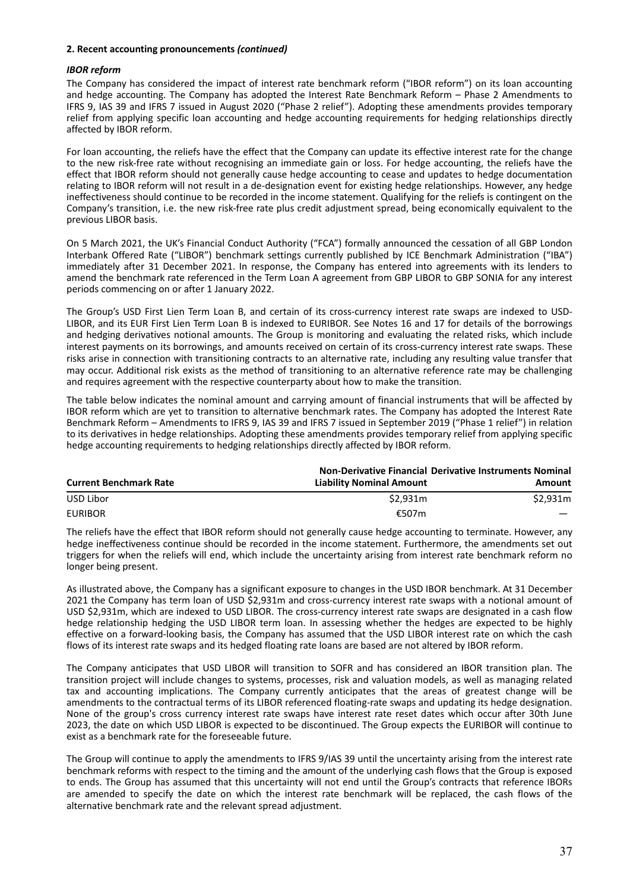**2. Recent accounting pronouncements *(continued)***

***IBOR reform***

The Company has considered the impact of interest rate benchmark reform ("IBOR reform") on its loan accounting and hedge accounting. The Company has adopted the Interest Rate Benchmark Reform – Phase 2 Amendments to IFRS 9, IAS 39 and IFRS 7 issued in August 2020 ("Phase 2 relief"). Adopting these amendments provides temporary relief from applying specific loan accounting and hedge accounting requirements for hedging relationships directly affected by IBOR reform.

For loan accounting, the reliefs have the effect that the Company can update its effective interest rate for the change to the new risk-free rate without recognising an immediate gain or loss. For hedge accounting, the reliefs have the effect that IBOR reform should not generally cause hedge accounting to cease and updates to hedge documentation relating to IBOR reform will not result in a de-designation event for existing hedge relationships. However, any hedge ineffectiveness should continue to be recorded in the income statement. Qualifying for the reliefs is contingent on the Company's transition, i.e. the new risk-free rate plus credit adjustment spread, being economically equivalent to the previous LIBOR basis.

On 5 March 2021, the UK's Financial Conduct Authority ("FCA") formally announced the cessation of all GBP London Interbank Offered Rate ("LIBOR") benchmark settings currently published by ICE Benchmark Administration ("IBA") immediately after 31 December 2021. In response, the Company has entered into agreements with its lenders to amend the benchmark rate referenced in the Term Loan A agreement from GBP LIBOR to GBP SONIA for any interest periods commencing on or after 1 January 2022.

The Group's USD First Lien Term Loan B, and certain of its cross-currency interest rate swaps are indexed to USD-LIBOR, and its EUR First Lien Term Loan B is indexed to EURIBOR. See Notes 16 and 17 for details of the borrowings and hedging derivatives notional amounts. The Group is monitoring and evaluating the related risks, which include interest payments on its borrowings, and amounts received on certain of its cross-currency interest rate swaps. These risks arise in connection with transitioning contracts to an alternative rate, including any resulting value transfer that may occur. Additional risk exists as the method of transitioning to an alternative reference rate may be challenging and requires agreement with the respective counterparty about how to make the transition.

The table below indicates the nominal amount and carrying amount of financial instruments that will be affected by IBOR reform which are yet to transition to alternative benchmark rates. The Company has adopted the Interest Rate Benchmark Reform – Amendments to IFRS 9, IAS 39 and IFRS 7 issued in September 2019 ("Phase 1 relief") in relation to its derivatives in hedge relationships. Adopting these amendments provides temporary relief from applying specific hedge accounting requirements to hedging relationships directly affected by IBOR reform.

| Current Benchmark Rate | Non-Derivative Financial Liability Nominal Amount | Derivative Instruments Nominal Amount |
|---|---|---|
| USD Libor | $2,931m | $2,931m |
| EURIBOR | €507m | — |

The reliefs have the effect that IBOR reform should not generally cause hedge accounting to terminate. However, any hedge ineffectiveness continue should be recorded in the income statement. Furthermore, the amendments set out triggers for when the reliefs will end, which include the uncertainty arising from interest rate benchmark reform no longer being present.

As illustrated above, the Company has a significant exposure to changes in the USD IBOR benchmark. At 31 December 2021 the Company has term loan of USD $2,931m and cross-currency interest rate swaps with a notional amount of USD $2,931m, which are indexed to USD LIBOR. The cross-currency interest rate swaps are designated in a cash flow hedge relationship hedging the USD LIBOR term loan. In assessing whether the hedges are expected to be highly effective on a forward-looking basis, the Company has assumed that the USD LIBOR interest rate on which the cash flows of its interest rate swaps and its hedged floating rate loans are based are not altered by IBOR reform.

The Company anticipates that USD LIBOR will transition to SOFR and has considered an IBOR transition plan. The transition project will include changes to systems, processes, risk and valuation models, as well as managing related tax and accounting implications. The Company currently anticipates that the areas of greatest change will be amendments to the contractual terms of its LIBOR referenced floating-rate swaps and updating its hedge designation. None of the group's cross currency interest rate swaps have interest rate reset dates which occur after 30th June 2023, the date on which USD LIBOR is expected to be discontinued. The Group expects the EURIBOR will continue to exist as a benchmark rate for the foreseeable future.

The Group will continue to apply the amendments to IFRS 9/IAS 39 until the uncertainty arising from the interest rate benchmark reforms with respect to the timing and the amount of the underlying cash flows that the Group is exposed to ends. The Group has assumed that this uncertainty will not end until the Group's contracts that reference IBORs are amended to specify the date on which the interest rate benchmark will be replaced, the cash flows of the alternative benchmark rate and the relevant spread adjustment.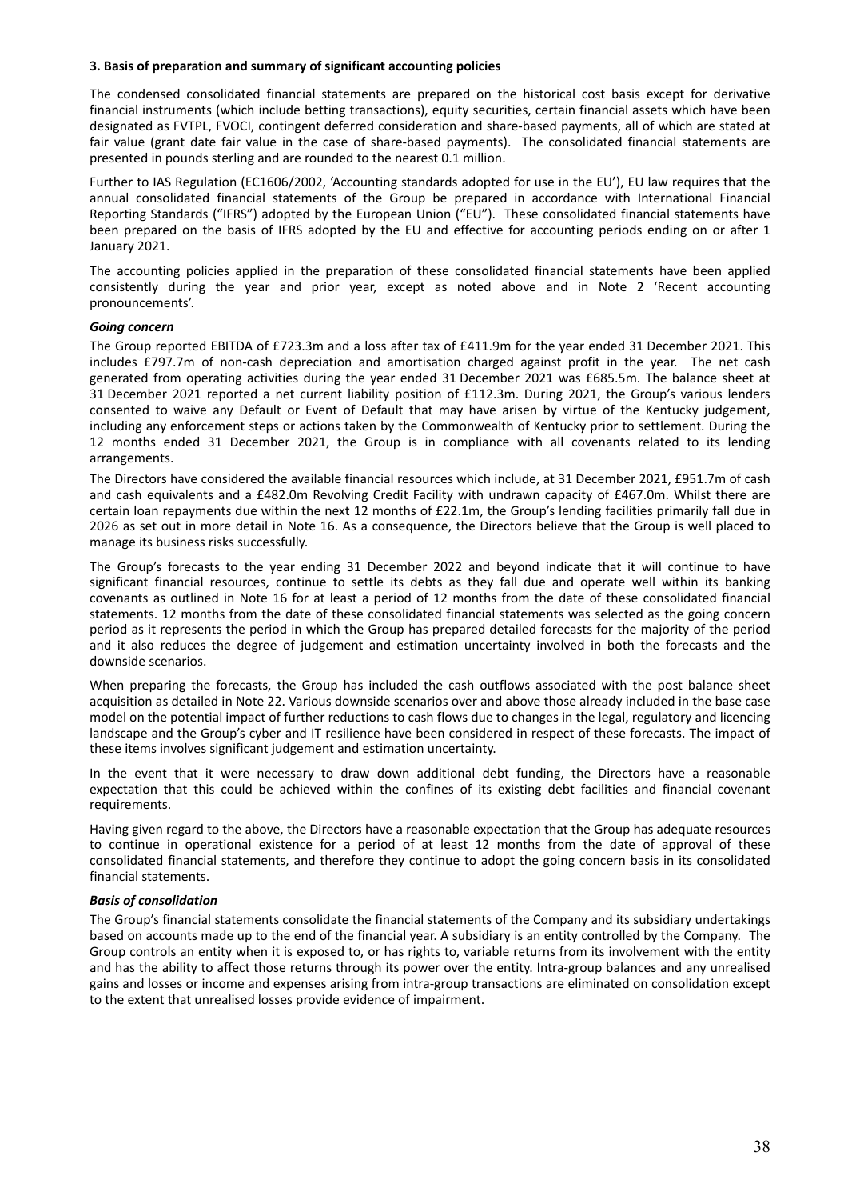### 3. Basis of preparation and summary of significant accounting policies

The condensed consolidated financial statements are prepared on the historical cost basis except for derivative financial instruments (which include betting transactions), equity securities, certain financial assets which have been designated as FVTPL, FVOCI, contingent deferred consideration and share-based payments, all of which are stated at fair value (grant date fair value in the case of share-based payments). The consolidated financial statements are presented in pounds sterling and are rounded to the nearest 0.1 million.

Further to IAS Regulation (EC1606/2002, 'Accounting standards adopted for use in the EU'), EU law requires that the annual consolidated financial statements of the Group be prepared in accordance with International Financial Reporting Standards ("IFRS") adopted by the European Union ("EU"). These consolidated financial statements have been prepared on the basis of IFRS adopted by the EU and effective for accounting periods ending on or after 1 January 2021.

The accounting policies applied in the preparation of these consolidated financial statements have been applied consistently during the year and prior year, except as noted above and in Note 2 'Recent accounting pronouncements'.

#### *Going concern*

The Group reported EBITDA of £723.3m and a loss after tax of £411.9m for the year ended 31 December 2021. This includes £797.7m of non-cash depreciation and amortisation charged against profit in the year. The net cash generated from operating activities during the year ended 31 December 2021 was £685.5m. The balance sheet at 31 December 2021 reported a net current liability position of £112.3m. During 2021, the Group's various lenders consented to waive any Default or Event of Default that may have arisen by virtue of the Kentucky judgement, including any enforcement steps or actions taken by the Commonwealth of Kentucky prior to settlement. During the 12 months ended 31 December 2021, the Group is in compliance with all covenants related to its lending arrangements.

The Directors have considered the available financial resources which include, at 31 December 2021, £951.7m of cash and cash equivalents and a £482.0m Revolving Credit Facility with undrawn capacity of £467.0m. Whilst there are certain loan repayments due within the next 12 months of £22.1m, the Group's lending facilities primarily fall due in 2026 as set out in more detail in Note 16. As a consequence, the Directors believe that the Group is well placed to manage its business risks successfully.

The Group's forecasts to the year ending 31 December 2022 and beyond indicate that it will continue to have significant financial resources, continue to settle its debts as they fall due and operate well within its banking covenants as outlined in Note 16 for at least a period of 12 months from the date of these consolidated financial statements. 12 months from the date of these consolidated financial statements was selected as the going concern period as it represents the period in which the Group has prepared detailed forecasts for the majority of the period and it also reduces the degree of judgement and estimation uncertainty involved in both the forecasts and the downside scenarios.

When preparing the forecasts, the Group has included the cash outflows associated with the post balance sheet acquisition as detailed in Note 22. Various downside scenarios over and above those already included in the base case model on the potential impact of further reductions to cash flows due to changes in the legal, regulatory and licencing landscape and the Group's cyber and IT resilience have been considered in respect of these forecasts. The impact of these items involves significant judgement and estimation uncertainty.

In the event that it were necessary to draw down additional debt funding, the Directors have a reasonable expectation that this could be achieved within the confines of its existing debt facilities and financial covenant requirements.

Having given regard to the above, the Directors have a reasonable expectation that the Group has adequate resources to continue in operational existence for a period of at least 12 months from the date of approval of these consolidated financial statements, and therefore they continue to adopt the going concern basis in its consolidated financial statements.

#### *Basis of consolidation*

The Group's financial statements consolidate the financial statements of the Company and its subsidiary undertakings based on accounts made up to the end of the financial year. A subsidiary is an entity controlled by the Company. The Group controls an entity when it is exposed to, or has rights to, variable returns from its involvement with the entity and has the ability to affect those returns through its power over the entity. Intra-group balances and any unrealised gains and losses or income and expenses arising from intra-group transactions are eliminated on consolidation except to the extent that unrealised losses provide evidence of impairment.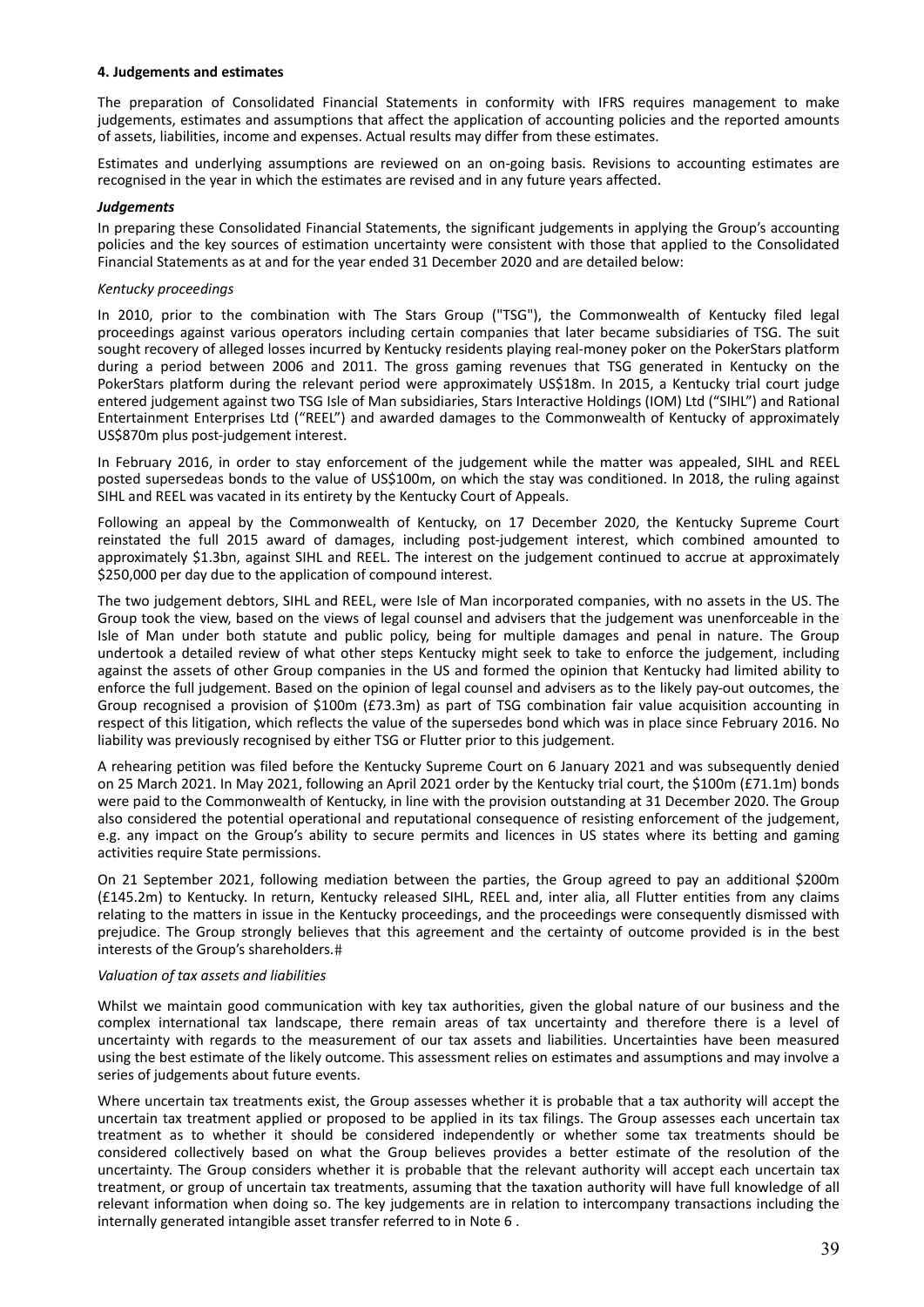**4. Judgements and estimates**

The preparation of Consolidated Financial Statements in conformity with IFRS requires management to make judgements, estimates and assumptions that affect the application of accounting policies and the reported amounts of assets, liabilities, income and expenses. Actual results may differ from these estimates.

Estimates and underlying assumptions are reviewed on an on-going basis. Revisions to accounting estimates are recognised in the year in which the estimates are revised and in any future years affected.

***Judgements***

In preparing these Consolidated Financial Statements, the significant judgements in applying the Group's accounting policies and the key sources of estimation uncertainty were consistent with those that applied to the Consolidated Financial Statements as at and for the year ended 31 December 2020 and are detailed below:

*Kentucky proceedings*

In 2010, prior to the combination with The Stars Group ("TSG"), the Commonwealth of Kentucky filed legal proceedings against various operators including certain companies that later became subsidiaries of TSG. The suit sought recovery of alleged losses incurred by Kentucky residents playing real-money poker on the PokerStars platform during a period between 2006 and 2011. The gross gaming revenues that TSG generated in Kentucky on the PokerStars platform during the relevant period were approximately US$18m. In 2015, a Kentucky trial court judge entered judgement against two TSG Isle of Man subsidiaries, Stars Interactive Holdings (IOM) Ltd ("SIHL") and Rational Entertainment Enterprises Ltd ("REEL") and awarded damages to the Commonwealth of Kentucky of approximately US$870m plus post-judgement interest.

In February 2016, in order to stay enforcement of the judgement while the matter was appealed, SIHL and REEL posted supersedeas bonds to the value of US$100m, on which the stay was conditioned. In 2018, the ruling against SIHL and REEL was vacated in its entirety by the Kentucky Court of Appeals.

Following an appeal by the Commonwealth of Kentucky, on 17 December 2020, the Kentucky Supreme Court reinstated the full 2015 award of damages, including post-judgement interest, which combined amounted to approximately $1.3bn, against SIHL and REEL. The interest on the judgement continued to accrue at approximately $250,000 per day due to the application of compound interest.

The two judgement debtors, SIHL and REEL, were Isle of Man incorporated companies, with no assets in the US. The Group took the view, based on the views of legal counsel and advisers that the judgement was unenforceable in the Isle of Man under both statute and public policy, being for multiple damages and penal in nature. The Group undertook a detailed review of what other steps Kentucky might seek to take to enforce the judgement, including against the assets of other Group companies in the US and formed the opinion that Kentucky had limited ability to enforce the full judgement. Based on the opinion of legal counsel and advisers as to the likely pay-out outcomes, the Group recognised a provision of $100m (£73.3m) as part of TSG combination fair value acquisition accounting in respect of this litigation, which reflects the value of the supersedes bond which was in place since February 2016. No liability was previously recognised by either TSG or Flutter prior to this judgement.

A rehearing petition was filed before the Kentucky Supreme Court on 6 January 2021 and was subsequently denied on 25 March 2021. In May 2021, following an April 2021 order by the Kentucky trial court, the $100m (£71.1m) bonds were paid to the Commonwealth of Kentucky, in line with the provision outstanding at 31 December 2020. The Group also considered the potential operational and reputational consequence of resisting enforcement of the judgement, e.g. any impact on the Group's ability to secure permits and licences in US states where its betting and gaming activities require State permissions.

On 21 September 2021, following mediation between the parties, the Group agreed to pay an additional $200m (£145.2m) to Kentucky. In return, Kentucky released SIHL, REEL and, inter alia, all Flutter entities from any claims relating to the matters in issue in the Kentucky proceedings, and the proceedings were consequently dismissed with prejudice. The Group strongly believes that this agreement and the certainty of outcome provided is in the best interests of the Group's shareholders.#

*Valuation of tax assets and liabilities*

Whilst we maintain good communication with key tax authorities, given the global nature of our business and the complex international tax landscape, there remain areas of tax uncertainty and therefore there is a level of uncertainty with regards to the measurement of our tax assets and liabilities. Uncertainties have been measured using the best estimate of the likely outcome. This assessment relies on estimates and assumptions and may involve a series of judgements about future events.

Where uncertain tax treatments exist, the Group assesses whether it is probable that a tax authority will accept the uncertain tax treatment applied or proposed to be applied in its tax filings. The Group assesses each uncertain tax treatment as to whether it should be considered independently or whether some tax treatments should be considered collectively based on what the Group believes provides a better estimate of the resolution of the uncertainty. The Group considers whether it is probable that the relevant authority will accept each uncertain tax treatment, or group of uncertain tax treatments, assuming that the taxation authority will have full knowledge of all relevant information when doing so. The key judgements are in relation to intercompany transactions including the internally generated intangible asset transfer referred to in Note 6 .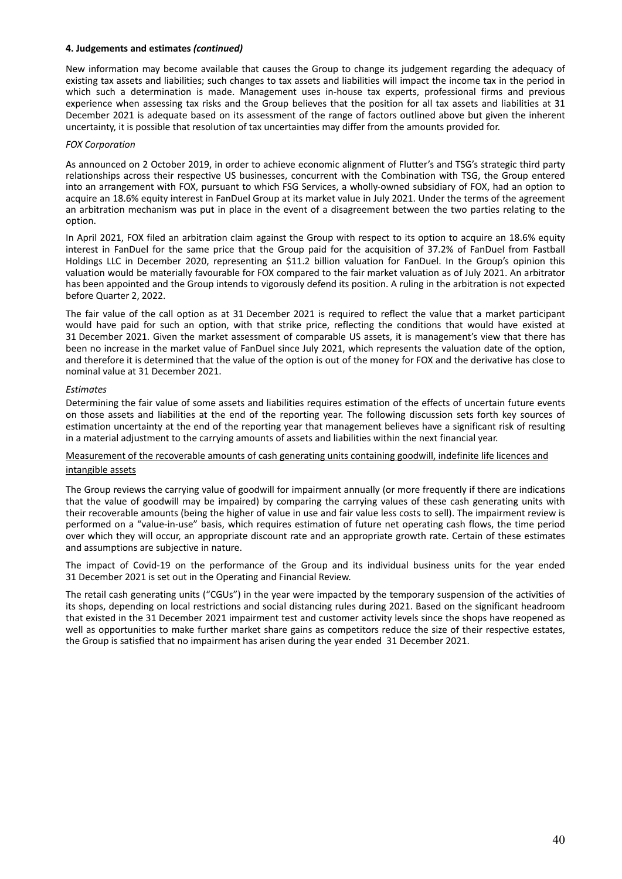**4. Judgements and estimates *(continued)***

New information may become available that causes the Group to change its judgement regarding the adequacy of existing tax assets and liabilities; such changes to tax assets and liabilities will impact the income tax in the period in which such a determination is made. Management uses in-house tax experts, professional firms and previous experience when assessing tax risks and the Group believes that the position for all tax assets and liabilities at 31 December 2021 is adequate based on its assessment of the range of factors outlined above but given the inherent uncertainty, it is possible that resolution of tax uncertainties may differ from the amounts provided for.

*FOX Corporation*

As announced on 2 October 2019, in order to achieve economic alignment of Flutter's and TSG's strategic third party relationships across their respective US businesses, concurrent with the Combination with TSG, the Group entered into an arrangement with FOX, pursuant to which FSG Services, a wholly-owned subsidiary of FOX, had an option to acquire an 18.6% equity interest in FanDuel Group at its market value in July 2021. Under the terms of the agreement an arbitration mechanism was put in place in the event of a disagreement between the two parties relating to the option.

In April 2021, FOX filed an arbitration claim against the Group with respect to its option to acquire an 18.6% equity interest in FanDuel for the same price that the Group paid for the acquisition of 37.2% of FanDuel from Fastball Holdings LLC in December 2020, representing an $11.2 billion valuation for FanDuel. In the Group's opinion this valuation would be materially favourable for FOX compared to the fair market valuation as of July 2021. An arbitrator has been appointed and the Group intends to vigorously defend its position. A ruling in the arbitration is not expected before Quarter 2, 2022.

The fair value of the call option as at 31 December 2021 is required to reflect the value that a market participant would have paid for such an option, with that strike price, reflecting the conditions that would have existed at 31 December 2021. Given the market assessment of comparable US assets, it is management's view that there has been no increase in the market value of FanDuel since July 2021, which represents the valuation date of the option, and therefore it is determined that the value of the option is out of the money for FOX and the derivative has close to nominal value at 31 December 2021.

*Estimates*

Determining the fair value of some assets and liabilities requires estimation of the effects of uncertain future events on those assets and liabilities at the end of the reporting year. The following discussion sets forth key sources of estimation uncertainty at the end of the reporting year that management believes have a significant risk of resulting in a material adjustment to the carrying amounts of assets and liabilities within the next financial year.

Measurement of the recoverable amounts of cash generating units containing goodwill, indefinite life licences and intangible assets

The Group reviews the carrying value of goodwill for impairment annually (or more frequently if there are indications that the value of goodwill may be impaired) by comparing the carrying values of these cash generating units with their recoverable amounts (being the higher of value in use and fair value less costs to sell). The impairment review is performed on a "value-in-use" basis, which requires estimation of future net operating cash flows, the time period over which they will occur, an appropriate discount rate and an appropriate growth rate. Certain of these estimates and assumptions are subjective in nature.

The impact of Covid-19 on the performance of the Group and its individual business units for the year ended 31 December 2021 is set out in the Operating and Financial Review.

The retail cash generating units ("CGUs") in the year were impacted by the temporary suspension of the activities of its shops, depending on local restrictions and social distancing rules during 2021. Based on the significant headroom that existed in the 31 December 2021 impairment test and customer activity levels since the shops have reopened as well as opportunities to make further market share gains as competitors reduce the size of their respective estates, the Group is satisfied that no impairment has arisen during the year ended 31 December 2021.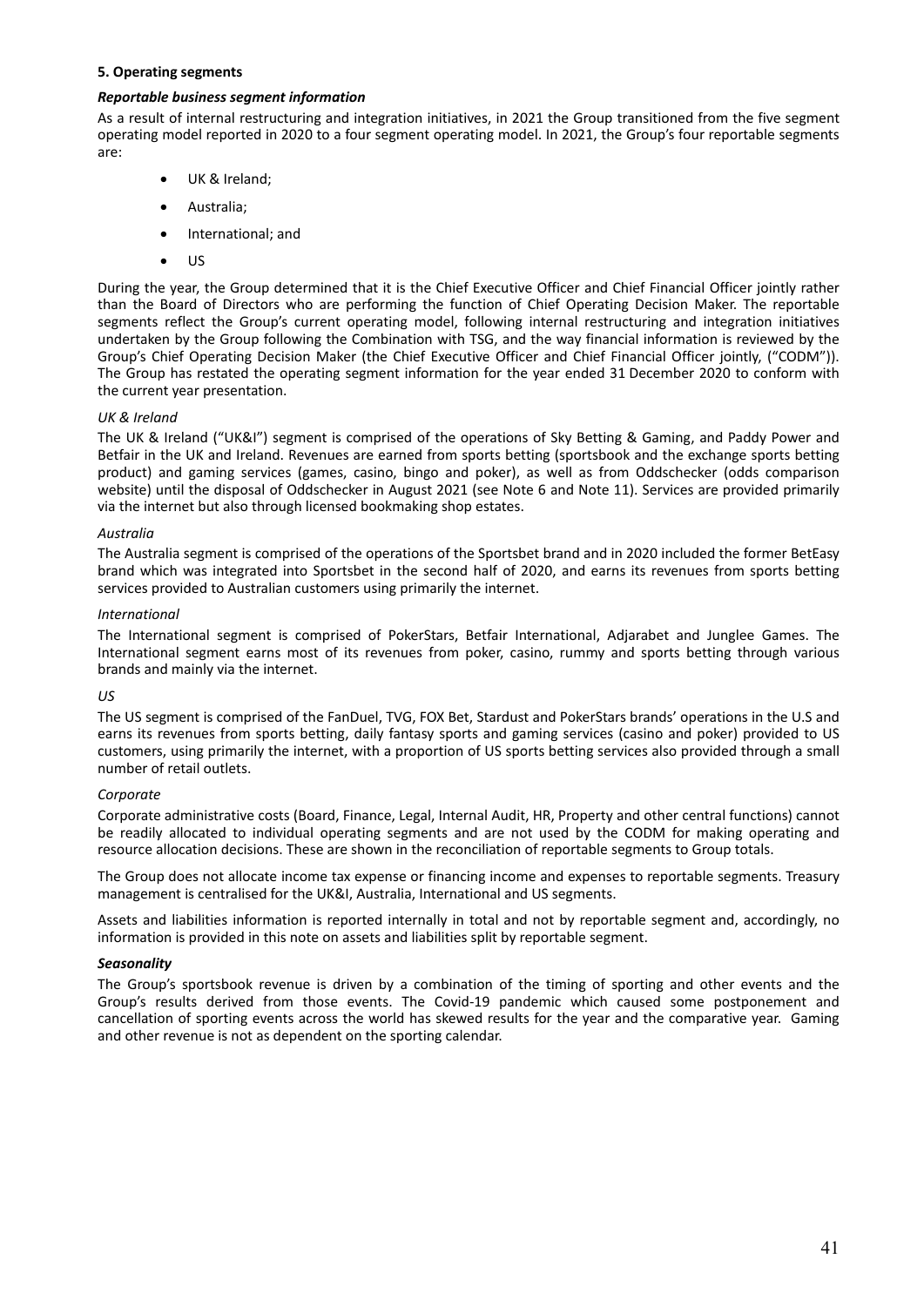**5. Operating segments**

***Reportable business segment information***

As a result of internal restructuring and integration initiatives, in 2021 the Group transitioned from the five segment operating model reported in 2020 to a four segment operating model. In 2021, the Group's four reportable segments are:

- UK & Ireland;
- Australia;
- International; and
- US

During the year, the Group determined that it is the Chief Executive Officer and Chief Financial Officer jointly rather than the Board of Directors who are performing the function of Chief Operating Decision Maker. The reportable segments reflect the Group's current operating model, following internal restructuring and integration initiatives undertaken by the Group following the Combination with TSG, and the way financial information is reviewed by the Group's Chief Operating Decision Maker (the Chief Executive Officer and Chief Financial Officer jointly, ("CODM")). The Group has restated the operating segment information for the year ended 31 December 2020 to conform with the current year presentation.

*UK & Ireland*

The UK & Ireland ("UK&I") segment is comprised of the operations of Sky Betting & Gaming, and Paddy Power and Betfair in the UK and Ireland. Revenues are earned from sports betting (sportsbook and the exchange sports betting product) and gaming services (games, casino, bingo and poker), as well as from Oddschecker (odds comparison website) until the disposal of Oddschecker in August 2021 (see Note 6 and Note 11). Services are provided primarily via the internet but also through licensed bookmaking shop estates.

*Australia*

The Australia segment is comprised of the operations of the Sportsbet brand and in 2020 included the former BetEasy brand which was integrated into Sportsbet in the second half of 2020, and earns its revenues from sports betting services provided to Australian customers using primarily the internet.

*International*

The International segment is comprised of PokerStars, Betfair International, Adjarabet and Junglee Games. The International segment earns most of its revenues from poker, casino, rummy and sports betting through various brands and mainly via the internet.

*US*

The US segment is comprised of the FanDuel, TVG, FOX Bet, Stardust and PokerStars brands' operations in the U.S and earns its revenues from sports betting, daily fantasy sports and gaming services (casino and poker) provided to US customers, using primarily the internet, with a proportion of US sports betting services also provided through a small number of retail outlets.

*Corporate*

Corporate administrative costs (Board, Finance, Legal, Internal Audit, HR, Property and other central functions) cannot be readily allocated to individual operating segments and are not used by the CODM for making operating and resource allocation decisions. These are shown in the reconciliation of reportable segments to Group totals.

The Group does not allocate income tax expense or financing income and expenses to reportable segments. Treasury management is centralised for the UK&I, Australia, International and US segments.

Assets and liabilities information is reported internally in total and not by reportable segment and, accordingly, no information is provided in this note on assets and liabilities split by reportable segment.

***Seasonality***

The Group's sportsbook revenue is driven by a combination of the timing of sporting and other events and the Group's results derived from those events. The Covid-19 pandemic which caused some postponement and cancellation of sporting events across the world has skewed results for the year and the comparative year. Gaming and other revenue is not as dependent on the sporting calendar.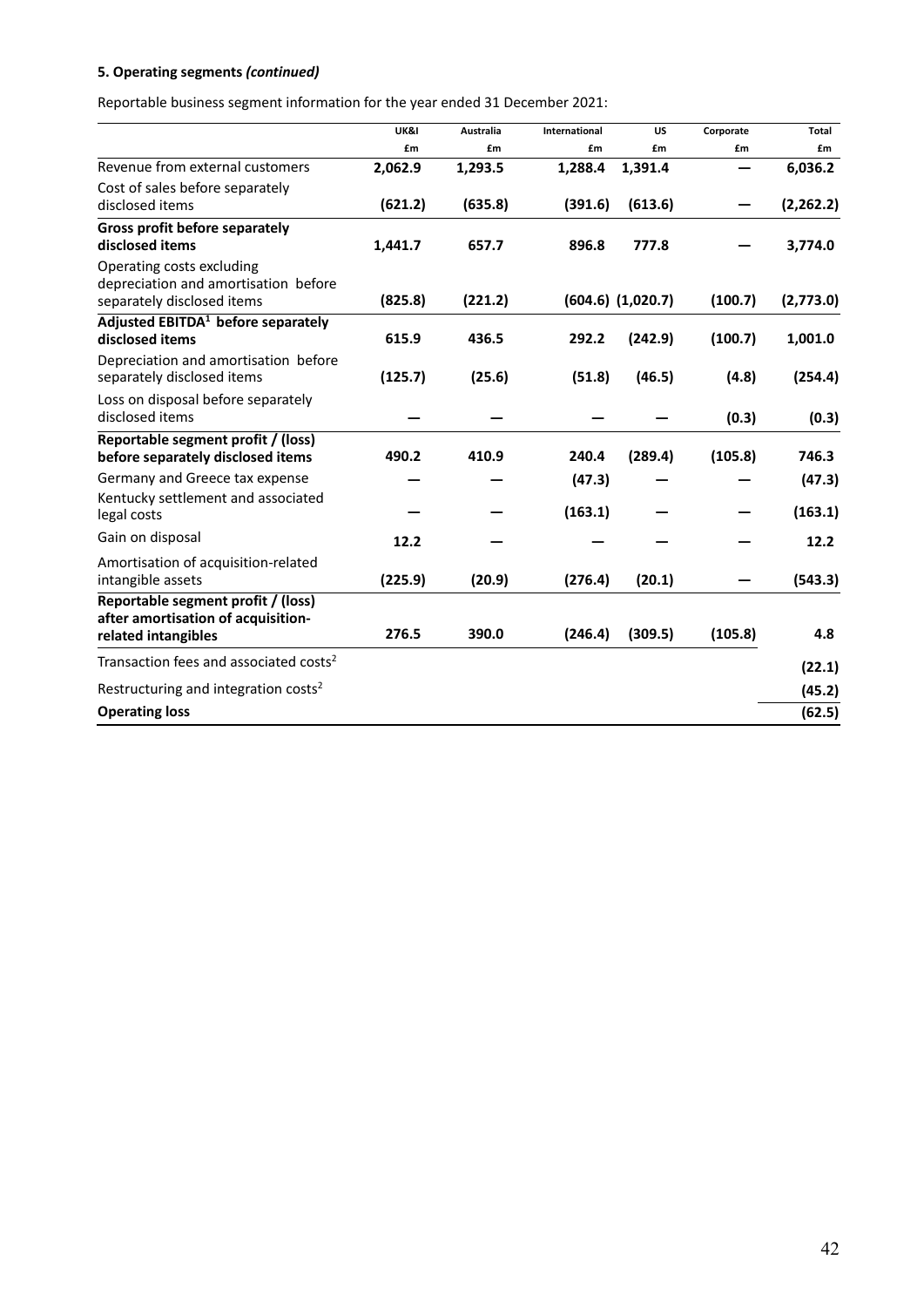**5. Operating segments *(continued)***

Reportable business segment information for the year ended 31 December 2021:

| | UK&I | Australia | International | US | Corporate | Total |
|---|---|---|---|---|---|---|
| | £m | £m | £m | £m | £m | £m |
| Revenue from external customers | **2,062.9** | **1,293.5** | **1,288.4** | **1,391.4** | **—** | **6,036.2** |
| Cost of sales before separately disclosed items | **(621.2)** | **(635.8)** | **(391.6)** | **(613.6)** | **—** | **(2,262.2)** |
| **Gross profit before separately disclosed items** | **1,441.7** | **657.7** | **896.8** | **777.8** | **—** | **3,774.0** |
| Operating costs excluding depreciation and amortisation before separately disclosed items | **(825.8)** | **(221.2)** | **(604.6)** | **(1,020.7)** | **(100.7)** | **(2,773.0)** |
| **Adjusted EBITDA[1] before separately disclosed items** | **615.9** | **436.5** | **292.2** | **(242.9)** | **(100.7)** | **1,001.0** |
| Depreciation and amortisation before separately disclosed items | **(125.7)** | **(25.6)** | **(51.8)** | **(46.5)** | **(4.8)** | **(254.4)** |
| Loss on disposal before separately disclosed items | **—** | **—** | **—** | **—** | **(0.3)** | **(0.3)** |
| **Reportable segment profit / (loss) before separately disclosed items** | **490.2** | **410.9** | **240.4** | **(289.4)** | **(105.8)** | **746.3** |
| Germany and Greece tax expense | **—** | **—** | **(47.3)** | **—** | **—** | **(47.3)** |
| Kentucky settlement and associated legal costs | **—** | **—** | **(163.1)** | **—** | **—** | **(163.1)** |
| Gain on disposal | **12.2** | **—** | **—** | **—** | **—** | **12.2** |
| Amortisation of acquisition-related intangible assets | **(225.9)** | **(20.9)** | **(276.4)** | **(20.1)** | **—** | **(543.3)** |
| **Reportable segment profit / (loss) after amortisation of acquisition-related intangibles** | **276.5** | **390.0** | **(246.4)** | **(309.5)** | **(105.8)** | **4.8** |
| Transaction fees and associated costs[2] | | | | | | **(22.1)** |
| Restructuring and integration costs[2] | | | | | | **(45.2)** |
| **Operating loss** | | | | | | **(62.5)** |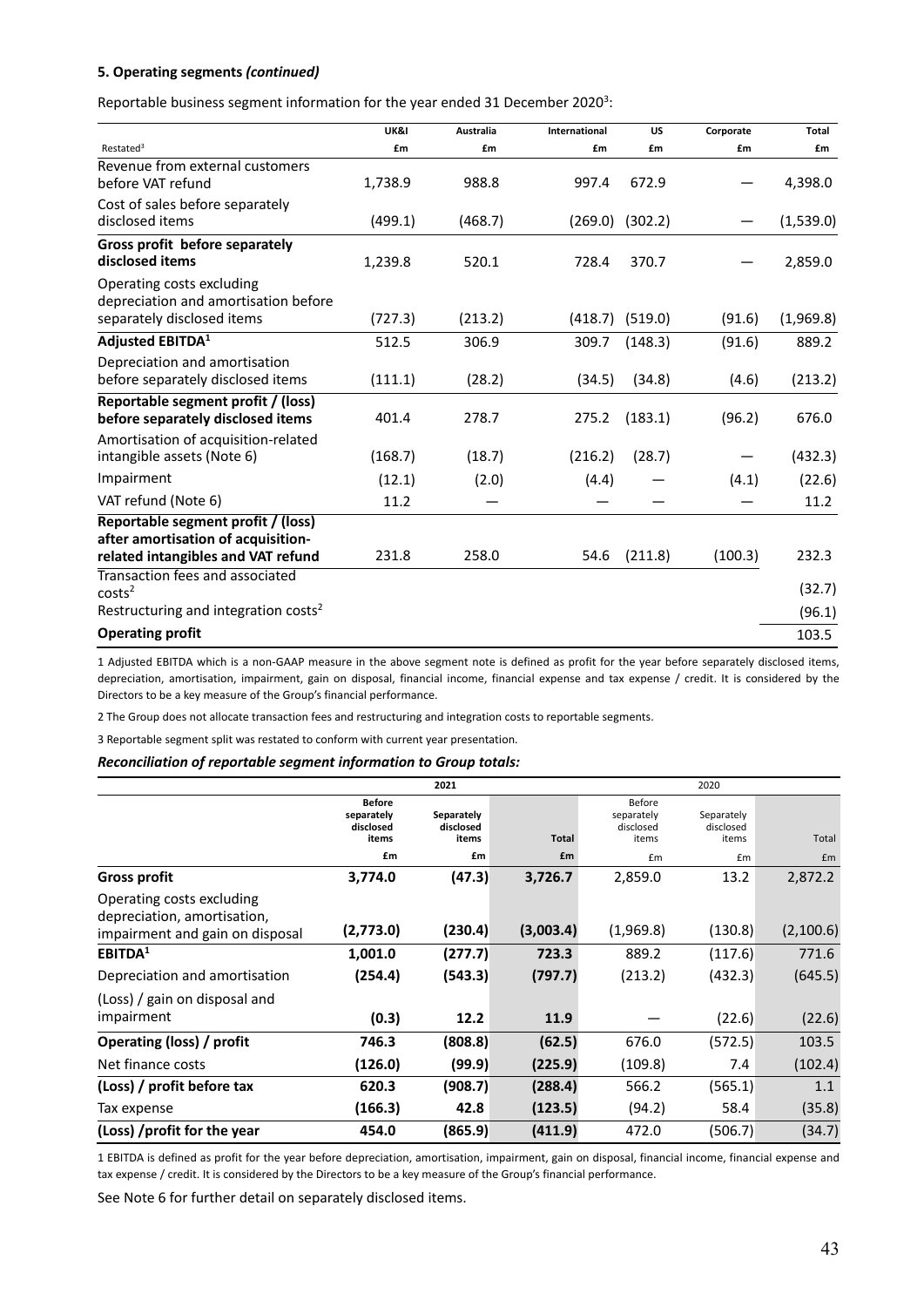**5. Operating segments *(continued)***

Reportable business segment information for the year ended 31 December 2020[3]:

| Restated[3] | UK&I £m | Australia £m | International £m | US £m | Corporate £m | Total £m |
|---|---|---|---|---|---|---|
| Revenue from external customers before VAT refund | 1,738.9 | 988.8 | 997.4 | 672.9 | — | 4,398.0 |
| Cost of sales before separately disclosed items | (499.1) | (468.7) | (269.0) | (302.2) | — | (1,539.0) |
| **Gross profit before separately disclosed items** | 1,239.8 | 520.1 | 728.4 | 370.7 | — | 2,859.0 |
| Operating costs excluding depreciation and amortisation before separately disclosed items | (727.3) | (213.2) | (418.7) | (519.0) | (91.6) | (1,969.8) |
| **Adjusted EBITDA[1]** | 512.5 | 306.9 | 309.7 | (148.3) | (91.6) | 889.2 |
| Depreciation and amortisation before separately disclosed items | (111.1) | (28.2) | (34.5) | (34.8) | (4.6) | (213.2) |
| **Reportable segment profit / (loss) before separately disclosed items** | 401.4 | 278.7 | 275.2 | (183.1) | (96.2) | 676.0 |
| Amortisation of acquisition-related intangible assets (Note 6) | (168.7) | (18.7) | (216.2) | (28.7) | — | (432.3) |
| Impairment | (12.1) | (2.0) | (4.4) | — | (4.1) | (22.6) |
| VAT refund (Note 6) | 11.2 | — | — | — | — | 11.2 |
| **Reportable segment profit / (loss) after amortisation of acquisition-related intangibles and VAT refund** | 231.8 | 258.0 | 54.6 | (211.8) | (100.3) | 232.3 |
| Transaction fees and associated costs[2] | | | | | | (32.7) |
| Restructuring and integration costs[2] | | | | | | (96.1) |
| **Operating profit** | | | | | | 103.5 |

1 Adjusted EBITDA which is a non-GAAP measure in the above segment note is defined as profit for the year before separately disclosed items, depreciation, amortisation, impairment, gain on disposal, financial income, financial expense and tax expense / credit. It is considered by the Directors to be a key measure of the Group's financial performance.

2 The Group does not allocate transaction fees and restructuring and integration costs to reportable segments.

3 Reportable segment split was restated to conform with current year presentation.

***Reconciliation of reportable segment information to Group totals:***

| | 2021 | | | 2020 | | |
|---|---|---|---|---|---|---|
| | Before separately disclosed items £m | Separately disclosed items £m | Total £m | Before separately disclosed items £m | Separately disclosed items £m | Total £m |
| **Gross profit** | **3,774.0** | **(47.3)** | **3,726.7** | 2,859.0 | 13.2 | 2,872.2 |
| Operating costs excluding depreciation, amortisation, impairment and gain on disposal | **(2,773.0)** | **(230.4)** | **(3,003.4)** | (1,969.8) | (130.8) | (2,100.6) |
| **EBITDA[1]** | **1,001.0** | **(277.7)** | **723.3** | 889.2 | (117.6) | 771.6 |
| Depreciation and amortisation | **(254.4)** | **(543.3)** | **(797.7)** | (213.2) | (432.3) | (645.5) |
| (Loss) / gain on disposal and impairment | **(0.3)** | **12.2** | **11.9** | — | (22.6) | (22.6) |
| **Operating (loss) / profit** | **746.3** | **(808.8)** | **(62.5)** | 676.0 | (572.5) | 103.5 |
| Net finance costs | **(126.0)** | **(99.9)** | **(225.9)** | (109.8) | 7.4 | (102.4) |
| **(Loss) / profit before tax** | **620.3** | **(908.7)** | **(288.4)** | 566.2 | (565.1) | 1.1 |
| Tax expense | **(166.3)** | **42.8** | **(123.5)** | (94.2) | 58.4 | (35.8) |
| **(Loss) /profit for the year** | **454.0** | **(865.9)** | **(411.9)** | 472.0 | (506.7) | (34.7) |

1 EBITDA is defined as profit for the year before depreciation, amortisation, impairment, gain on disposal, financial income, financial expense and tax expense / credit. It is considered by the Directors to be a key measure of the Group's financial performance.

See Note 6 for further detail on separately disclosed items.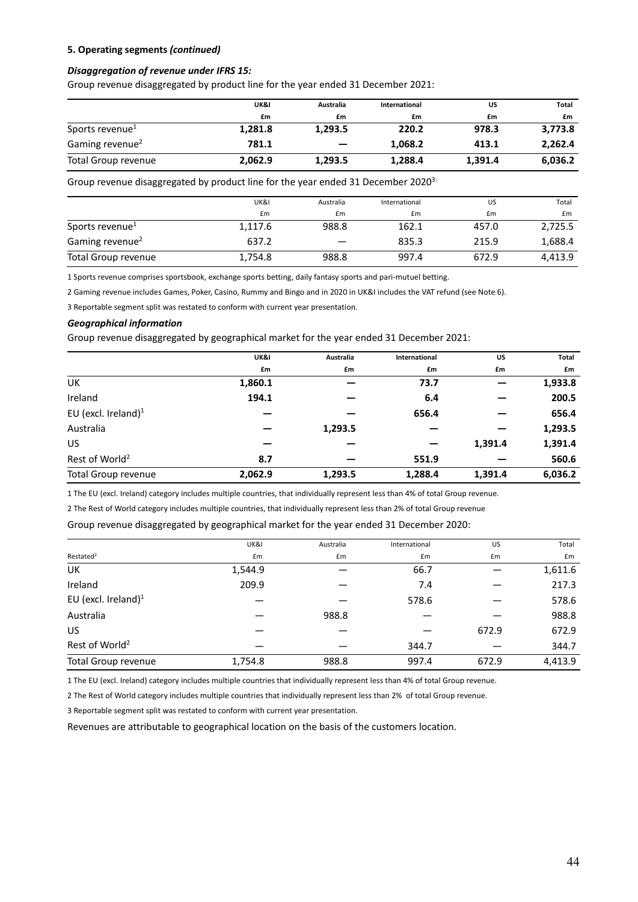**5. Operating segments *(continued)***

***Disaggregation of revenue under IFRS 15:***

Group revenue disaggregated by product line for the year ended 31 December 2021:

| | **UK&I** | **Australia** | **International** | **US** | **Total** |
|---|---|---|---|---|---|
| | **£m** | **£m** | **£m** | **£m** | **£m** |
| Sports revenue[1] | **1,281.8** | **1,293.5** | **220.2** | **978.3** | **3,773.8** |
| Gaming revenue[2] | **781.1** | **—** | **1,068.2** | **413.1** | **2,262.4** |
| Total Group revenue | **2,062.9** | **1,293.5** | **1,288.4** | **1,391.4** | **6,036.2** |

Group revenue disaggregated by product line for the year ended 31 December 2020[3]:

| | UK&I | Australia | International | US | Total |
|---|---|---|---|---|---|
| | £m | £m | £m | £m | £m |
| Sports revenue[1] | 1,117.6 | 988.8 | 162.1 | 457.0 | 2,725.5 |
| Gaming revenue[2] | 637.2 | — | 835.3 | 215.9 | 1,688.4 |
| Total Group revenue | 1,754.8 | 988.8 | 997.4 | 672.9 | 4,413.9 |

1 Sports revenue comprises sportsbook, exchange sports betting, daily fantasy sports and pari-mutuel betting.

2 Gaming revenue includes Games, Poker, Casino, Rummy and Bingo and in 2020 in UK&I includes the VAT refund (see Note 6).

3 Reportable segment split was restated to conform with current year presentation.

***Geographical information***

Group revenue disaggregated by geographical market for the year ended 31 December 2021:

| | **UK&I** | **Australia** | **International** | **US** | **Total** |
|---|---|---|---|---|---|
| | **£m** | **£m** | **£m** | **£m** | **£m** |
| UK | **1,860.1** | **—** | **73.7** | **—** | **1,933.8** |
| Ireland | **194.1** | **—** | **6.4** | **—** | **200.5** |
| EU (excl. Ireland)[1] | **—** | **—** | **656.4** | **—** | **656.4** |
| Australia | **—** | **1,293.5** | **—** | **—** | **1,293.5** |
| US | **—** | **—** | **—** | **1,391.4** | **1,391.4** |
| Rest of World[2] | **8.7** | **—** | **551.9** | **—** | **560.6** |
| Total Group revenue | **2,062.9** | **1,293.5** | **1,288.4** | **1,391.4** | **6,036.2** |

1 The EU (excl. Ireland) category includes multiple countries, that individually represent less than 4% of total Group revenue.

2 The Rest of World category includes multiple countries, that individually represent less than 2% of total Group revenue

Group revenue disaggregated by geographical market for the year ended 31 December 2020:

| | UK&I | Australia | International | US | Total |
|---|---|---|---|---|---|
| Restated[2] | £m | £m | £m | £m | £m |
| UK | 1,544.9 | — | 66.7 | — | 1,611.6 |
| Ireland | 209.9 | — | 7.4 | — | 217.3 |
| EU (excl. Ireland)[1] | — | — | 578.6 | — | 578.6 |
| Australia | — | 988.8 | — | — | 988.8 |
| US | — | — | — | 672.9 | 672.9 |
| Rest of World[2] | — | — | 344.7 | — | 344.7 |
| Total Group revenue | 1,754.8 | 988.8 | 997.4 | 672.9 | 4,413.9 |

1 The EU (excl. Ireland) category includes multiple countries that individually represent less than 4% of total Group revenue.

2 The Rest of World category includes multiple countries that individually represent less than 2% of total Group revenue.

3 Reportable segment split was restated to conform with current year presentation.

Revenues are attributable to geographical location on the basis of the customers location.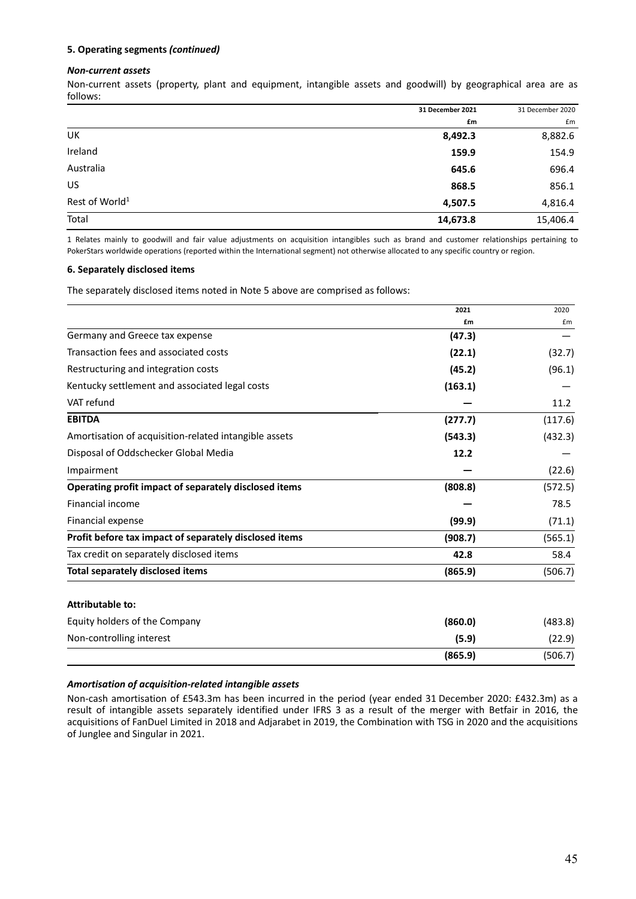**5. Operating segments *(continued)***

***Non-current assets***

Non-current assets (property, plant and equipment, intangible assets and goodwill) by geographical area are as follows:

| | **31 December 2021** | 31 December 2020 |
|---|---|---|
| | **£m** | £m |
| UK | **8,492.3** | 8,882.6 |
| Ireland | **159.9** | 154.9 |
| Australia | **645.6** | 696.4 |
| US | **868.5** | 856.1 |
| Rest of World[1] | **4,507.5** | 4,816.4 |
| Total | **14,673.8** | 15,406.4 |

1 Relates mainly to goodwill and fair value adjustments on acquisition intangibles such as brand and customer relationships pertaining to PokerStars worldwide operations (reported within the International segment) not otherwise allocated to any specific country or region.

**6. Separately disclosed items**

The separately disclosed items noted in Note 5 above are comprised as follows:

| | **2021** | 2020 |
|---|---|---|
| | **£m** | £m |
| Germany and Greece tax expense | **(47.3)** | — |
| Transaction fees and associated costs | **(22.1)** | (32.7) |
| Restructuring and integration costs | **(45.2)** | (96.1) |
| Kentucky settlement and associated legal costs | **(163.1)** | — |
| VAT refund | **—** | 11.2 |
| **EBITDA** | **(277.7)** | (117.6) |
| Amortisation of acquisition-related intangible assets | **(543.3)** | (432.3) |
| Disposal of Oddschecker Global Media | **12.2** | — |
| Impairment | **—** | (22.6) |
| **Operating profit impact of separately disclosed items** | **(808.8)** | (572.5) |
| Financial income | **—** | 78.5 |
| Financial expense | **(99.9)** | (71.1) |
| **Profit before tax impact of separately disclosed items** | **(908.7)** | (565.1) |
| Tax credit on separately disclosed items | **42.8** | 58.4 |
| **Total separately disclosed items** | **(865.9)** | (506.7) |
| | | |
| **Attributable to:** | | |
| Equity holders of the Company | **(860.0)** | (483.8) |
| Non-controlling interest | **(5.9)** | (22.9) |
| | **(865.9)** | (506.7) |

***Amortisation of acquisition-related intangible assets***

Non-cash amortisation of £543.3m has been incurred in the period (year ended 31 December 2020: £432.3m) as a result of intangible assets separately identified under IFRS 3 as a result of the merger with Betfair in 2016, the acquisitions of FanDuel Limited in 2018 and Adjarabet in 2019, the Combination with TSG in 2020 and the acquisitions of Junglee and Singular in 2021.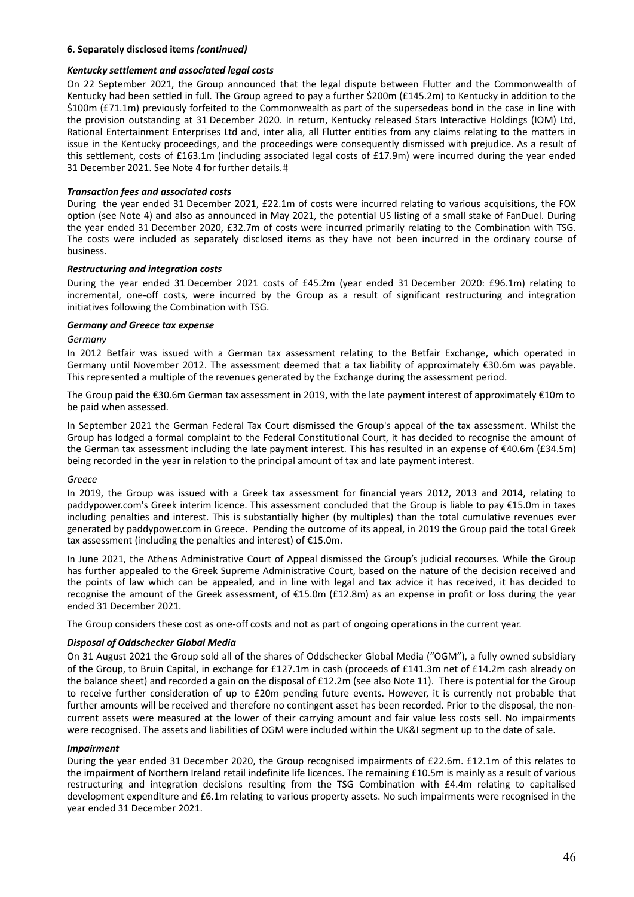**6. Separately disclosed items *(continued)***

***Kentucky settlement and associated legal costs***

On 22 September 2021, the Group announced that the legal dispute between Flutter and the Commonwealth of Kentucky had been settled in full. The Group agreed to pay a further $200m (£145.2m) to Kentucky in addition to the $100m (£71.1m) previously forfeited to the Commonwealth as part of the supersedeas bond in the case in line with the provision outstanding at 31 December 2020. In return, Kentucky released Stars Interactive Holdings (IOM) Ltd, Rational Entertainment Enterprises Ltd and, inter alia, all Flutter entities from any claims relating to the matters in issue in the Kentucky proceedings, and the proceedings were consequently dismissed with prejudice. As a result of this settlement, costs of £163.1m (including associated legal costs of £17.9m) were incurred during the year ended 31 December 2021. See Note 4 for further details.#

***Transaction fees and associated costs***

During the year ended 31 December 2021, £22.1m of costs were incurred relating to various acquisitions, the FOX option (see Note 4) and also as announced in May 2021, the potential US listing of a small stake of FanDuel. During the year ended 31 December 2020, £32.7m of costs were incurred primarily relating to the Combination with TSG. The costs were included as separately disclosed items as they have not been incurred in the ordinary course of business.

***Restructuring and integration costs***

During the year ended 31 December 2021 costs of £45.2m (year ended 31 December 2020: £96.1m) relating to incremental, one-off costs, were incurred by the Group as a result of significant restructuring and integration initiatives following the Combination with TSG.

***Germany and Greece tax expense***

*Germany*

In 2012 Betfair was issued with a German tax assessment relating to the Betfair Exchange, which operated in Germany until November 2012. The assessment deemed that a tax liability of approximately €30.6m was payable. This represented a multiple of the revenues generated by the Exchange during the assessment period.

The Group paid the €30.6m German tax assessment in 2019, with the late payment interest of approximately €10m to be paid when assessed.

In September 2021 the German Federal Tax Court dismissed the Group's appeal of the tax assessment. Whilst the Group has lodged a formal complaint to the Federal Constitutional Court, it has decided to recognise the amount of the German tax assessment including the late payment interest. This has resulted in an expense of €40.6m (£34.5m) being recorded in the year in relation to the principal amount of tax and late payment interest.

*Greece*

In 2019, the Group was issued with a Greek tax assessment for financial years 2012, 2013 and 2014, relating to paddypower.com's Greek interim licence. This assessment concluded that the Group is liable to pay €15.0m in taxes including penalties and interest. This is substantially higher (by multiples) than the total cumulative revenues ever generated by paddypower.com in Greece. Pending the outcome of its appeal, in 2019 the Group paid the total Greek tax assessment (including the penalties and interest) of €15.0m.

In June 2021, the Athens Administrative Court of Appeal dismissed the Group's judicial recourses. While the Group has further appealed to the Greek Supreme Administrative Court, based on the nature of the decision received and the points of law which can be appealed, and in line with legal and tax advice it has received, it has decided to recognise the amount of the Greek assessment, of €15.0m (£12.8m) as an expense in profit or loss during the year ended 31 December 2021.

The Group considers these cost as one-off costs and not as part of ongoing operations in the current year.

***Disposal of Oddschecker Global Media***

On 31 August 2021 the Group sold all of the shares of Oddschecker Global Media ("OGM"), a fully owned subsidiary of the Group, to Bruin Capital, in exchange for £127.1m in cash (proceeds of £141.3m net of £14.2m cash already on the balance sheet) and recorded a gain on the disposal of £12.2m (see also Note 11). There is potential for the Group to receive further consideration of up to £20m pending future events. However, it is currently not probable that further amounts will be received and therefore no contingent asset has been recorded. Prior to the disposal, the non-current assets were measured at the lower of their carrying amount and fair value less costs sell. No impairments were recognised. The assets and liabilities of OGM were included within the UK&I segment up to the date of sale.

***Impairment***

During the year ended 31 December 2020, the Group recognised impairments of £22.6m. £12.1m of this relates to the impairment of Northern Ireland retail indefinite life licences. The remaining £10.5m is mainly as a result of various restructuring and integration decisions resulting from the TSG Combination with £4.4m relating to capitalised development expenditure and £6.1m relating to various property assets. No such impairments were recognised in the year ended 31 December 2021.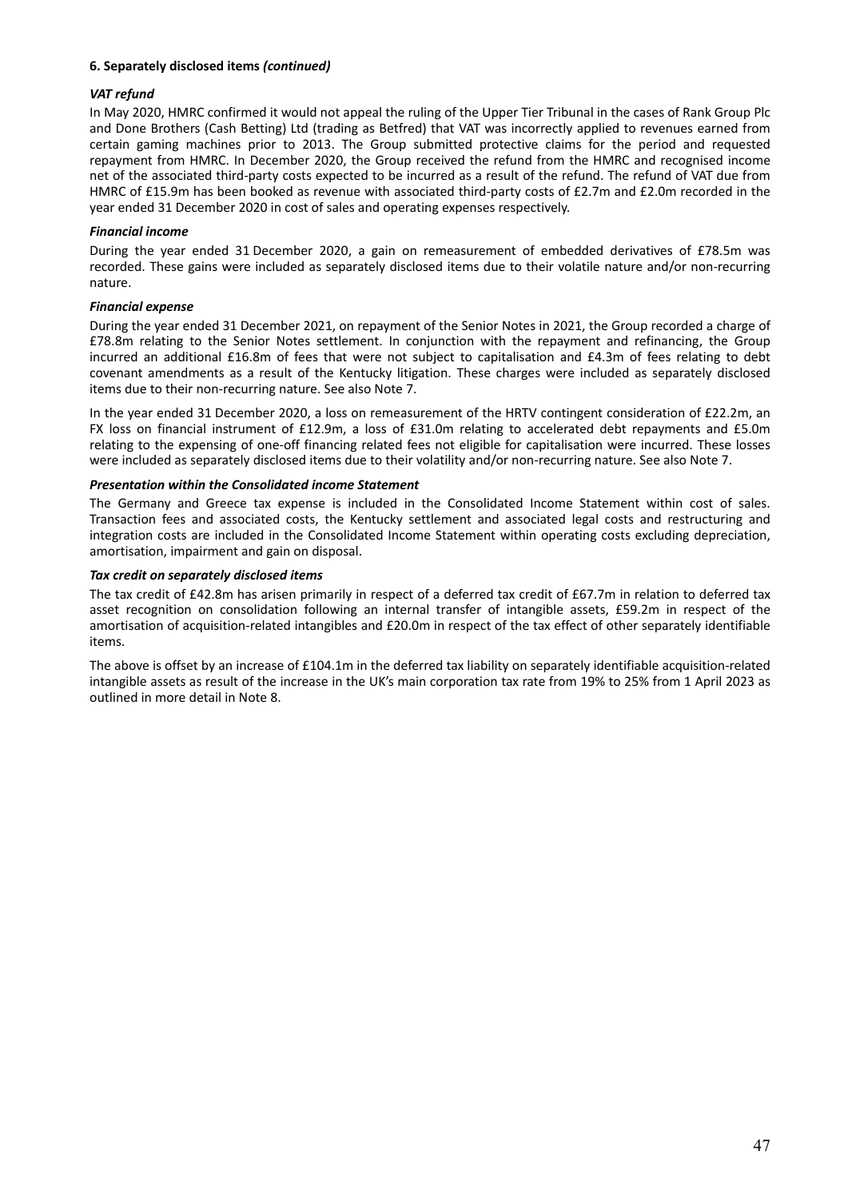**6. Separately disclosed items *(continued)***

***VAT refund***

In May 2020, HMRC confirmed it would not appeal the ruling of the Upper Tier Tribunal in the cases of Rank Group Plc and Done Brothers (Cash Betting) Ltd (trading as Betfred) that VAT was incorrectly applied to revenues earned from certain gaming machines prior to 2013. The Group submitted protective claims for the period and requested repayment from HMRC. In December 2020, the Group received the refund from the HMRC and recognised income net of the associated third-party costs expected to be incurred as a result of the refund. The refund of VAT due from HMRC of £15.9m has been booked as revenue with associated third-party costs of £2.7m and £2.0m recorded in the year ended 31 December 2020 in cost of sales and operating expenses respectively.

***Financial income***

During the year ended 31 December 2020, a gain on remeasurement of embedded derivatives of £78.5m was recorded. These gains were included as separately disclosed items due to their volatile nature and/or non-recurring nature.

***Financial expense***

During the year ended 31 December 2021, on repayment of the Senior Notes in 2021, the Group recorded a charge of £78.8m relating to the Senior Notes settlement. In conjunction with the repayment and refinancing, the Group incurred an additional £16.8m of fees that were not subject to capitalisation and £4.3m of fees relating to debt covenant amendments as a result of the Kentucky litigation. These charges were included as separately disclosed items due to their non-recurring nature. See also Note 7.

In the year ended 31 December 2020, a loss on remeasurement of the HRTV contingent consideration of £22.2m, an FX loss on financial instrument of £12.9m, a loss of £31.0m relating to accelerated debt repayments and £5.0m relating to the expensing of one-off financing related fees not eligible for capitalisation were incurred. These losses were included as separately disclosed items due to their volatility and/or non-recurring nature. See also Note 7.

***Presentation within the Consolidated income Statement***

The Germany and Greece tax expense is included in the Consolidated Income Statement within cost of sales. Transaction fees and associated costs, the Kentucky settlement and associated legal costs and restructuring and integration costs are included in the Consolidated Income Statement within operating costs excluding depreciation, amortisation, impairment and gain on disposal.

***Tax credit on separately disclosed items***

The tax credit of £42.8m has arisen primarily in respect of a deferred tax credit of £67.7m in relation to deferred tax asset recognition on consolidation following an internal transfer of intangible assets, £59.2m in respect of the amortisation of acquisition-related intangibles and £20.0m in respect of the tax effect of other separately identifiable items.

The above is offset by an increase of £104.1m in the deferred tax liability on separately identifiable acquisition-related intangible assets as result of the increase in the UK's main corporation tax rate from 19% to 25% from 1 April 2023 as outlined in more detail in Note 8.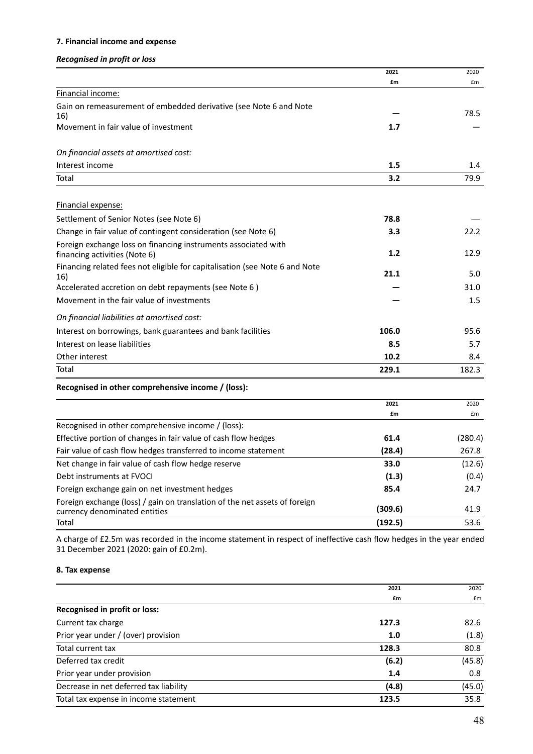### 7. Financial income and expense

***Recognised in profit or loss***

| | 2021 | 2020 |
|---|---|---|
| | £m | £m |
| Financial income: | | |
| Gain on remeasurement of embedded derivative (see Note 6 and Note 16) | — | 78.5 |
| Movement in fair value of investment | **1.7** | — |
| *On financial assets at amortised cost:* | | |
| Interest income | **1.5** | 1.4 |
| Total | **3.2** | 79.9 |
| Financial expense: | | |
| Settlement of Senior Notes (see Note 6) | **78.8** | — |
| Change in fair value of contingent consideration (see Note 6) | **3.3** | 22.2 |
| Foreign exchange loss on financing instruments associated with financing activities (Note 6) | **1.2** | 12.9 |
| Financing related fees not eligible for capitalisation (see Note 6 and Note 16) | **21.1** | 5.0 |
| Accelerated accretion on debt repayments (see Note 6 ) | — | 31.0 |
| Movement in the fair value of investments | — | 1.5 |
| *On financial liabilities at amortised cost:* | | |
| Interest on borrowings, bank guarantees and bank facilities | **106.0** | 95.6 |
| Interest on lease liabilities | **8.5** | 5.7 |
| Other interest | **10.2** | 8.4 |
| Total | **229.1** | 182.3 |

**Recognised in other comprehensive income / (loss):**

| | 2021 | 2020 |
|---|---|---|
| | £m | £m |
| Recognised in other comprehensive income / (loss): | | |
| Effective portion of changes in fair value of cash flow hedges | **61.4** | (280.4) |
| Fair value of cash flow hedges transferred to income statement | **(28.4)** | 267.8 |
| Net change in fair value of cash flow hedge reserve | **33.0** | (12.6) |
| Debt instruments at FVOCI | **(1.3)** | (0.4) |
| Foreign exchange gain on net investment hedges | **85.4** | 24.7 |
| Foreign exchange (loss) / gain on translation of the net assets of foreign currency denominated entities | **(309.6)** | 41.9 |
| Total | **(192.5)** | 53.6 |

A charge of £2.5m was recorded in the income statement in respect of ineffective cash flow hedges in the year ended 31 December 2021 (2020: gain of £0.2m).

### 8. Tax expense

| | 2021 | 2020 |
|---|---|---|
| | £m | £m |
| **Recognised in profit or loss:** | | |
| Current tax charge | **127.3** | 82.6 |
| Prior year under / (over) provision | **1.0** | (1.8) |
| Total current tax | **128.3** | 80.8 |
| Deferred tax credit | **(6.2)** | (45.8) |
| Prior year under provision | **1.4** | 0.8 |
| Decrease in net deferred tax liability | **(4.8)** | (45.0) |
| Total tax expense in income statement | **123.5** | 35.8 |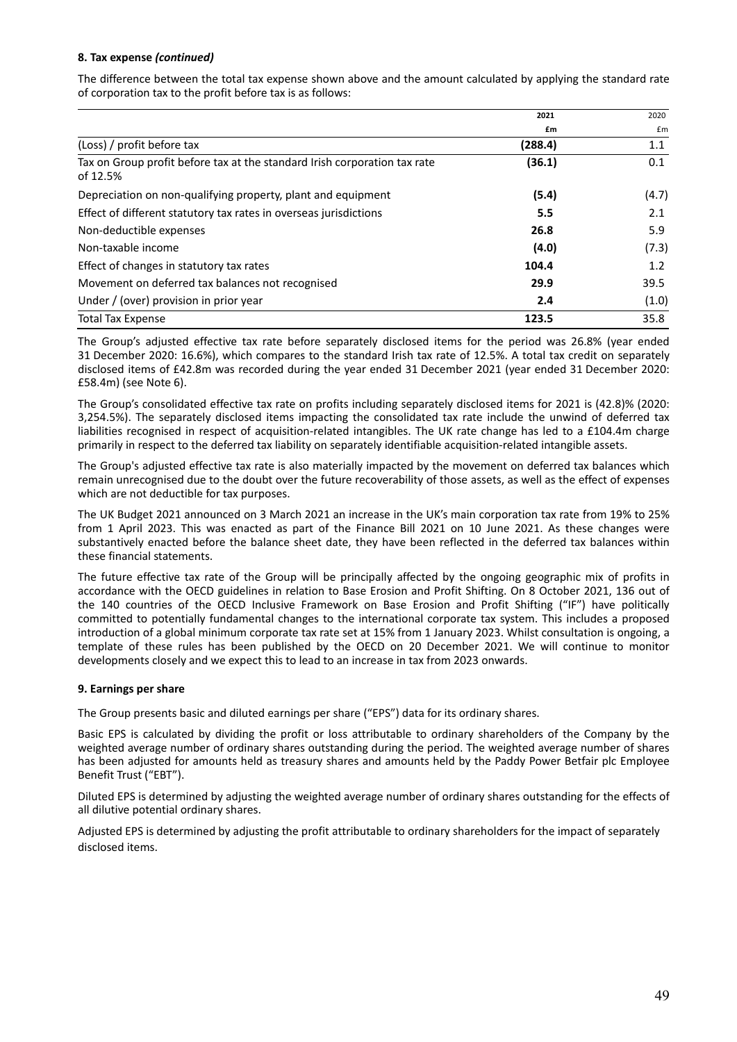**8. Tax expense *(continued)***

The difference between the total tax expense shown above and the amount calculated by applying the standard rate of corporation tax to the profit before tax is as follows:

| | 2021 | 2020 |
|---|---|---|
| | £m | £m |
| (Loss) / profit before tax | **(288.4)** | 1.1 |
| Tax on Group profit before tax at the standard Irish corporation tax rate of 12.5% | **(36.1)** | 0.1 |
| Depreciation on non-qualifying property, plant and equipment | **(5.4)** | (4.7) |
| Effect of different statutory tax rates in overseas jurisdictions | **5.5** | 2.1 |
| Non-deductible expenses | **26.8** | 5.9 |
| Non-taxable income | **(4.0)** | (7.3) |
| Effect of changes in statutory tax rates | **104.4** | 1.2 |
| Movement on deferred tax balances not recognised | **29.9** | 39.5 |
| Under / (over) provision in prior year | **2.4** | (1.0) |
| Total Tax Expense | **123.5** | 35.8 |

The Group's adjusted effective tax rate before separately disclosed items for the period was 26.8% (year ended 31 December 2020: 16.6%), which compares to the standard Irish tax rate of 12.5%. A total tax credit on separately disclosed items of £42.8m was recorded during the year ended 31 December 2021 (year ended 31 December 2020: £58.4m) (see Note 6).

The Group's consolidated effective tax rate on profits including separately disclosed items for 2021 is (42.8)% (2020: 3,254.5%). The separately disclosed items impacting the consolidated tax rate include the unwind of deferred tax liabilities recognised in respect of acquisition-related intangibles. The UK rate change has led to a £104.4m charge primarily in respect to the deferred tax liability on separately identifiable acquisition-related intangible assets.

The Group's adjusted effective tax rate is also materially impacted by the movement on deferred tax balances which remain unrecognised due to the doubt over the future recoverability of those assets, as well as the effect of expenses which are not deductible for tax purposes.

The UK Budget 2021 announced on 3 March 2021 an increase in the UK's main corporation tax rate from 19% to 25% from 1 April 2023. This was enacted as part of the Finance Bill 2021 on 10 June 2021. As these changes were substantively enacted before the balance sheet date, they have been reflected in the deferred tax balances within these financial statements.

The future effective tax rate of the Group will be principally affected by the ongoing geographic mix of profits in accordance with the OECD guidelines in relation to Base Erosion and Profit Shifting. On 8 October 2021, 136 out of the 140 countries of the OECD Inclusive Framework on Base Erosion and Profit Shifting ("IF") have politically committed to potentially fundamental changes to the international corporate tax system. This includes a proposed introduction of a global minimum corporate tax rate set at 15% from 1 January 2023. Whilst consultation is ongoing, a template of these rules has been published by the OECD on 20 December 2021. We will continue to monitor developments closely and we expect this to lead to an increase in tax from 2023 onwards.

**9. Earnings per share**

The Group presents basic and diluted earnings per share ("EPS") data for its ordinary shares.

Basic EPS is calculated by dividing the profit or loss attributable to ordinary shareholders of the Company by the weighted average number of ordinary shares outstanding during the period. The weighted average number of shares has been adjusted for amounts held as treasury shares and amounts held by the Paddy Power Betfair plc Employee Benefit Trust ("EBT").

Diluted EPS is determined by adjusting the weighted average number of ordinary shares outstanding for the effects of all dilutive potential ordinary shares.

Adjusted EPS is determined by adjusting the profit attributable to ordinary shareholders for the impact of separately disclosed items.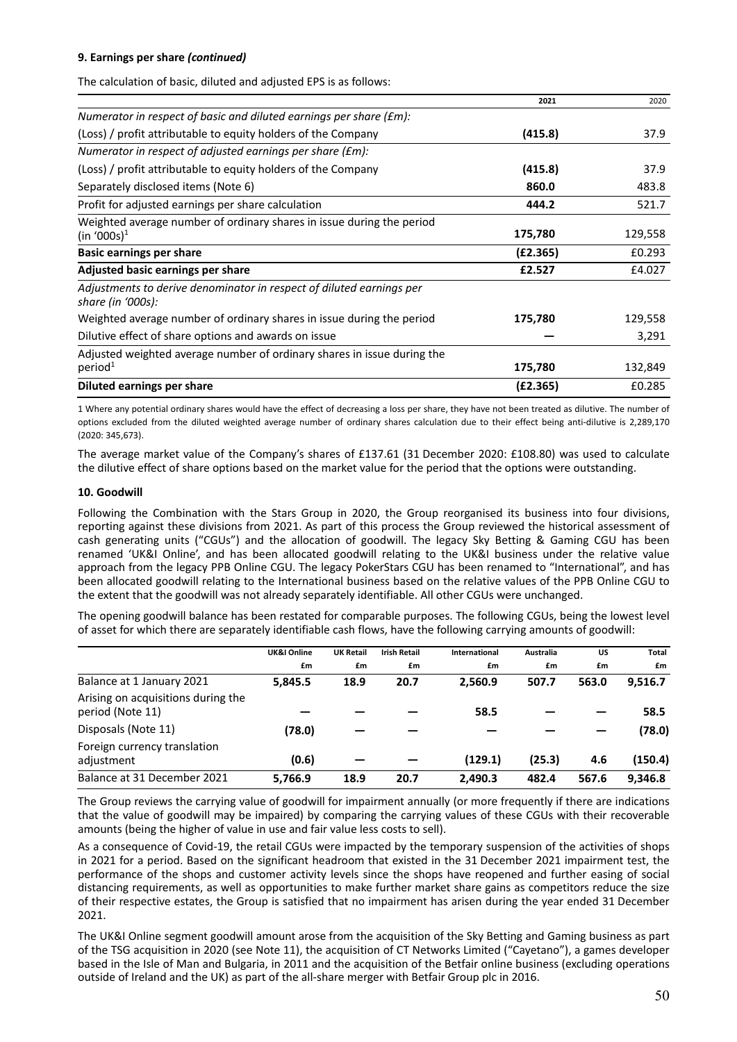**9. Earnings per share *(continued)***

The calculation of basic, diluted and adjusted EPS is as follows:

| | 2021 | 2020 |
|---|---|---|
| *Numerator in respect of basic and diluted earnings per share (£m):* | | |
| (Loss) / profit attributable to equity holders of the Company | **(415.8)** | 37.9 |
| *Numerator in respect of adjusted earnings per share (£m):* | | |
| (Loss) / profit attributable to equity holders of the Company | **(415.8)** | 37.9 |
| Separately disclosed items (Note 6) | **860.0** | 483.8 |
| Profit for adjusted earnings per share calculation | **444.2** | 521.7 |
| Weighted average number of ordinary shares in issue during the period (in '000s)[1] | **175,780** | 129,558 |
| **Basic earnings per share** | **(£2.365)** | £0.293 |
| **Adjusted basic earnings per share** | **£2.527** | £4.027 |
| *Adjustments to derive denominator in respect of diluted earnings per share (in '000s):* | | |
| Weighted average number of ordinary shares in issue during the period | **175,780** | 129,558 |
| Dilutive effect of share options and awards on issue | **—** | 3,291 |
| Adjusted weighted average number of ordinary shares in issue during the period[1] | **175,780** | 132,849 |
| **Diluted earnings per share** | **(£2.365)** | £0.285 |

1 Where any potential ordinary shares would have the effect of decreasing a loss per share, they have not been treated as dilutive. The number of options excluded from the diluted weighted average number of ordinary shares calculation due to their effect being anti-dilutive is 2,289,170 (2020: 345,673).

The average market value of the Company's shares of £137.61 (31 December 2020: £108.80) was used to calculate the dilutive effect of share options based on the market value for the period that the options were outstanding.

**10. Goodwill**

Following the Combination with the Stars Group in 2020, the Group reorganised its business into four divisions, reporting against these divisions from 2021. As part of this process the Group reviewed the historical assessment of cash generating units ("CGUs") and the allocation of goodwill. The legacy Sky Betting & Gaming CGU has been renamed 'UK&I Online', and has been allocated goodwill relating to the UK&I business under the relative value approach from the legacy PPB Online CGU. The legacy PokerStars CGU has been renamed to "International", and has been allocated goodwill relating to the International business based on the relative values of the PPB Online CGU to the extent that the goodwill was not already separately identifiable. All other CGUs were unchanged.

The opening goodwill balance has been restated for comparable purposes. The following CGUs, being the lowest level of asset for which there are separately identifiable cash flows, have the following carrying amounts of goodwill:

| | UK&I Online | UK Retail | Irish Retail | International | Australia | US | Total |
|---|---|---|---|---|---|---|---|
| | £m | £m | £m | £m | £m | £m | £m |
| Balance at 1 January 2021 | **5,845.5** | **18.9** | **20.7** | **2,560.9** | **507.7** | **563.0** | **9,516.7** |
| Arising on acquisitions during the period (Note 11) | **—** | **—** | **—** | **58.5** | **—** | **—** | **58.5** |
| Disposals (Note 11) | **(78.0)** | **—** | **—** | **—** | **—** | **—** | **(78.0)** |
| Foreign currency translation adjustment | **(0.6)** | **—** | **—** | **(129.1)** | **(25.3)** | **4.6** | **(150.4)** |
| Balance at 31 December 2021 | **5,766.9** | **18.9** | **20.7** | **2,490.3** | **482.4** | **567.6** | **9,346.8** |

The Group reviews the carrying value of goodwill for impairment annually (or more frequently if there are indications that the value of goodwill may be impaired) by comparing the carrying values of these CGUs with their recoverable amounts (being the higher of value in use and fair value less costs to sell).

As a consequence of Covid-19, the retail CGUs were impacted by the temporary suspension of the activities of shops in 2021 for a period. Based on the significant headroom that existed in the 31 December 2021 impairment test, the performance of the shops and customer activity levels since the shops have reopened and further easing of social distancing requirements, as well as opportunities to make further market share gains as competitors reduce the size of their respective estates, the Group is satisfied that no impairment has arisen during the year ended 31 December 2021.

The UK&I Online segment goodwill amount arose from the acquisition of the Sky Betting and Gaming business as part of the TSG acquisition in 2020 (see Note 11), the acquisition of CT Networks Limited ("Cayetano"), a games developer based in the Isle of Man and Bulgaria, in 2011 and the acquisition of the Betfair online business (excluding operations outside of Ireland and the UK) as part of the all-share merger with Betfair Group plc in 2016.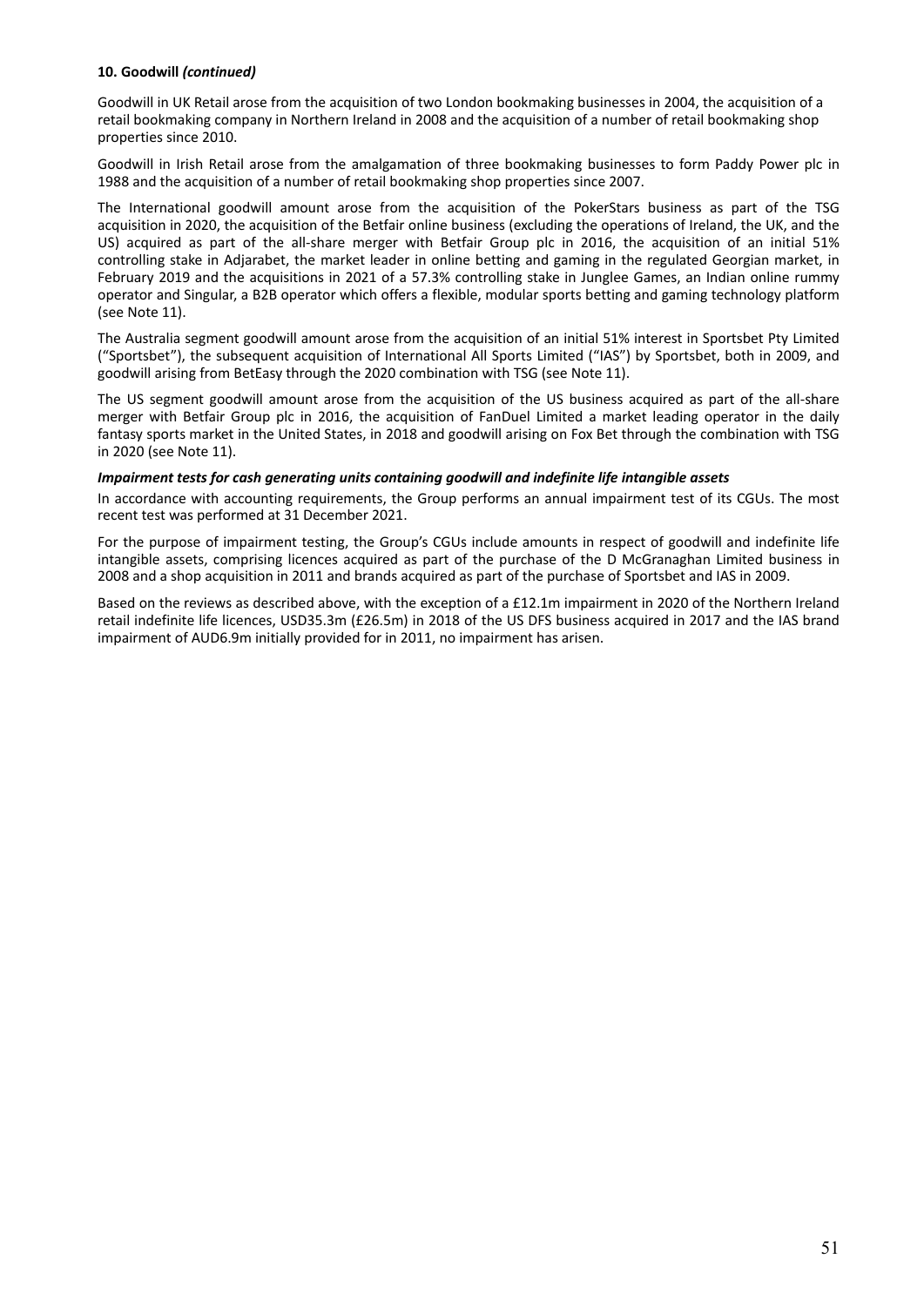**10. Goodwill *(continued)***

Goodwill in UK Retail arose from the acquisition of two London bookmaking businesses in 2004, the acquisition of a retail bookmaking company in Northern Ireland in 2008 and the acquisition of a number of retail bookmaking shop properties since 2010.

Goodwill in Irish Retail arose from the amalgamation of three bookmaking businesses to form Paddy Power plc in 1988 and the acquisition of a number of retail bookmaking shop properties since 2007.

The International goodwill amount arose from the acquisition of the PokerStars business as part of the TSG acquisition in 2020, the acquisition of the Betfair online business (excluding the operations of Ireland, the UK, and the US) acquired as part of the all-share merger with Betfair Group plc in 2016, the acquisition of an initial 51% controlling stake in Adjarabet, the market leader in online betting and gaming in the regulated Georgian market, in February 2019 and the acquisitions in 2021 of a 57.3% controlling stake in Junglee Games, an Indian online rummy operator and Singular, a B2B operator which offers a flexible, modular sports betting and gaming technology platform (see Note 11).

The Australia segment goodwill amount arose from the acquisition of an initial 51% interest in Sportsbet Pty Limited ("Sportsbet"), the subsequent acquisition of International All Sports Limited ("IAS") by Sportsbet, both in 2009, and goodwill arising from BetEasy through the 2020 combination with TSG (see Note 11).

The US segment goodwill amount arose from the acquisition of the US business acquired as part of the all-share merger with Betfair Group plc in 2016, the acquisition of FanDuel Limited a market leading operator in the daily fantasy sports market in the United States, in 2018 and goodwill arising on Fox Bet through the combination with TSG in 2020 (see Note 11).

***Impairment tests for cash generating units containing goodwill and indefinite life intangible assets***

In accordance with accounting requirements, the Group performs an annual impairment test of its CGUs. The most recent test was performed at 31 December 2021.

For the purpose of impairment testing, the Group's CGUs include amounts in respect of goodwill and indefinite life intangible assets, comprising licences acquired as part of the purchase of the D McGranaghan Limited business in 2008 and a shop acquisition in 2011 and brands acquired as part of the purchase of Sportsbet and IAS in 2009.

Based on the reviews as described above, with the exception of a £12.1m impairment in 2020 of the Northern Ireland retail indefinite life licences, USD35.3m (£26.5m) in 2018 of the US DFS business acquired in 2017 and the IAS brand impairment of AUD6.9m initially provided for in 2011, no impairment has arisen.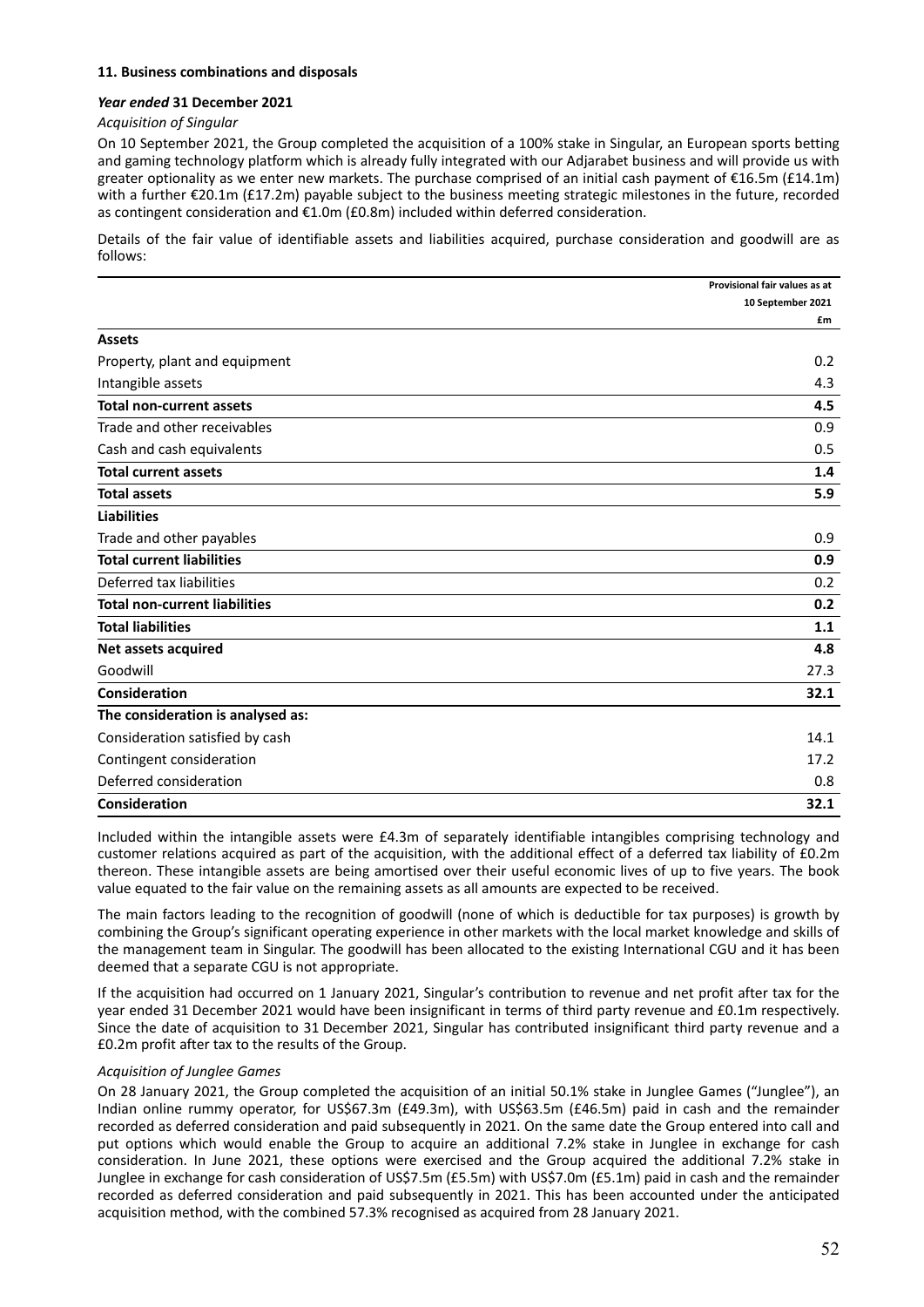### 11. Business combinations and disposals

#### *Year ended* 31 December 2021

*Acquisition of Singular*

On 10 September 2021, the Group completed the acquisition of a 100% stake in Singular, an European sports betting and gaming technology platform which is already fully integrated with our Adjarabet business and will provide us with greater optionality as we enter new markets. The purchase comprised of an initial cash payment of €16.5m (£14.1m) with a further €20.1m (£17.2m) payable subject to the business meeting strategic milestones in the future, recorded as contingent consideration and €1.0m (£0.8m) included within deferred consideration.

Details of the fair value of identifiable assets and liabilities acquired, purchase consideration and goodwill are as follows:

| | Provisional fair values as at 10 September 2021 £m |
|---|---|
| **Assets** | |
| Property, plant and equipment | 0.2 |
| Intangible assets | 4.3 |
| **Total non-current assets** | **4.5** |
| Trade and other receivables | 0.9 |
| Cash and cash equivalents | 0.5 |
| **Total current assets** | **1.4** |
| **Total assets** | **5.9** |
| **Liabilities** | |
| Trade and other payables | 0.9 |
| **Total current liabilities** | **0.9** |
| Deferred tax liabilities | 0.2 |
| **Total non-current liabilities** | **0.2** |
| **Total liabilities** | **1.1** |
| **Net assets acquired** | **4.8** |
| Goodwill | 27.3 |
| **Consideration** | **32.1** |
| **The consideration is analysed as:** | |
| Consideration satisfied by cash | 14.1 |
| Contingent consideration | 17.2 |
| Deferred consideration | 0.8 |
| **Consideration** | **32.1** |

Included within the intangible assets were £4.3m of separately identifiable intangibles comprising technology and customer relations acquired as part of the acquisition, with the additional effect of a deferred tax liability of £0.2m thereon. These intangible assets are being amortised over their useful economic lives of up to five years. The book value equated to the fair value on the remaining assets as all amounts are expected to be received.

The main factors leading to the recognition of goodwill (none of which is deductible for tax purposes) is growth by combining the Group's significant operating experience in other markets with the local market knowledge and skills of the management team in Singular. The goodwill has been allocated to the existing International CGU and it has been deemed that a separate CGU is not appropriate.

If the acquisition had occurred on 1 January 2021, Singular's contribution to revenue and net profit after tax for the year ended 31 December 2021 would have been insignificant in terms of third party revenue and £0.1m respectively. Since the date of acquisition to 31 December 2021, Singular has contributed insignificant third party revenue and a £0.2m profit after tax to the results of the Group.

*Acquisition of Junglee Games*

On 28 January 2021, the Group completed the acquisition of an initial 50.1% stake in Junglee Games ("Junglee"), an Indian online rummy operator, for US$67.3m (£49.3m), with US$63.5m (£46.5m) paid in cash and the remainder recorded as deferred consideration and paid subsequently in 2021. On the same date the Group entered into call and put options which would enable the Group to acquire an additional 7.2% stake in Junglee in exchange for cash consideration. In June 2021, these options were exercised and the Group acquired the additional 7.2% stake in Junglee in exchange for cash consideration of US$7.5m (£5.5m) with US$7.0m (£5.1m) paid in cash and the remainder recorded as deferred consideration and paid subsequently in 2021. This has been accounted under the anticipated acquisition method, with the combined 57.3% recognised as acquired from 28 January 2021.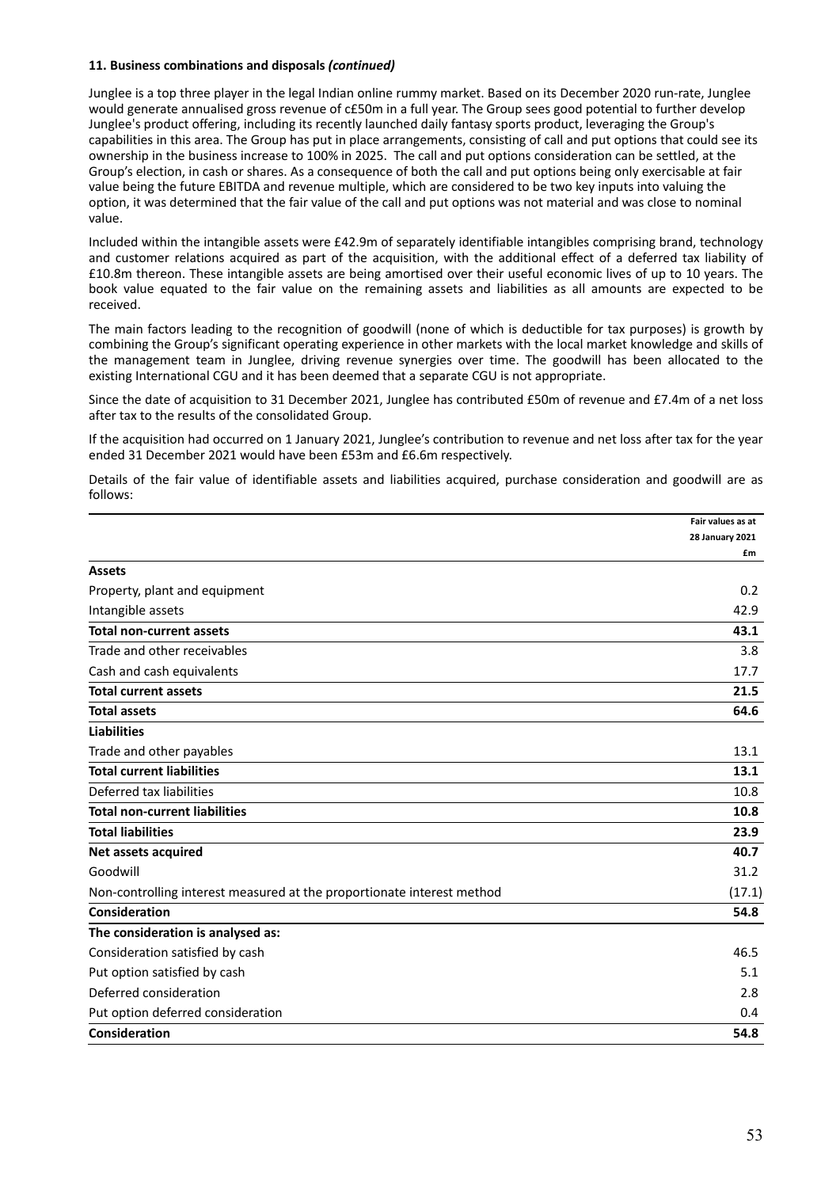### 11. Business combinations and disposals *(continued)*

Junglee is a top three player in the legal Indian online rummy market. Based on its December 2020 run-rate, Junglee would generate annualised gross revenue of c£50m in a full year. The Group sees good potential to further develop Junglee's product offering, including its recently launched daily fantasy sports product, leveraging the Group's capabilities in this area. The Group has put in place arrangements, consisting of call and put options that could see its ownership in the business increase to 100% in 2025. The call and put options consideration can be settled, at the Group's election, in cash or shares. As a consequence of both the call and put options being only exercisable at fair value being the future EBITDA and revenue multiple, which are considered to be two key inputs into valuing the option, it was determined that the fair value of the call and put options was not material and was close to nominal value.

Included within the intangible assets were £42.9m of separately identifiable intangibles comprising brand, technology and customer relations acquired as part of the acquisition, with the additional effect of a deferred tax liability of £10.8m thereon. These intangible assets are being amortised over their useful economic lives of up to 10 years. The book value equated to the fair value on the remaining assets and liabilities as all amounts are expected to be received.

The main factors leading to the recognition of goodwill (none of which is deductible for tax purposes) is growth by combining the Group's significant operating experience in other markets with the local market knowledge and skills of the management team in Junglee, driving revenue synergies over time. The goodwill has been allocated to the existing International CGU and it has been deemed that a separate CGU is not appropriate.

Since the date of acquisition to 31 December 2021, Junglee has contributed £50m of revenue and £7.4m of a net loss after tax to the results of the consolidated Group.

If the acquisition had occurred on 1 January 2021, Junglee's contribution to revenue and net loss after tax for the year ended 31 December 2021 would have been £53m and £6.6m respectively.

Details of the fair value of identifiable assets and liabilities acquired, purchase consideration and goodwill are as follows:

| | Fair values as at 28 January 2021 £m |
|---|---|
| **Assets** | |
| Property, plant and equipment | 0.2 |
| Intangible assets | 42.9 |
| **Total non-current assets** | **43.1** |
| Trade and other receivables | 3.8 |
| Cash and cash equivalents | 17.7 |
| **Total current assets** | **21.5** |
| **Total assets** | **64.6** |
| **Liabilities** | |
| Trade and other payables | 13.1 |
| **Total current liabilities** | **13.1** |
| Deferred tax liabilities | 10.8 |
| **Total non-current liabilities** | **10.8** |
| **Total liabilities** | **23.9** |
| **Net assets acquired** | **40.7** |
| Goodwill | 31.2 |
| Non-controlling interest measured at the proportionate interest method | (17.1) |
| **Consideration** | **54.8** |
| **The consideration is analysed as:** | |
| Consideration satisfied by cash | 46.5 |
| Put option satisfied by cash | 5.1 |
| Deferred consideration | 2.8 |
| Put option deferred consideration | 0.4 |
| **Consideration** | **54.8** |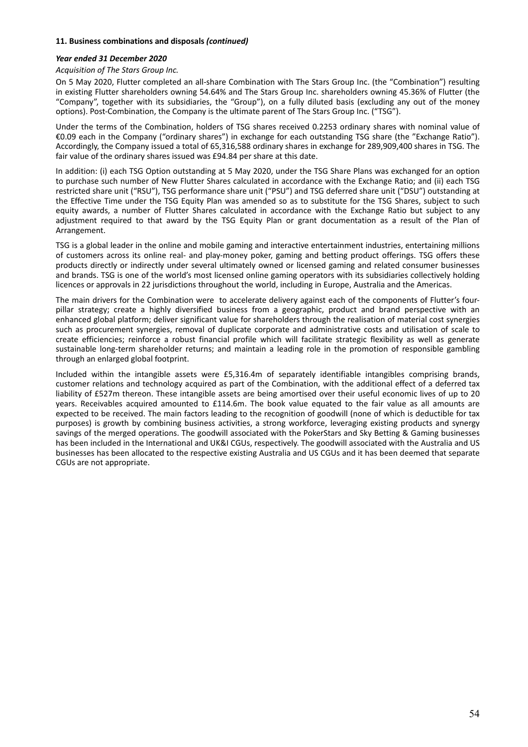**11. Business combinations and disposals *(continued)***

***Year ended 31 December 2020***

*Acquisition of The Stars Group Inc.*

On 5 May 2020, Flutter completed an all-share Combination with The Stars Group Inc. (the "Combination") resulting in existing Flutter shareholders owning 54.64% and The Stars Group Inc. shareholders owning 45.36% of Flutter (the "Company", together with its subsidiaries, the "Group"), on a fully diluted basis (excluding any out of the money options). Post-Combination, the Company is the ultimate parent of The Stars Group Inc. ("TSG").

Under the terms of the Combination, holders of TSG shares received 0.2253 ordinary shares with nominal value of €0.09 each in the Company ("ordinary shares") in exchange for each outstanding TSG share (the "Exchange Ratio"). Accordingly, the Company issued a total of 65,316,588 ordinary shares in exchange for 289,909,400 shares in TSG. The fair value of the ordinary shares issued was £94.84 per share at this date.

In addition: (i) each TSG Option outstanding at 5 May 2020, under the TSG Share Plans was exchanged for an option to purchase such number of New Flutter Shares calculated in accordance with the Exchange Ratio; and (ii) each TSG restricted share unit ("RSU"), TSG performance share unit ("PSU") and TSG deferred share unit ("DSU") outstanding at the Effective Time under the TSG Equity Plan was amended so as to substitute for the TSG Shares, subject to such equity awards, a number of Flutter Shares calculated in accordance with the Exchange Ratio but subject to any adjustment required to that award by the TSG Equity Plan or grant documentation as a result of the Plan of Arrangement.

TSG is a global leader in the online and mobile gaming and interactive entertainment industries, entertaining millions of customers across its online real- and play-money poker, gaming and betting product offerings. TSG offers these products directly or indirectly under several ultimately owned or licensed gaming and related consumer businesses and brands. TSG is one of the world's most licensed online gaming operators with its subsidiaries collectively holding licences or approvals in 22 jurisdictions throughout the world, including in Europe, Australia and the Americas.

The main drivers for the Combination were to accelerate delivery against each of the components of Flutter's four-pillar strategy; create a highly diversified business from a geographic, product and brand perspective with an enhanced global platform; deliver significant value for shareholders through the realisation of material cost synergies such as procurement synergies, removal of duplicate corporate and administrative costs and utilisation of scale to create efficiencies; reinforce a robust financial profile which will facilitate strategic flexibility as well as generate sustainable long-term shareholder returns; and maintain a leading role in the promotion of responsible gambling through an enlarged global footprint.

Included within the intangible assets were £5,316.4m of separately identifiable intangibles comprising brands, customer relations and technology acquired as part of the Combination, with the additional effect of a deferred tax liability of £527m thereon. These intangible assets are being amortised over their useful economic lives of up to 20 years. Receivables acquired amounted to £114.6m. The book value equated to the fair value as all amounts are expected to be received. The main factors leading to the recognition of goodwill (none of which is deductible for tax purposes) is growth by combining business activities, a strong workforce, leveraging existing products and synergy savings of the merged operations. The goodwill associated with the PokerStars and Sky Betting & Gaming businesses has been included in the International and UK&I CGUs, respectively. The goodwill associated with the Australia and US businesses has been allocated to the respective existing Australia and US CGUs and it has been deemed that separate CGUs are not appropriate.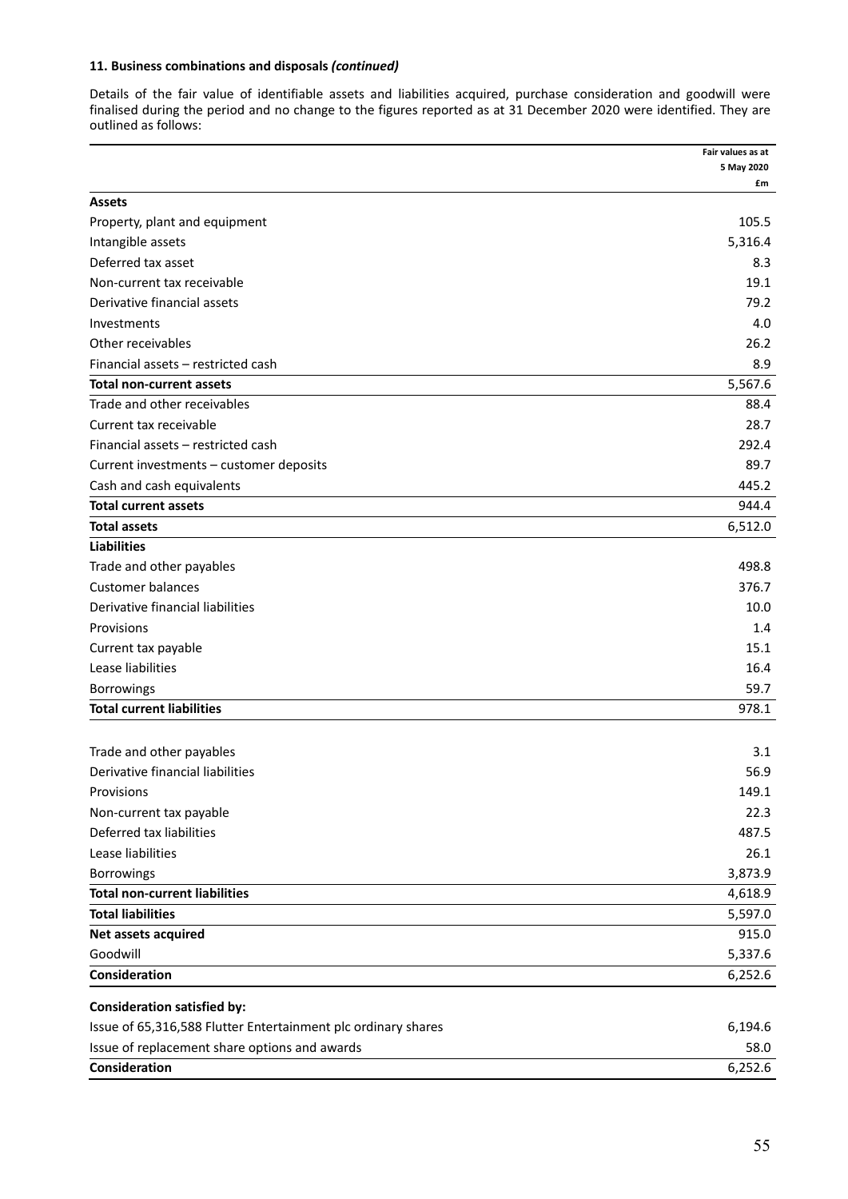### 11. Business combinations and disposals *(continued)*

Details of the fair value of identifiable assets and liabilities acquired, purchase consideration and goodwill were finalised during the period and no change to the figures reported as at 31 December 2020 were identified. They are outlined as follows:

| | Fair values as at 5 May 2020 £m |
|---|---|
| **Assets** | |
| Property, plant and equipment | 105.5 |
| Intangible assets | 5,316.4 |
| Deferred tax asset | 8.3 |
| Non-current tax receivable | 19.1 |
| Derivative financial assets | 79.2 |
| Investments | 4.0 |
| Other receivables | 26.2 |
| Financial assets – restricted cash | 8.9 |
| **Total non-current assets** | 5,567.6 |
| Trade and other receivables | 88.4 |
| Current tax receivable | 28.7 |
| Financial assets – restricted cash | 292.4 |
| Current investments – customer deposits | 89.7 |
| Cash and cash equivalents | 445.2 |
| **Total current assets** | 944.4 |
| **Total assets** | 6,512.0 |
| **Liabilities** | |
| Trade and other payables | 498.8 |
| Customer balances | 376.7 |
| Derivative financial liabilities | 10.0 |
| Provisions | 1.4 |
| Current tax payable | 15.1 |
| Lease liabilities | 16.4 |
| Borrowings | 59.7 |
| **Total current liabilities** | 978.1 |
| | |
| Trade and other payables | 3.1 |
| Derivative financial liabilities | 56.9 |
| Provisions | 149.1 |
| Non-current tax payable | 22.3 |
| Deferred tax liabilities | 487.5 |
| Lease liabilities | 26.1 |
| Borrowings | 3,873.9 |
| **Total non-current liabilities** | 4,618.9 |
| **Total liabilities** | 5,597.0 |
| **Net assets acquired** | 915.0 |
| Goodwill | 5,337.6 |
| **Consideration** | 6,252.6 |
| | |
| **Consideration satisfied by:** | |
| Issue of 65,316,588 Flutter Entertainment plc ordinary shares | 6,194.6 |
| Issue of replacement share options and awards | 58.0 |
| **Consideration** | 6,252.6 |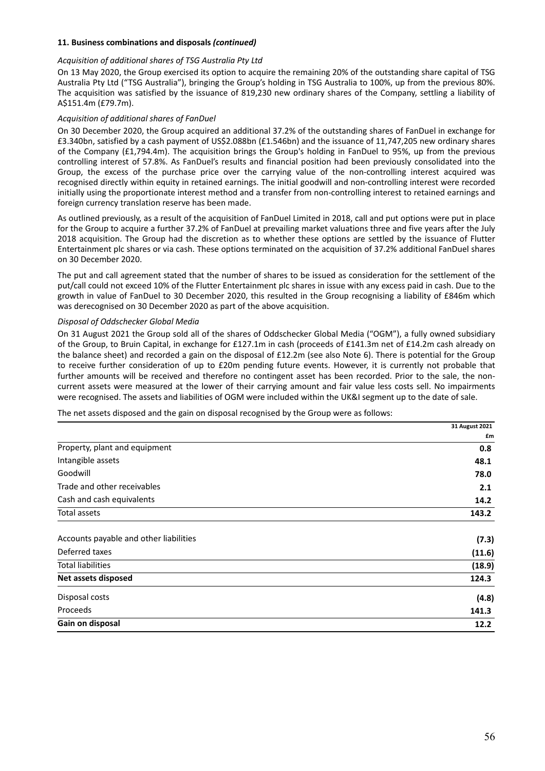**11. Business combinations and disposals *(continued)***

*Acquisition of additional shares of TSG Australia Pty Ltd*

On 13 May 2020, the Group exercised its option to acquire the remaining 20% of the outstanding share capital of TSG Australia Pty Ltd ("TSG Australia"), bringing the Group's holding in TSG Australia to 100%, up from the previous 80%. The acquisition was satisfied by the issuance of 819,230 new ordinary shares of the Company, settling a liability of A$151.4m (£79.7m).

*Acquisition of additional shares of FanDuel*

On 30 December 2020, the Group acquired an additional 37.2% of the outstanding shares of FanDuel in exchange for £3.340bn, satisfied by a cash payment of US$2.088bn (£1.546bn) and the issuance of 11,747,205 new ordinary shares of the Company (£1,794.4m). The acquisition brings the Group's holding in FanDuel to 95%, up from the previous controlling interest of 57.8%. As FanDuel's results and financial position had been previously consolidated into the Group, the excess of the purchase price over the carrying value of the non-controlling interest acquired was recognised directly within equity in retained earnings. The initial goodwill and non-controlling interest were recorded initially using the proportionate interest method and a transfer from non-controlling interest to retained earnings and foreign currency translation reserve has been made.

As outlined previously, as a result of the acquisition of FanDuel Limited in 2018, call and put options were put in place for the Group to acquire a further 37.2% of FanDuel at prevailing market valuations three and five years after the July 2018 acquisition. The Group had the discretion as to whether these options are settled by the issuance of Flutter Entertainment plc shares or via cash. These options terminated on the acquisition of 37.2% additional FanDuel shares on 30 December 2020.

The put and call agreement stated that the number of shares to be issued as consideration for the settlement of the put/call could not exceed 10% of the Flutter Entertainment plc shares in issue with any excess paid in cash. Due to the growth in value of FanDuel to 30 December 2020, this resulted in the Group recognising a liability of £846m which was derecognised on 30 December 2020 as part of the above acquisition.

*Disposal of Oddschecker Global Media*

On 31 August 2021 the Group sold all of the shares of Oddschecker Global Media ("OGM"), a fully owned subsidiary of the Group, to Bruin Capital, in exchange for £127.1m in cash (proceeds of £141.3m net of £14.2m cash already on the balance sheet) and recorded a gain on the disposal of £12.2m (see also Note 6). There is potential for the Group to receive further consideration of up to £20m pending future events. However, it is currently not probable that further amounts will be received and therefore no contingent asset has been recorded. Prior to the sale, the non-current assets were measured at the lower of their carrying amount and fair value less costs sell. No impairments were recognised. The assets and liabilities of OGM were included within the UK&I segment up to the date of sale.

The net assets disposed and the gain on disposal recognised by the Group were as follows:

| | 31 August 2021<br>£m |
|---|---|
| Property, plant and equipment | **0.8** |
| Intangible assets | **48.1** |
| Goodwill | **78.0** |
| Trade and other receivables | **2.1** |
| Cash and cash equivalents | **14.2** |
| Total assets | **143.2** |
| Accounts payable and other liabilities | **(7.3)** |
| Deferred taxes | **(11.6)** |
| Total liabilities | **(18.9)** |
| **Net assets disposed** | **124.3** |
| Disposal costs | **(4.8)** |
| Proceeds | **141.3** |
| **Gain on disposal** | **12.2** |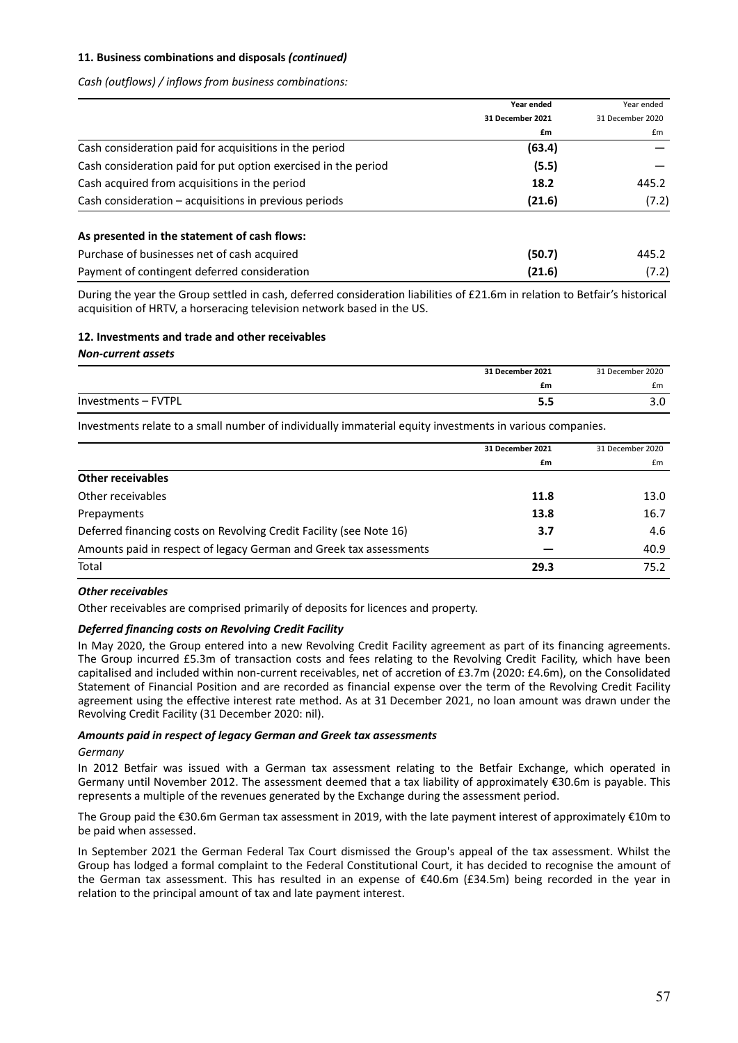### 11. Business combinations and disposals *(continued)*

*Cash (outflows) / inflows from business combinations:*

| | Year ended 31 December 2021 £m | Year ended 31 December 2020 £m |
|---|---|---|
| Cash consideration paid for acquisitions in the period | **(63.4)** | — |
| Cash consideration paid for put option exercised in the period | **(5.5)** | — |
| Cash acquired from acquisitions in the period | **18.2** | 445.2 |
| Cash consideration – acquisitions in previous periods | **(21.6)** | (7.2) |
| **As presented in the statement of cash flows:** | | |
| Purchase of businesses net of cash acquired | **(50.7)** | 445.2 |
| Payment of contingent deferred consideration | **(21.6)** | (7.2) |

During the year the Group settled in cash, deferred consideration liabilities of £21.6m in relation to Betfair's historical acquisition of HRTV, a horseracing television network based in the US.

### 12. Investments and trade and other receivables

***Non-current assets***

| | 31 December 2021 £m | 31 December 2020 £m |
|---|---|---|
| Investments – FVTPL | **5.5** | 3.0 |

Investments relate to a small number of individually immaterial equity investments in various companies.

| | 31 December 2021 £m | 31 December 2020 £m |
|---|---|---|
| **Other receivables** | | |
| Other receivables | **11.8** | 13.0 |
| Prepayments | **13.8** | 16.7 |
| Deferred financing costs on Revolving Credit Facility (see Note 16) | **3.7** | 4.6 |
| Amounts paid in respect of legacy German and Greek tax assessments | **—** | 40.9 |
| Total | **29.3** | 75.2 |

***Other receivables***

Other receivables are comprised primarily of deposits for licences and property.

***Deferred financing costs on Revolving Credit Facility***

In May 2020, the Group entered into a new Revolving Credit Facility agreement as part of its financing agreements. The Group incurred £5.3m of transaction costs and fees relating to the Revolving Credit Facility, which have been capitalised and included within non-current receivables, net of accretion of £3.7m (2020: £4.6m), on the Consolidated Statement of Financial Position and are recorded as financial expense over the term of the Revolving Credit Facility agreement using the effective interest rate method. As at 31 December 2021, no loan amount was drawn under the Revolving Credit Facility (31 December 2020: nil).

***Amounts paid in respect of legacy German and Greek tax assessments***

*Germany*

In 2012 Betfair was issued with a German tax assessment relating to the Betfair Exchange, which operated in Germany until November 2012. The assessment deemed that a tax liability of approximately €30.6m is payable. This represents a multiple of the revenues generated by the Exchange during the assessment period.

The Group paid the €30.6m German tax assessment in 2019, with the late payment interest of approximately €10m to be paid when assessed.

In September 2021 the German Federal Tax Court dismissed the Group's appeal of the tax assessment. Whilst the Group has lodged a formal complaint to the Federal Constitutional Court, it has decided to recognise the amount of the German tax assessment. This has resulted in an expense of €40.6m (£34.5m) being recorded in the year in relation to the principal amount of tax and late payment interest.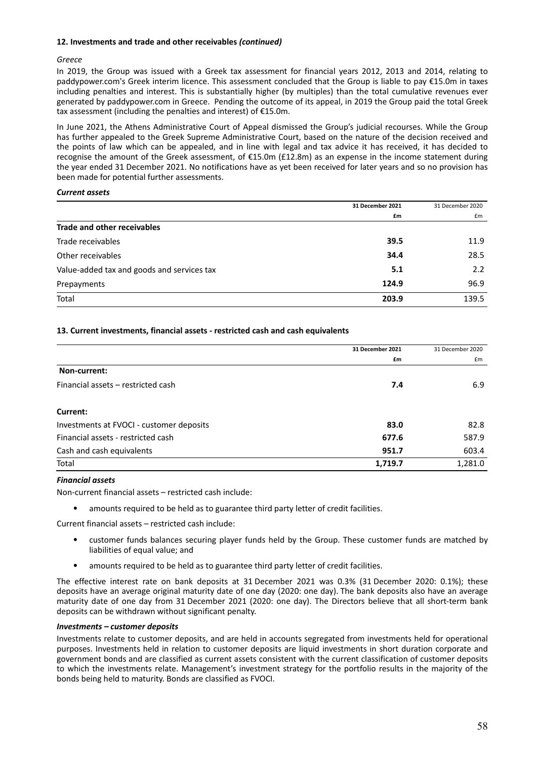### 12. Investments and trade and other receivables *(continued)*

*Greece*

In 2019, the Group was issued with a Greek tax assessment for financial years 2012, 2013 and 2014, relating to paddypower.com's Greek interim licence. This assessment concluded that the Group is liable to pay €15.0m in taxes including penalties and interest. This is substantially higher (by multiples) than the total cumulative revenues ever generated by paddypower.com in Greece. Pending the outcome of its appeal, in 2019 the Group paid the total Greek tax assessment (including the penalties and interest) of €15.0m.

In June 2021, the Athens Administrative Court of Appeal dismissed the Group's judicial recourses. While the Group has further appealed to the Greek Supreme Administrative Court, based on the nature of the decision received and the points of law which can be appealed, and in line with legal and tax advice it has received, it has decided to recognise the amount of the Greek assessment, of €15.0m (£12.8m) as an expense in the income statement during the year ended 31 December 2021. No notifications have as yet been received for later years and so no provision has been made for potential further assessments.

***Current assets***

| | **31 December 2021** | 31 December 2020 |
|---|---|---|
| | **£m** | £m |
| **Trade and other receivables** | | |
| Trade receivables | **39.5** | 11.9 |
| Other receivables | **34.4** | 28.5 |
| Value-added tax and goods and services tax | **5.1** | 2.2 |
| Prepayments | **124.9** | 96.9 |
| Total | **203.9** | 139.5 |

### 13. Current investments, financial assets - restricted cash and cash equivalents

| | **31 December 2021** | 31 December 2020 |
|---|---|---|
| | **£m** | £m |
| **Non-current:** | | |
| Financial assets – restricted cash | **7.4** | 6.9 |
| **Current:** | | |
| Investments at FVOCI - customer deposits | **83.0** | 82.8 |
| Financial assets - restricted cash | **677.6** | 587.9 |
| Cash and cash equivalents | **951.7** | 603.4 |
| Total | **1,719.7** | 1,281.0 |

***Financial assets***

Non-current financial assets – restricted cash include:

- amounts required to be held as to guarantee third party letter of credit facilities.

Current financial assets – restricted cash include:

- customer funds balances securing player funds held by the Group. These customer funds are matched by liabilities of equal value; and
- amounts required to be held as to guarantee third party letter of credit facilities.

The effective interest rate on bank deposits at 31 December 2021 was 0.3% (31 December 2020: 0.1%); these deposits have an average original maturity date of one day (2020: one day). The bank deposits also have an average maturity date of one day from 31 December 2021 (2020: one day). The Directors believe that all short-term bank deposits can be withdrawn without significant penalty.

***Investments – customer deposits***

Investments relate to customer deposits, and are held in accounts segregated from investments held for operational purposes. Investments held in relation to customer deposits are liquid investments in short duration corporate and government bonds and are classified as current assets consistent with the current classification of customer deposits to which the investments relate. Management's investment strategy for the portfolio results in the majority of the bonds being held to maturity. Bonds are classified as FVOCI.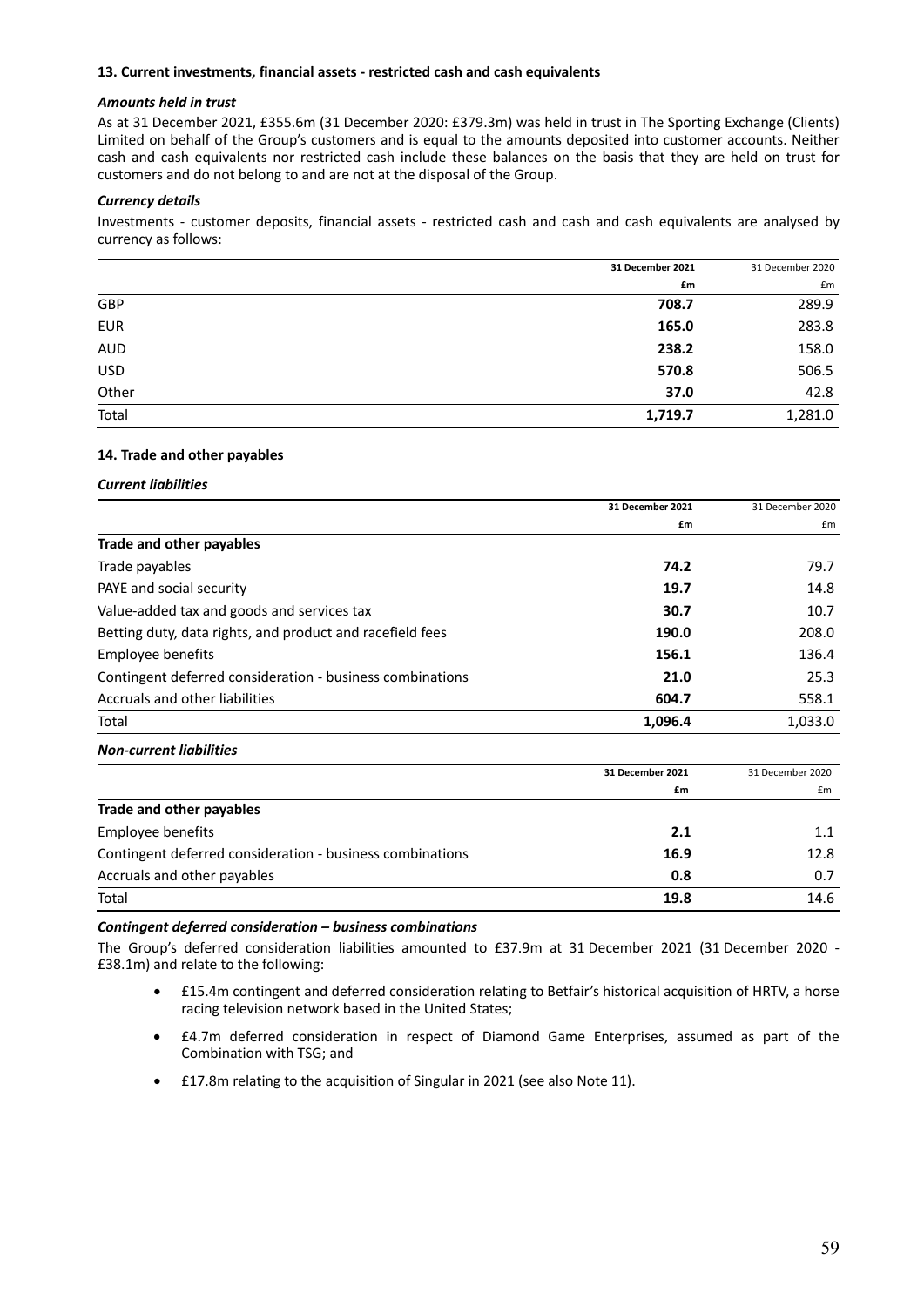### 13. Current investments, financial assets - restricted cash and cash equivalents

***Amounts held in trust***

As at 31 December 2021, £355.6m (31 December 2020: £379.3m) was held in trust in The Sporting Exchange (Clients) Limited on behalf of the Group's customers and is equal to the amounts deposited into customer accounts. Neither cash and cash equivalents nor restricted cash include these balances on the basis that they are held on trust for customers and do not belong to and are not at the disposal of the Group.

***Currency details***

Investments - customer deposits, financial assets - restricted cash and cash and cash equivalents are analysed by currency as follows:

| | **31 December 2021** | 31 December 2020 |
|---|---|---|
| | **£m** | £m |
| GBP | **708.7** | 289.9 |
| EUR | **165.0** | 283.8 |
| AUD | **238.2** | 158.0 |
| USD | **570.8** | 506.5 |
| Other | **37.0** | 42.8 |
| Total | **1,719.7** | 1,281.0 |

### 14. Trade and other payables

***Current liabilities***

| | **31 December 2021** | 31 December 2020 |
|---|---|---|
| | **£m** | £m |
| **Trade and other payables** | | |
| Trade payables | **74.2** | 79.7 |
| PAYE and social security | **19.7** | 14.8 |
| Value-added tax and goods and services tax | **30.7** | 10.7 |
| Betting duty, data rights, and product and racefield fees | **190.0** | 208.0 |
| Employee benefits | **156.1** | 136.4 |
| Contingent deferred consideration - business combinations | **21.0** | 25.3 |
| Accruals and other liabilities | **604.7** | 558.1 |
| Total | **1,096.4** | 1,033.0 |

***Non-current liabilities***

| | **31 December 2021** | 31 December 2020 |
|---|---|---|
| | **£m** | £m |
| **Trade and other payables** | | |
| Employee benefits | **2.1** | 1.1 |
| Contingent deferred consideration - business combinations | **16.9** | 12.8 |
| Accruals and other payables | **0.8** | 0.7 |
| Total | **19.8** | 14.6 |

***Contingent deferred consideration – business combinations***

The Group's deferred consideration liabilities amounted to £37.9m at 31 December 2021 (31 December 2020 - £38.1m) and relate to the following:

- £15.4m contingent and deferred consideration relating to Betfair's historical acquisition of HRTV, a horse racing television network based in the United States;
- £4.7m deferred consideration in respect of Diamond Game Enterprises, assumed as part of the Combination with TSG; and
- £17.8m relating to the acquisition of Singular in 2021 (see also Note 11).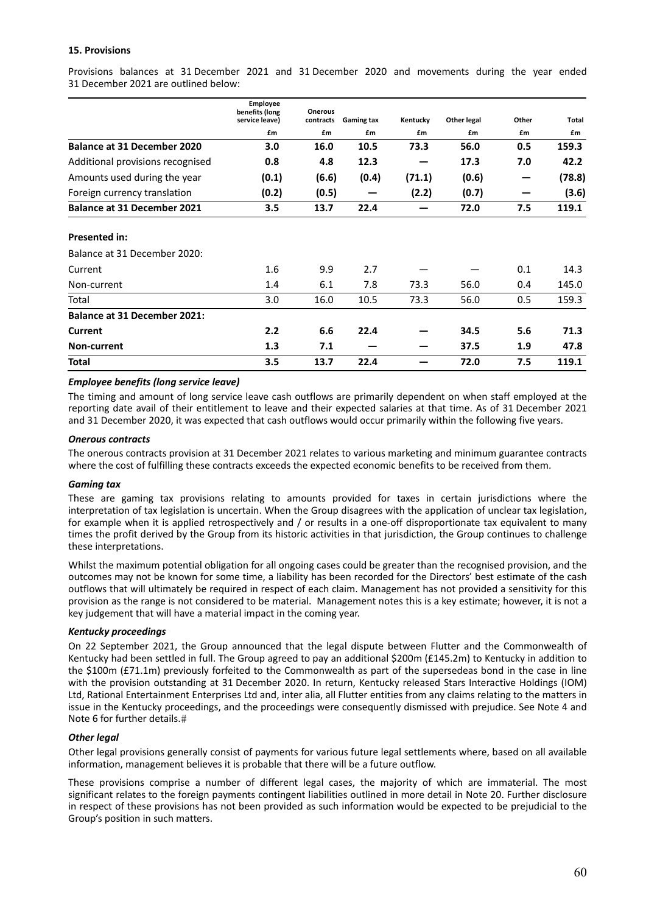### 15. Provisions

Provisions balances at 31 December 2021 and 31 December 2020 and movements during the year ended 31 December 2021 are outlined below:

| | Employee benefits (long service leave) | Onerous contracts | Gaming tax | Kentucky | Other legal | Other | Total |
|---|---|---|---|---|---|---|---|
| | £m | £m | £m | £m | £m | £m | £m |
| **Balance at 31 December 2020** | **3.0** | **16.0** | **10.5** | **73.3** | **56.0** | **0.5** | **159.3** |
| Additional provisions recognised | **0.8** | **4.8** | **12.3** | **—** | **17.3** | **7.0** | **42.2** |
| Amounts used during the year | **(0.1)** | **(6.6)** | **(0.4)** | **(71.1)** | **(0.6)** | **—** | **(78.8)** |
| Foreign currency translation | **(0.2)** | **(0.5)** | **—** | **(2.2)** | **(0.7)** | **—** | **(3.6)** |
| **Balance at 31 December 2021** | **3.5** | **13.7** | **22.4** | **—** | **72.0** | **7.5** | **119.1** |
| | | | | | | | |
| **Presented in:** | | | | | | | |
| Balance at 31 December 2020: | | | | | | | |
| Current | 1.6 | 9.9 | 2.7 | — | — | 0.1 | 14.3 |
| Non-current | 1.4 | 6.1 | 7.8 | 73.3 | 56.0 | 0.4 | 145.0 |
| Total | 3.0 | 16.0 | 10.5 | 73.3 | 56.0 | 0.5 | 159.3 |
| **Balance at 31 December 2021:** | | | | | | | |
| **Current** | **2.2** | **6.6** | **22.4** | **—** | **34.5** | **5.6** | **71.3** |
| **Non-current** | **1.3** | **7.1** | **—** | **—** | **37.5** | **1.9** | **47.8** |
| **Total** | **3.5** | **13.7** | **22.4** | **—** | **72.0** | **7.5** | **119.1** |

#### *Employee benefits (long service leave)*

The timing and amount of long service leave cash outflows are primarily dependent on when staff employed at the reporting date avail of their entitlement to leave and their expected salaries at that time. As of 31 December 2021 and 31 December 2020, it was expected that cash outflows would occur primarily within the following five years.

#### *Onerous contracts*

The onerous contracts provision at 31 December 2021 relates to various marketing and minimum guarantee contracts where the cost of fulfilling these contracts exceeds the expected economic benefits to be received from them.

#### *Gaming tax*

These are gaming tax provisions relating to amounts provided for taxes in certain jurisdictions where the interpretation of tax legislation is uncertain. When the Group disagrees with the application of unclear tax legislation, for example when it is applied retrospectively and / or results in a one-off disproportionate tax equivalent to many times the profit derived by the Group from its historic activities in that jurisdiction, the Group continues to challenge these interpretations.

Whilst the maximum potential obligation for all ongoing cases could be greater than the recognised provision, and the outcomes may not be known for some time, a liability has been recorded for the Directors' best estimate of the cash outflows that will ultimately be required in respect of each claim. Management has not provided a sensitivity for this provision as the range is not considered to be material. Management notes this is a key estimate; however, it is not a key judgement that will have a material impact in the coming year.

#### *Kentucky proceedings*

On 22 September 2021, the Group announced that the legal dispute between Flutter and the Commonwealth of Kentucky had been settled in full. The Group agreed to pay an additional $200m (£145.2m) to Kentucky in addition to the $100m (£71.1m) previously forfeited to the Commonwealth as part of the supersedeas bond in the case in line with the provision outstanding at 31 December 2020. In return, Kentucky released Stars Interactive Holdings (IOM) Ltd, Rational Entertainment Enterprises Ltd and, inter alia, all Flutter entities from any claims relating to the matters in issue in the Kentucky proceedings, and the proceedings were consequently dismissed with prejudice. See Note 4 and Note 6 for further details.#

#### *Other legal*

Other legal provisions generally consist of payments for various future legal settlements where, based on all available information, management believes it is probable that there will be a future outflow.

These provisions comprise a number of different legal cases, the majority of which are immaterial. The most significant relates to the foreign payments contingent liabilities outlined in more detail in Note 20. Further disclosure in respect of these provisions has not been provided as such information would be expected to be prejudicial to the Group's position in such matters.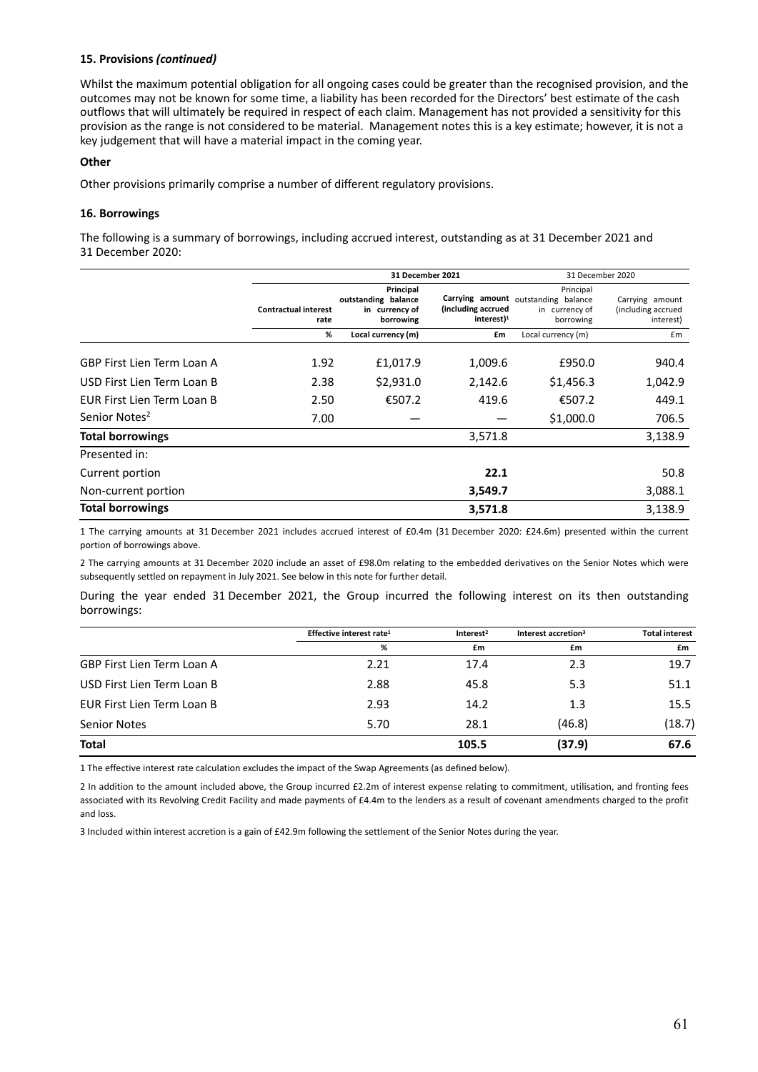**15. Provisions *(continued)***

Whilst the maximum potential obligation for all ongoing cases could be greater than the recognised provision, and the outcomes may not be known for some time, a liability has been recorded for the Directors' best estimate of the cash outflows that will ultimately be required in respect of each claim. Management has not provided a sensitivity for this provision as the range is not considered to be material. Management notes this is a key estimate; however, it is not a key judgement that will have a material impact in the coming year.

**Other**

Other provisions primarily comprise a number of different regulatory provisions.

**16. Borrowings**

The following is a summary of borrowings, including accrued interest, outstanding as at 31 December 2021 and 31 December 2020:

| | 31 December 2021 | | | 31 December 2020 | |
|---|---|---|---|---|---|
| | Contractual interest rate | Principal outstanding balance in currency of borrowing | Carrying amount (including accrued interest)[1] | Principal outstanding balance in currency of borrowing | Carrying amount (including accrued interest) |
| | % | Local currency (m) | £m | Local currency (m) | £m |
| GBP First Lien Term Loan A | 1.92 | £1,017.9 | 1,009.6 | £950.0 | 940.4 |
| USD First Lien Term Loan B | 2.38 | $2,931.0 | 2,142.6 | $1,456.3 | 1,042.9 |
| EUR First Lien Term Loan B | 2.50 | €507.2 | 419.6 | €507.2 | 449.1 |
| Senior Notes[2] | 7.00 | — | — | $1,000.0 | 706.5 |
| **Total borrowings** | | | 3,571.8 | | 3,138.9 |
| Presented in: | | | | | |
| Current portion | | | **22.1** | | 50.8 |
| Non-current portion | | | **3,549.7** | | 3,088.1 |
| **Total borrowings** | | | **3,571.8** | | 3,138.9 |

1 The carrying amounts at 31 December 2021 includes accrued interest of £0.4m (31 December 2020: £24.6m) presented within the current portion of borrowings above.

2 The carrying amounts at 31 December 2020 include an asset of £98.0m relating to the embedded derivatives on the Senior Notes which were subsequently settled on repayment in July 2021. See below in this note for further detail.

During the year ended 31 December 2021, the Group incurred the following interest on its then outstanding borrowings:

| | Effective interest rate[1] | Interest[2] | Interest accretion[3] | Total interest |
|---|---|---|---|---|
| | % | £m | £m | £m |
| GBP First Lien Term Loan A | 2.21 | 17.4 | 2.3 | 19.7 |
| USD First Lien Term Loan B | 2.88 | 45.8 | 5.3 | 51.1 |
| EUR First Lien Term Loan B | 2.93 | 14.2 | 1.3 | 15.5 |
| Senior Notes | 5.70 | 28.1 | (46.8) | (18.7) |
| **Total** | | **105.5** | **(37.9)** | **67.6** |

1 The effective interest rate calculation excludes the impact of the Swap Agreements (as defined below).

2 In addition to the amount included above, the Group incurred £2.2m of interest expense relating to commitment, utilisation, and fronting fees associated with its Revolving Credit Facility and made payments of £4.4m to the lenders as a result of covenant amendments charged to the profit and loss.

3 Included within interest accretion is a gain of £42.9m following the settlement of the Senior Notes during the year.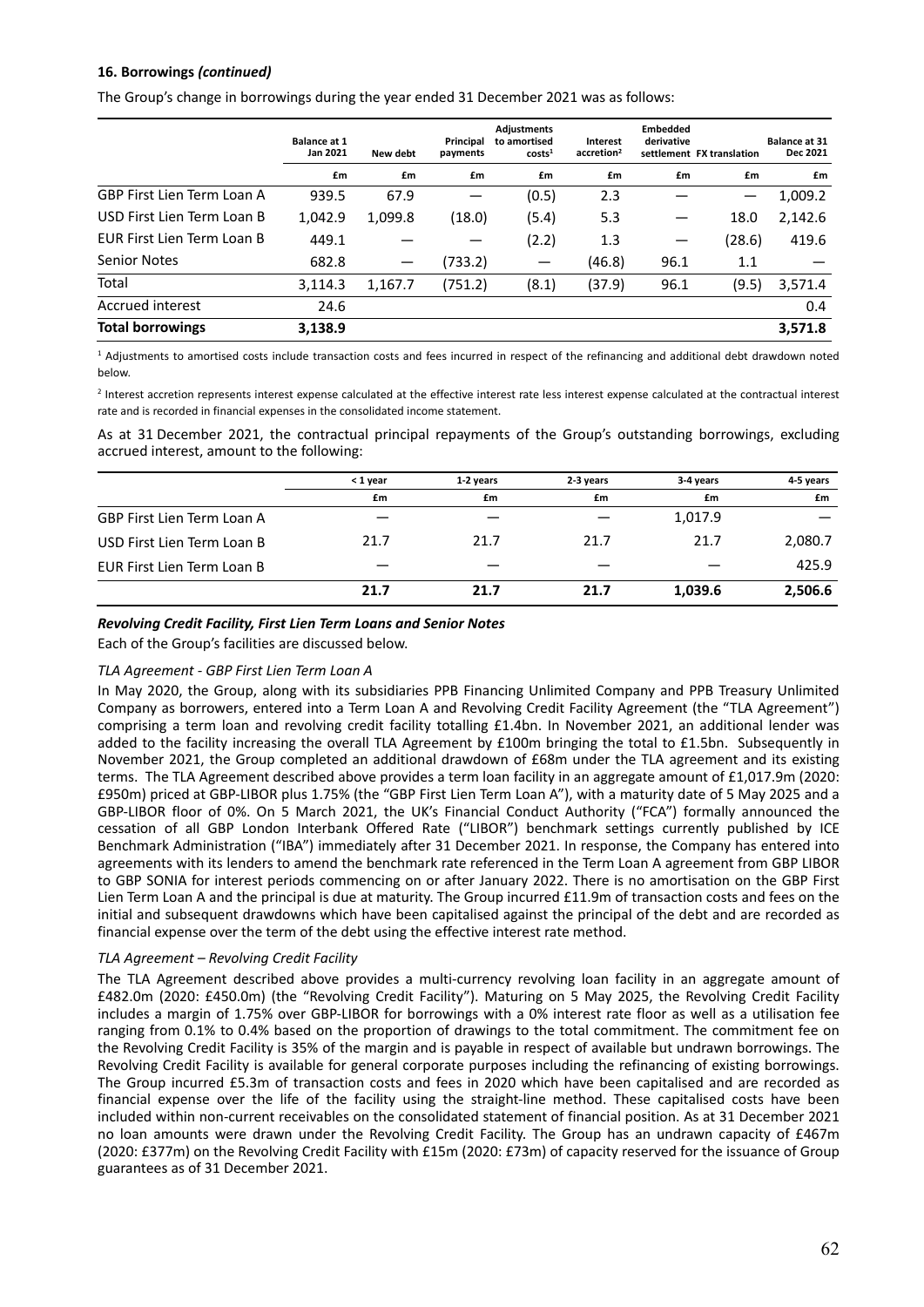**16. Borrowings *(continued)***

The Group's change in borrowings during the year ended 31 December 2021 was as follows:

| | Balance at 1 Jan 2021 | New debt | Principal payments | Adjustments to amortised costs[1] | Interest accretion[2] | Embedded derivative settlement | FX translation | Balance at 31 Dec 2021 |
|---|---|---|---|---|---|---|---|---|
| | £m | £m | £m | £m | £m | £m | £m | £m |
| GBP First Lien Term Loan A | 939.5 | 67.9 | — | (0.5) | 2.3 | — | — | 1,009.2 |
| USD First Lien Term Loan B | 1,042.9 | 1,099.8 | (18.0) | (5.4) | 5.3 | — | 18.0 | 2,142.6 |
| EUR First Lien Term Loan B | 449.1 | — | — | (2.2) | 1.3 | — | (28.6) | 419.6 |
| Senior Notes | 682.8 | — | (733.2) | — | (46.8) | 96.1 | 1.1 | — |
| Total | 3,114.3 | 1,167.7 | (751.2) | (8.1) | (37.9) | 96.1 | (9.5) | 3,571.4 |
| Accrued interest | 24.6 | | | | | | | 0.4 |
| **Total borrowings** | **3,138.9** | | | | | | | **3,571.8** |

[1] Adjustments to amortised costs include transaction costs and fees incurred in respect of the refinancing and additional debt drawdown noted below.

[2] Interest accretion represents interest expense calculated at the effective interest rate less interest expense calculated at the contractual interest rate and is recorded in financial expenses in the consolidated income statement.

As at 31 December 2021, the contractual principal repayments of the Group's outstanding borrowings, excluding accrued interest, amount to the following:

| | < 1 year | 1-2 years | 2-3 years | 3-4 years | 4-5 years |
|---|---|---|---|---|---|
| | £m | £m | £m | £m | £m |
| GBP First Lien Term Loan A | — | — | — | 1,017.9 | — |
| USD First Lien Term Loan B | 21.7 | 21.7 | 21.7 | 21.7 | 2,080.7 |
| EUR First Lien Term Loan B | — | — | — | — | 425.9 |
| | **21.7** | **21.7** | **21.7** | **1,039.6** | **2,506.6** |

***Revolving Credit Facility, First Lien Term Loans and Senior Notes***

Each of the Group's facilities are discussed below.

*TLA Agreement - GBP First Lien Term Loan A*

In May 2020, the Group, along with its subsidiaries PPB Financing Unlimited Company and PPB Treasury Unlimited Company as borrowers, entered into a Term Loan A and Revolving Credit Facility Agreement (the "TLA Agreement") comprising a term loan and revolving credit facility totalling £1.4bn. In November 2021, an additional lender was added to the facility increasing the overall TLA Agreement by £100m bringing the total to £1.5bn. Subsequently in November 2021, the Group completed an additional drawdown of £68m under the TLA agreement and its existing terms. The TLA Agreement described above provides a term loan facility in an aggregate amount of £1,017.9m (2020: £950m) priced at GBP-LIBOR plus 1.75% (the "GBP First Lien Term Loan A"), with a maturity date of 5 May 2025 and a GBP-LIBOR floor of 0%. On 5 March 2021, the UK's Financial Conduct Authority ("FCA") formally announced the cessation of all GBP London Interbank Offered Rate ("LIBOR") benchmark settings currently published by ICE Benchmark Administration ("IBA") immediately after 31 December 2021. In response, the Company has entered into agreements with its lenders to amend the benchmark rate referenced in the Term Loan A agreement from GBP LIBOR to GBP SONIA for interest periods commencing on or after January 2022. There is no amortisation on the GBP First Lien Term Loan A and the principal is due at maturity. The Group incurred £11.9m of transaction costs and fees on the initial and subsequent drawdowns which have been capitalised against the principal of the debt and are recorded as financial expense over the term of the debt using the effective interest rate method.

*TLA Agreement – Revolving Credit Facility*

The TLA Agreement described above provides a multi-currency revolving loan facility in an aggregate amount of £482.0m (2020: £450.0m) (the "Revolving Credit Facility"). Maturing on 5 May 2025, the Revolving Credit Facility includes a margin of 1.75% over GBP-LIBOR for borrowings with a 0% interest rate floor as well as a utilisation fee ranging from 0.1% to 0.4% based on the proportion of drawings to the total commitment. The commitment fee on the Revolving Credit Facility is 35% of the margin and is payable in respect of available but undrawn borrowings. The Revolving Credit Facility is available for general corporate purposes including the refinancing of existing borrowings. The Group incurred £5.3m of transaction costs and fees in 2020 which have been capitalised and are recorded as financial expense over the life of the facility using the straight-line method. These capitalised costs have been included within non-current receivables on the consolidated statement of financial position. As at 31 December 2021 no loan amounts were drawn under the Revolving Credit Facility. The Group has an undrawn capacity of £467m (2020: £377m) on the Revolving Credit Facility with £15m (2020: £73m) of capacity reserved for the issuance of Group guarantees as of 31 December 2021.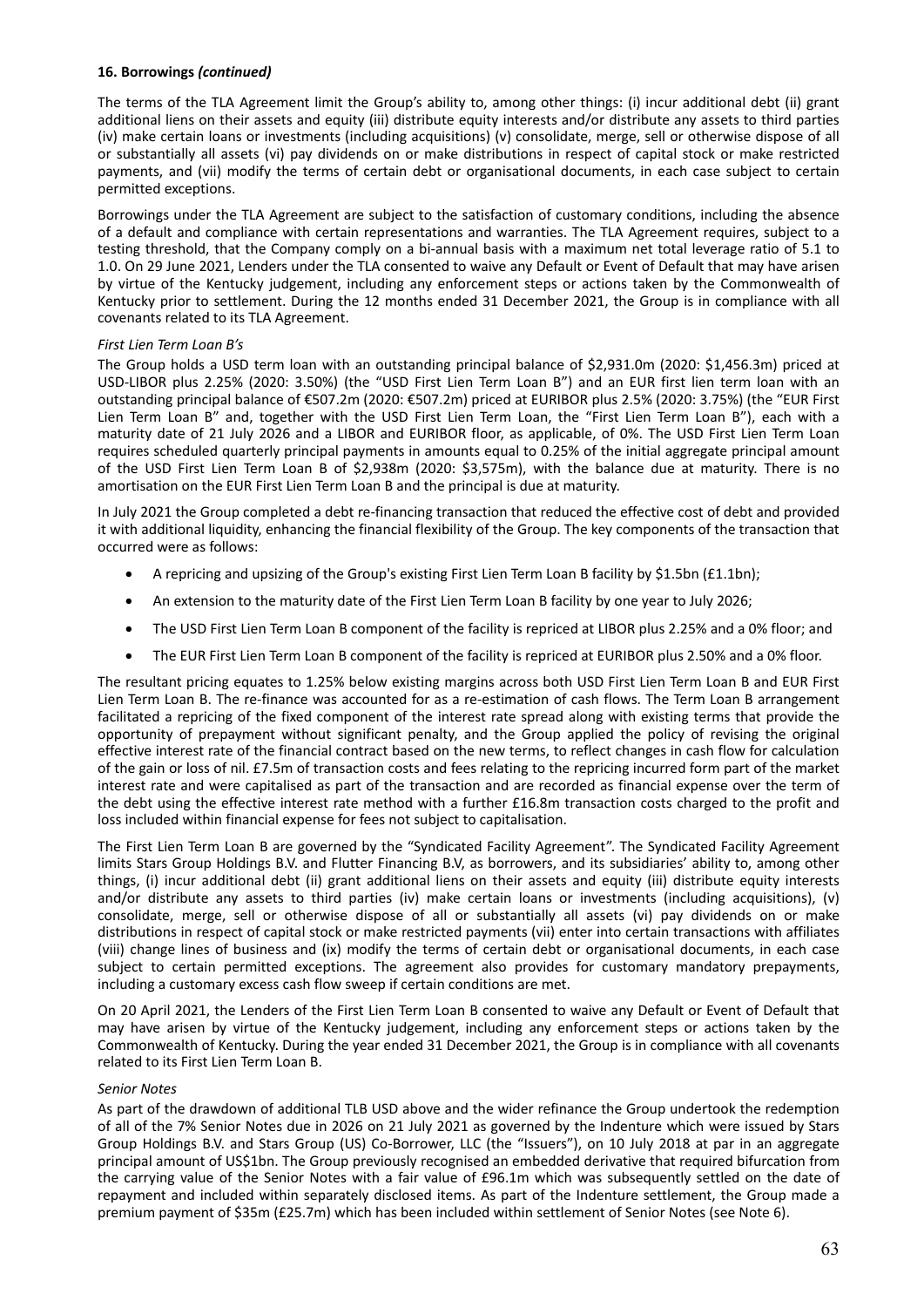**16. Borrowings *(continued)***

The terms of the TLA Agreement limit the Group's ability to, among other things: (i) incur additional debt (ii) grant additional liens on their assets and equity (iii) distribute equity interests and/or distribute any assets to third parties (iv) make certain loans or investments (including acquisitions) (v) consolidate, merge, sell or otherwise dispose of all or substantially all assets (vi) pay dividends on or make distributions in respect of capital stock or make restricted payments, and (vii) modify the terms of certain debt or organisational documents, in each case subject to certain permitted exceptions.

Borrowings under the TLA Agreement are subject to the satisfaction of customary conditions, including the absence of a default and compliance with certain representations and warranties. The TLA Agreement requires, subject to a testing threshold, that the Company comply on a bi-annual basis with a maximum net total leverage ratio of 5.1 to 1.0. On 29 June 2021, Lenders under the TLA consented to waive any Default or Event of Default that may have arisen by virtue of the Kentucky judgement, including any enforcement steps or actions taken by the Commonwealth of Kentucky prior to settlement. During the 12 months ended 31 December 2021, the Group is in compliance with all covenants related to its TLA Agreement.

*First Lien Term Loan B's*

The Group holds a USD term loan with an outstanding principal balance of $2,931.0m (2020: $1,456.3m) priced at USD-LIBOR plus 2.25% (2020: 3.50%) (the "USD First Lien Term Loan B") and an EUR first lien term loan with an outstanding principal balance of €507.2m (2020: €507.2m) priced at EURIBOR plus 2.5% (2020: 3.75%) (the "EUR First Lien Term Loan B" and, together with the USD First Lien Term Loan, the "First Lien Term Loan B"), each with a maturity date of 21 July 2026 and a LIBOR and EURIBOR floor, as applicable, of 0%. The USD First Lien Term Loan requires scheduled quarterly principal payments in amounts equal to 0.25% of the initial aggregate principal amount of the USD First Lien Term Loan B of $2,938m (2020: $3,575m), with the balance due at maturity. There is no amortisation on the EUR First Lien Term Loan B and the principal is due at maturity.

In July 2021 the Group completed a debt re-financing transaction that reduced the effective cost of debt and provided it with additional liquidity, enhancing the financial flexibility of the Group. The key components of the transaction that occurred were as follows:

- A repricing and upsizing of the Group's existing First Lien Term Loan B facility by $1.5bn (£1.1bn);
- An extension to the maturity date of the First Lien Term Loan B facility by one year to July 2026;
- The USD First Lien Term Loan B component of the facility is repriced at LIBOR plus 2.25% and a 0% floor; and
- The EUR First Lien Term Loan B component of the facility is repriced at EURIBOR plus 2.50% and a 0% floor.

The resultant pricing equates to 1.25% below existing margins across both USD First Lien Term Loan B and EUR First Lien Term Loan B. The re-finance was accounted for as a re-estimation of cash flows. The Term Loan B arrangement facilitated a repricing of the fixed component of the interest rate spread along with existing terms that provide the opportunity of prepayment without significant penalty, and the Group applied the policy of revising the original effective interest rate of the financial contract based on the new terms, to reflect changes in cash flow for calculation of the gain or loss of nil. £7.5m of transaction costs and fees relating to the repricing incurred form part of the market interest rate and were capitalised as part of the transaction and are recorded as financial expense over the term of the debt using the effective interest rate method with a further £16.8m transaction costs charged to the profit and loss included within financial expense for fees not subject to capitalisation.

The First Lien Term Loan B are governed by the "Syndicated Facility Agreement". The Syndicated Facility Agreement limits Stars Group Holdings B.V. and Flutter Financing B.V, as borrowers, and its subsidiaries' ability to, among other things, (i) incur additional debt (ii) grant additional liens on their assets and equity (iii) distribute equity interests and/or distribute any assets to third parties (iv) make certain loans or investments (including acquisitions), (v) consolidate, merge, sell or otherwise dispose of all or substantially all assets (vi) pay dividends on or make distributions in respect of capital stock or make restricted payments (vii) enter into certain transactions with affiliates (viii) change lines of business and (ix) modify the terms of certain debt or organisational documents, in each case subject to certain permitted exceptions. The agreement also provides for customary mandatory prepayments, including a customary excess cash flow sweep if certain conditions are met.

On 20 April 2021, the Lenders of the First Lien Term Loan B consented to waive any Default or Event of Default that may have arisen by virtue of the Kentucky judgement, including any enforcement steps or actions taken by the Commonwealth of Kentucky. During the year ended 31 December 2021, the Group is in compliance with all covenants related to its First Lien Term Loan B.

*Senior Notes*

As part of the drawdown of additional TLB USD above and the wider refinance the Group undertook the redemption of all of the 7% Senior Notes due in 2026 on 21 July 2021 as governed by the Indenture which were issued by Stars Group Holdings B.V. and Stars Group (US) Co-Borrower, LLC (the "Issuers"), on 10 July 2018 at par in an aggregate principal amount of US$1bn. The Group previously recognised an embedded derivative that required bifurcation from the carrying value of the Senior Notes with a fair value of £96.1m which was subsequently settled on the date of repayment and included within separately disclosed items. As part of the Indenture settlement, the Group made a premium payment of $35m (£25.7m) which has been included within settlement of Senior Notes (see Note 6).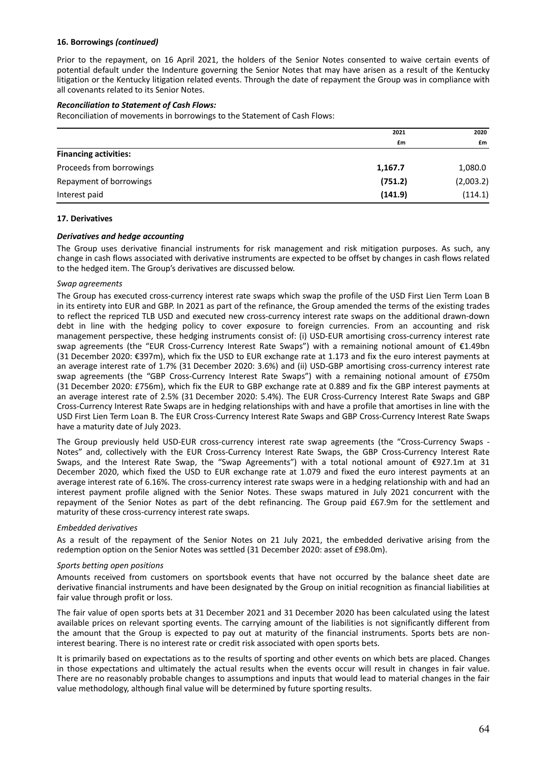**16. Borrowings *(continued)***

Prior to the repayment, on 16 April 2021, the holders of the Senior Notes consented to waive certain events of potential default under the Indenture governing the Senior Notes that may have arisen as a result of the Kentucky litigation or the Kentucky litigation related events. Through the date of repayment the Group was in compliance with all covenants related to its Senior Notes.

***Reconciliation to Statement of Cash Flows:***

Reconciliation of movements in borrowings to the Statement of Cash Flows:

| | 2021 | 2020 |
|---|---|---|
| | £m | £m |
| **Financing activities:** | | |
| Proceeds from borrowings | **1,167.7** | 1,080.0 |
| Repayment of borrowings | **(751.2)** | (2,003.2) |
| Interest paid | **(141.9)** | (114.1) |

**17. Derivatives**

***Derivatives and hedge accounting***

The Group uses derivative financial instruments for risk management and risk mitigation purposes. As such, any change in cash flows associated with derivative instruments are expected to be offset by changes in cash flows related to the hedged item. The Group's derivatives are discussed below.

*Swap agreements*

The Group has executed cross-currency interest rate swaps which swap the profile of the USD First Lien Term Loan B in its entirety into EUR and GBP. In 2021 as part of the refinance, the Group amended the terms of the existing trades to reflect the repriced TLB USD and executed new cross-currency interest rate swaps on the additional drawn-down debt in line with the hedging policy to cover exposure to foreign currencies. From an accounting and risk management perspective, these hedging instruments consist of: (i) USD-EUR amortising cross-currency interest rate swap agreements (the "EUR Cross-Currency Interest Rate Swaps") with a remaining notional amount of €1.49bn (31 December 2020: €397m), which fix the USD to EUR exchange rate at 1.173 and fix the euro interest payments at an average interest rate of 1.7% (31 December 2020: 3.6%) and (ii) USD-GBP amortising cross-currency interest rate swap agreements (the "GBP Cross-Currency Interest Rate Swaps") with a remaining notional amount of £750m (31 December 2020: £756m), which fix the EUR to GBP exchange rate at 0.889 and fix the GBP interest payments at an average interest rate of 2.5% (31 December 2020: 5.4%). The EUR Cross-Currency Interest Rate Swaps and GBP Cross-Currency Interest Rate Swaps are in hedging relationships with and have a profile that amortises in line with the USD First Lien Term Loan B. The EUR Cross-Currency Interest Rate Swaps and GBP Cross-Currency Interest Rate Swaps have a maturity date of July 2023.

The Group previously held USD-EUR cross-currency interest rate swap agreements (the "Cross-Currency Swaps - Notes" and, collectively with the EUR Cross-Currency Interest Rate Swaps, the GBP Cross-Currency Interest Rate Swaps, and the Interest Rate Swap, the "Swap Agreements") with a total notional amount of €927.1m at 31 December 2020, which fixed the USD to EUR exchange rate at 1.079 and fixed the euro interest payments at an average interest rate of 6.16%. The cross-currency interest rate swaps were in a hedging relationship with and had an interest payment profile aligned with the Senior Notes. These swaps matured in July 2021 concurrent with the repayment of the Senior Notes as part of the debt refinancing. The Group paid £67.9m for the settlement and maturity of these cross-currency interest rate swaps.

*Embedded derivatives*

As a result of the repayment of the Senior Notes on 21 July 2021, the embedded derivative arising from the redemption option on the Senior Notes was settled (31 December 2020: asset of £98.0m).

*Sports betting open positions*

Amounts received from customers on sportsbook events that have not occurred by the balance sheet date are derivative financial instruments and have been designated by the Group on initial recognition as financial liabilities at fair value through profit or loss.

The fair value of open sports bets at 31 December 2021 and 31 December 2020 has been calculated using the latest available prices on relevant sporting events. The carrying amount of the liabilities is not significantly different from the amount that the Group is expected to pay out at maturity of the financial instruments. Sports bets are non-interest bearing. There is no interest rate or credit risk associated with open sports bets.

It is primarily based on expectations as to the results of sporting and other events on which bets are placed. Changes in those expectations and ultimately the actual results when the events occur will result in changes in fair value. There are no reasonably probable changes to assumptions and inputs that would lead to material changes in the fair value methodology, although final value will be determined by future sporting results.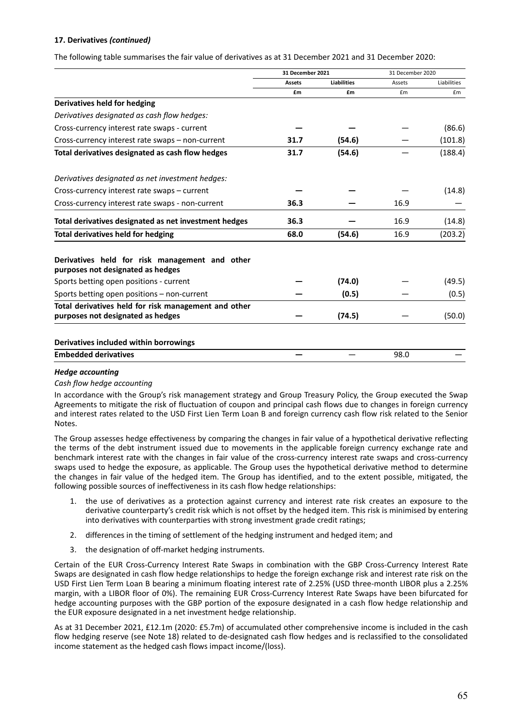**17. Derivatives *(continued)***

The following table summarises the fair value of derivatives as at 31 December 2021 and 31 December 2020:

| | 31 December 2021 | | 31 December 2020 | |
|---|---|---|---|---|
| | Assets | Liabilities | Assets | Liabilities |
| | £m | £m | £m | £m |
| **Derivatives held for hedging** | | | | |
| *Derivatives designated as cash flow hedges:* | | | | |
| Cross-currency interest rate swaps - current | — | — | — | (86.6) |
| Cross-currency interest rate swaps – non-current | **31.7** | **(54.6)** | — | (101.8) |
| **Total derivatives designated as cash flow hedges** | **31.7** | **(54.6)** | — | (188.4) |
| *Derivatives designated as net investment hedges:* | | | | |
| Cross-currency interest rate swaps – current | — | — | — | (14.8) |
| Cross-currency interest rate swaps - non-current | **36.3** | — | 16.9 | — |
| **Total derivatives designated as net investment hedges** | **36.3** | — | 16.9 | (14.8) |
| **Total derivatives held for hedging** | **68.0** | **(54.6)** | 16.9 | (203.2) |
| **Derivatives held for risk management and other purposes not designated as hedges** | | | | |
| Sports betting open positions - current | — | **(74.0)** | — | (49.5) |
| Sports betting open positions – non-current | — | **(0.5)** | — | (0.5) |
| **Total derivatives held for risk management and other purposes not designated as hedges** | — | **(74.5)** | — | (50.0) |
| **Derivatives included within borrowings** | | | | |
| **Embedded derivatives** | — | — | 98.0 | — |

***Hedge accounting***

*Cash flow hedge accounting*

In accordance with the Group's risk management strategy and Group Treasury Policy, the Group executed the Swap Agreements to mitigate the risk of fluctuation of coupon and principal cash flows due to changes in foreign currency and interest rates related to the USD First Lien Term Loan B and foreign currency cash flow risk related to the Senior Notes.

The Group assesses hedge effectiveness by comparing the changes in fair value of a hypothetical derivative reflecting the terms of the debt instrument issued due to movements in the applicable foreign currency exchange rate and benchmark interest rate with the changes in fair value of the cross-currency interest rate swaps and cross-currency swaps used to hedge the exposure, as applicable. The Group uses the hypothetical derivative method to determine the changes in fair value of the hedged item. The Group has identified, and to the extent possible, mitigated, the following possible sources of ineffectiveness in its cash flow hedge relationships:

1. the use of derivatives as a protection against currency and interest rate risk creates an exposure to the derivative counterparty's credit risk which is not offset by the hedged item. This risk is minimised by entering into derivatives with counterparties with strong investment grade credit ratings;
2. differences in the timing of settlement of the hedging instrument and hedged item; and
3. the designation of off-market hedging instruments.

Certain of the EUR Cross-Currency Interest Rate Swaps in combination with the GBP Cross-Currency Interest Rate Swaps are designated in cash flow hedge relationships to hedge the foreign exchange risk and interest rate risk on the USD First Lien Term Loan B bearing a minimum floating interest rate of 2.25% (USD three-month LIBOR plus a 2.25% margin, with a LIBOR floor of 0%). The remaining EUR Cross-Currency Interest Rate Swaps have been bifurcated for hedge accounting purposes with the GBP portion of the exposure designated in a cash flow hedge relationship and the EUR exposure designated in a net investment hedge relationship.

As at 31 December 2021, £12.1m (2020: £5.7m) of accumulated other comprehensive income is included in the cash flow hedging reserve (see Note 18) related to de-designated cash flow hedges and is reclassified to the consolidated income statement as the hedged cash flows impact income/(loss).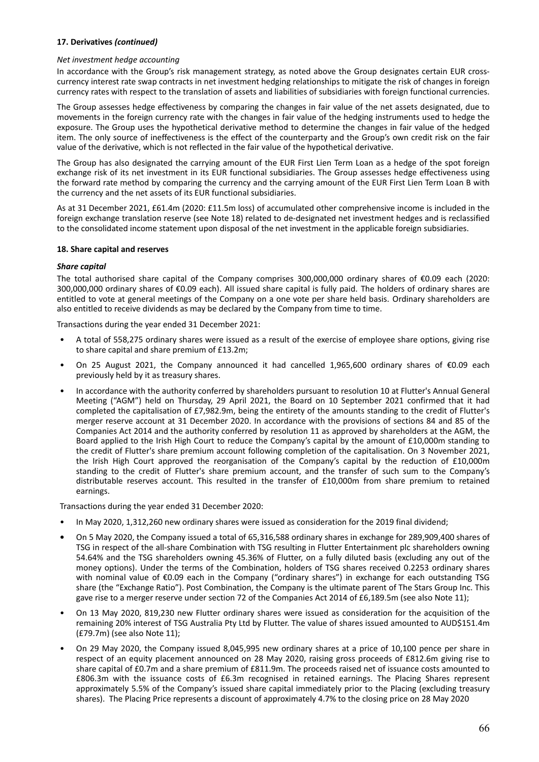**17. Derivatives *(continued)***

*Net investment hedge accounting*

In accordance with the Group's risk management strategy, as noted above the Group designates certain EUR cross-currency interest rate swap contracts in net investment hedging relationships to mitigate the risk of changes in foreign currency rates with respect to the translation of assets and liabilities of subsidiaries with foreign functional currencies.

The Group assesses hedge effectiveness by comparing the changes in fair value of the net assets designated, due to movements in the foreign currency rate with the changes in fair value of the hedging instruments used to hedge the exposure. The Group uses the hypothetical derivative method to determine the changes in fair value of the hedged item. The only source of ineffectiveness is the effect of the counterparty and the Group's own credit risk on the fair value of the derivative, which is not reflected in the fair value of the hypothetical derivative.

The Group has also designated the carrying amount of the EUR First Lien Term Loan as a hedge of the spot foreign exchange risk of its net investment in its EUR functional subsidiaries. The Group assesses hedge effectiveness using the forward rate method by comparing the currency and the carrying amount of the EUR First Lien Term Loan B with the currency and the net assets of its EUR functional subsidiaries.

As at 31 December 2021, £61.4m (2020: £11.5m loss) of accumulated other comprehensive income is included in the foreign exchange translation reserve (see Note 18) related to de-designated net investment hedges and is reclassified to the consolidated income statement upon disposal of the net investment in the applicable foreign subsidiaries.

**18. Share capital and reserves**

***Share capital***

The total authorised share capital of the Company comprises 300,000,000 ordinary shares of €0.09 each (2020: 300,000,000 ordinary shares of €0.09 each). All issued share capital is fully paid. The holders of ordinary shares are entitled to vote at general meetings of the Company on a one vote per share held basis. Ordinary shareholders are also entitled to receive dividends as may be declared by the Company from time to time.

Transactions during the year ended 31 December 2021:

- A total of 558,275 ordinary shares were issued as a result of the exercise of employee share options, giving rise to share capital and share premium of £13.2m;
- On 25 August 2021, the Company announced it had cancelled 1,965,600 ordinary shares of €0.09 each previously held by it as treasury shares.
- In accordance with the authority conferred by shareholders pursuant to resolution 10 at Flutter's Annual General Meeting ("AGM") held on Thursday, 29 April 2021, the Board on 10 September 2021 confirmed that it had completed the capitalisation of £7,982.9m, being the entirety of the amounts standing to the credit of Flutter's merger reserve account at 31 December 2020. In accordance with the provisions of sections 84 and 85 of the Companies Act 2014 and the authority conferred by resolution 11 as approved by shareholders at the AGM, the Board applied to the Irish High Court to reduce the Company's capital by the amount of £10,000m standing to the credit of Flutter's share premium account following completion of the capitalisation. On 3 November 2021, the Irish High Court approved the reorganisation of the Company's capital by the reduction of £10,000m standing to the credit of Flutter's share premium account, and the transfer of such sum to the Company's distributable reserves account. This resulted in the transfer of £10,000m from share premium to retained earnings.

Transactions during the year ended 31 December 2020:

- In May 2020, 1,312,260 new ordinary shares were issued as consideration for the 2019 final dividend;
- On 5 May 2020, the Company issued a total of 65,316,588 ordinary shares in exchange for 289,909,400 shares of TSG in respect of the all-share Combination with TSG resulting in Flutter Entertainment plc shareholders owning 54.64% and the TSG shareholders owning 45.36% of Flutter, on a fully diluted basis (excluding any out of the money options). Under the terms of the Combination, holders of TSG shares received 0.2253 ordinary shares with nominal value of €0.09 each in the Company ("ordinary shares") in exchange for each outstanding TSG share (the "Exchange Ratio"). Post Combination, the Company is the ultimate parent of The Stars Group Inc. This gave rise to a merger reserve under section 72 of the Companies Act 2014 of £6,189.5m (see also Note 11);
- On 13 May 2020, 819,230 new Flutter ordinary shares were issued as consideration for the acquisition of the remaining 20% interest of TSG Australia Pty Ltd by Flutter. The value of shares issued amounted to AUD$151.4m (£79.7m) (see also Note 11);
- On 29 May 2020, the Company issued 8,045,995 new ordinary shares at a price of 10,100 pence per share in respect of an equity placement announced on 28 May 2020, raising gross proceeds of £812.6m giving rise to share capital of £0.7m and a share premium of £811.9m. The proceeds raised net of issuance costs amounted to £806.3m with the issuance costs of £6.3m recognised in retained earnings. The Placing Shares represent approximately 5.5% of the Company's issued share capital immediately prior to the Placing (excluding treasury shares). The Placing Price represents a discount of approximately 4.7% to the closing price on 28 May 2020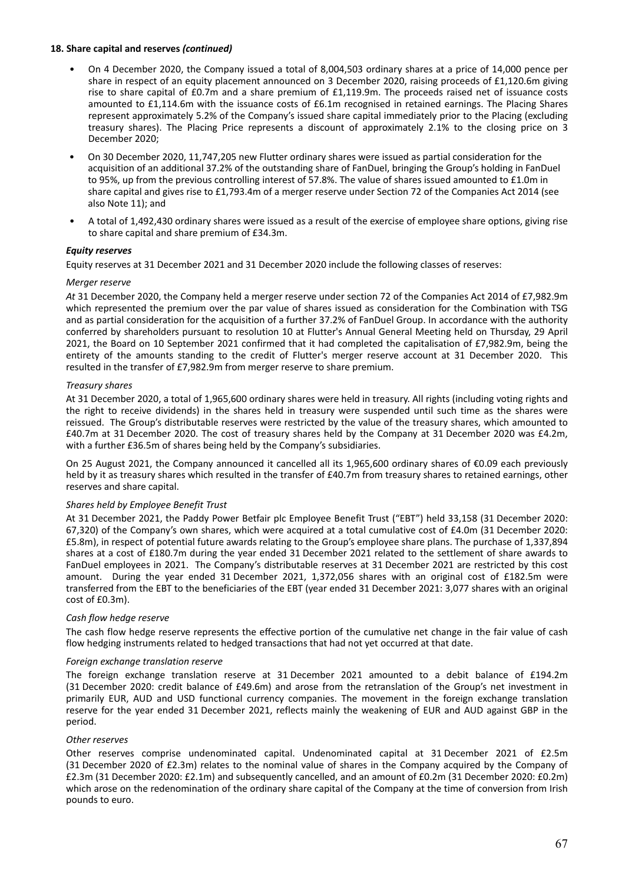**18. Share capital and reserves *(continued)***

- On 4 December 2020, the Company issued a total of 8,004,503 ordinary shares at a price of 14,000 pence per share in respect of an equity placement announced on 3 December 2020, raising proceeds of £1,120.6m giving rise to share capital of £0.7m and a share premium of £1,119.9m. The proceeds raised net of issuance costs amounted to £1,114.6m with the issuance costs of £6.1m recognised in retained earnings. The Placing Shares represent approximately 5.2% of the Company's issued share capital immediately prior to the Placing (excluding treasury shares). The Placing Price represents a discount of approximately 2.1% to the closing price on 3 December 2020;
- On 30 December 2020, 11,747,205 new Flutter ordinary shares were issued as partial consideration for the acquisition of an additional 37.2% of the outstanding share of FanDuel, bringing the Group's holding in FanDuel to 95%, up from the previous controlling interest of 57.8%. The value of shares issued amounted to £1.0m in share capital and gives rise to £1,793.4m of a merger reserve under Section 72 of the Companies Act 2014 (see also Note 11); and
- A total of 1,492,430 ordinary shares were issued as a result of the exercise of employee share options, giving rise to share capital and share premium of £34.3m.

***Equity reserves***

Equity reserves at 31 December 2021 and 31 December 2020 include the following classes of reserves:

*Merger reserve*

*At* 31 December 2020, the Company held a merger reserve under section 72 of the Companies Act 2014 of £7,982.9m which represented the premium over the par value of shares issued as consideration for the Combination with TSG and as partial consideration for the acquisition of a further 37.2% of FanDuel Group. In accordance with the authority conferred by shareholders pursuant to resolution 10 at Flutter's Annual General Meeting held on Thursday, 29 April 2021, the Board on 10 September 2021 confirmed that it had completed the capitalisation of £7,982.9m, being the entirety of the amounts standing to the credit of Flutter's merger reserve account at 31 December 2020. This resulted in the transfer of £7,982.9m from merger reserve to share premium.

*Treasury shares*

At 31 December 2020, a total of 1,965,600 ordinary shares were held in treasury. All rights (including voting rights and the right to receive dividends) in the shares held in treasury were suspended until such time as the shares were reissued. The Group's distributable reserves were restricted by the value of the treasury shares, which amounted to £40.7m at 31 December 2020. The cost of treasury shares held by the Company at 31 December 2020 was £4.2m, with a further £36.5m of shares being held by the Company's subsidiaries.

On 25 August 2021, the Company announced it cancelled all its 1,965,600 ordinary shares of €0.09 each previously held by it as treasury shares which resulted in the transfer of £40.7m from treasury shares to retained earnings, other reserves and share capital.

*Shares held by Employee Benefit Trust*

At 31 December 2021, the Paddy Power Betfair plc Employee Benefit Trust ("EBT") held 33,158 (31 December 2020: 67,320) of the Company's own shares, which were acquired at a total cumulative cost of £4.0m (31 December 2020: £5.8m), in respect of potential future awards relating to the Group's employee share plans. The purchase of 1,337,894 shares at a cost of £180.7m during the year ended 31 December 2021 related to the settlement of share awards to FanDuel employees in 2021. The Company's distributable reserves at 31 December 2021 are restricted by this cost amount. During the year ended 31 December 2021, 1,372,056 shares with an original cost of £182.5m were transferred from the EBT to the beneficiaries of the EBT (year ended 31 December 2021: 3,077 shares with an original cost of £0.3m).

*Cash flow hedge reserve*

The cash flow hedge reserve represents the effective portion of the cumulative net change in the fair value of cash flow hedging instruments related to hedged transactions that had not yet occurred at that date.

*Foreign exchange translation reserve*

The foreign exchange translation reserve at 31 December 2021 amounted to a debit balance of £194.2m (31 December 2020: credit balance of £49.6m) and arose from the retranslation of the Group's net investment in primarily EUR, AUD and USD functional currency companies. The movement in the foreign exchange translation reserve for the year ended 31 December 2021, reflects mainly the weakening of EUR and AUD against GBP in the period.

*Other reserves*

Other reserves comprise undenominated capital. Undenominated capital at 31 December 2021 of £2.5m (31 December 2020 of £2.3m) relates to the nominal value of shares in the Company acquired by the Company of £2.3m (31 December 2020: £2.1m) and subsequently cancelled, and an amount of £0.2m (31 December 2020: £0.2m) which arose on the redenomination of the ordinary share capital of the Company at the time of conversion from Irish pounds to euro.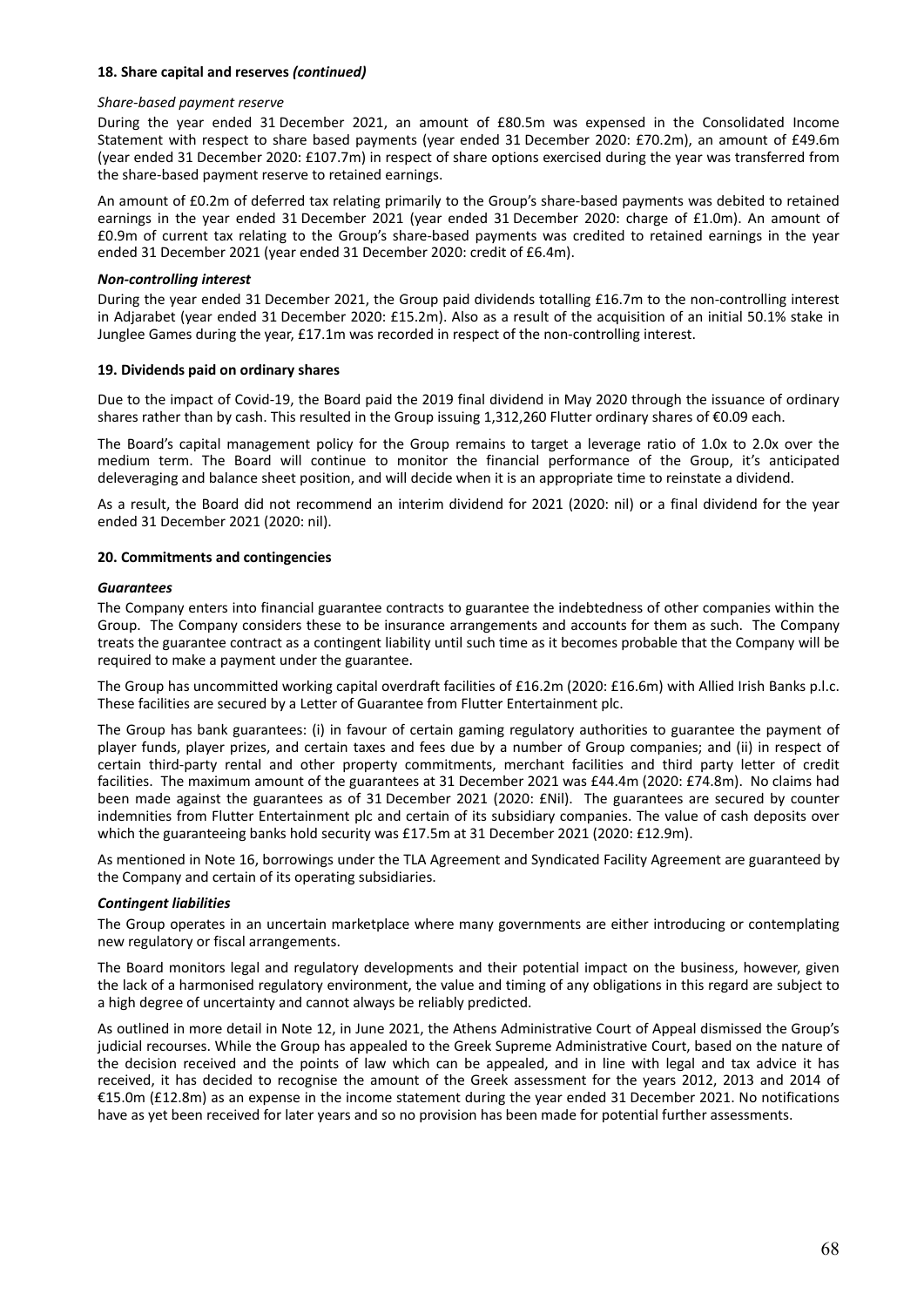### 18. Share capital and reserves *(continued)*

*Share-based payment reserve*

During the year ended 31 December 2021, an amount of £80.5m was expensed in the Consolidated Income Statement with respect to share based payments (year ended 31 December 2020: £70.2m), an amount of £49.6m (year ended 31 December 2020: £107.7m) in respect of share options exercised during the year was transferred from the share-based payment reserve to retained earnings.

An amount of £0.2m of deferred tax relating primarily to the Group's share-based payments was debited to retained earnings in the year ended 31 December 2021 (year ended 31 December 2020: charge of £1.0m). An amount of £0.9m of current tax relating to the Group's share-based payments was credited to retained earnings in the year ended 31 December 2021 (year ended 31 December 2020: credit of £6.4m).

***Non-controlling interest***

During the year ended 31 December 2021, the Group paid dividends totalling £16.7m to the non-controlling interest in Adjarabet (year ended 31 December 2020: £15.2m). Also as a result of the acquisition of an initial 50.1% stake in Junglee Games during the year, £17.1m was recorded in respect of the non-controlling interest.

### 19. Dividends paid on ordinary shares

Due to the impact of Covid-19, the Board paid the 2019 final dividend in May 2020 through the issuance of ordinary shares rather than by cash. This resulted in the Group issuing 1,312,260 Flutter ordinary shares of €0.09 each.

The Board's capital management policy for the Group remains to target a leverage ratio of 1.0x to 2.0x over the medium term. The Board will continue to monitor the financial performance of the Group, it's anticipated deleveraging and balance sheet position, and will decide when it is an appropriate time to reinstate a dividend.

As a result, the Board did not recommend an interim dividend for 2021 (2020: nil) or a final dividend for the year ended 31 December 2021 (2020: nil).

### 20. Commitments and contingencies

***Guarantees***

The Company enters into financial guarantee contracts to guarantee the indebtedness of other companies within the Group. The Company considers these to be insurance arrangements and accounts for them as such. The Company treats the guarantee contract as a contingent liability until such time as it becomes probable that the Company will be required to make a payment under the guarantee.

The Group has uncommitted working capital overdraft facilities of £16.2m (2020: £16.6m) with Allied Irish Banks p.l.c. These facilities are secured by a Letter of Guarantee from Flutter Entertainment plc.

The Group has bank guarantees: (i) in favour of certain gaming regulatory authorities to guarantee the payment of player funds, player prizes, and certain taxes and fees due by a number of Group companies; and (ii) in respect of certain third-party rental and other property commitments, merchant facilities and third party letter of credit facilities. The maximum amount of the guarantees at 31 December 2021 was £44.4m (2020: £74.8m). No claims had been made against the guarantees as of 31 December 2021 (2020: £Nil). The guarantees are secured by counter indemnities from Flutter Entertainment plc and certain of its subsidiary companies. The value of cash deposits over which the guaranteeing banks hold security was £17.5m at 31 December 2021 (2020: £12.9m).

As mentioned in Note 16, borrowings under the TLA Agreement and Syndicated Facility Agreement are guaranteed by the Company and certain of its operating subsidiaries.

***Contingent liabilities***

The Group operates in an uncertain marketplace where many governments are either introducing or contemplating new regulatory or fiscal arrangements.

The Board monitors legal and regulatory developments and their potential impact on the business, however, given the lack of a harmonised regulatory environment, the value and timing of any obligations in this regard are subject to a high degree of uncertainty and cannot always be reliably predicted.

As outlined in more detail in Note 12, in June 2021, the Athens Administrative Court of Appeal dismissed the Group's judicial recourses. While the Group has appealed to the Greek Supreme Administrative Court, based on the nature of the decision received and the points of law which can be appealed, and in line with legal and tax advice it has received, it has decided to recognise the amount of the Greek assessment for the years 2012, 2013 and 2014 of €15.0m (£12.8m) as an expense in the income statement during the year ended 31 December 2021. No notifications have as yet been received for later years and so no provision has been made for potential further assessments.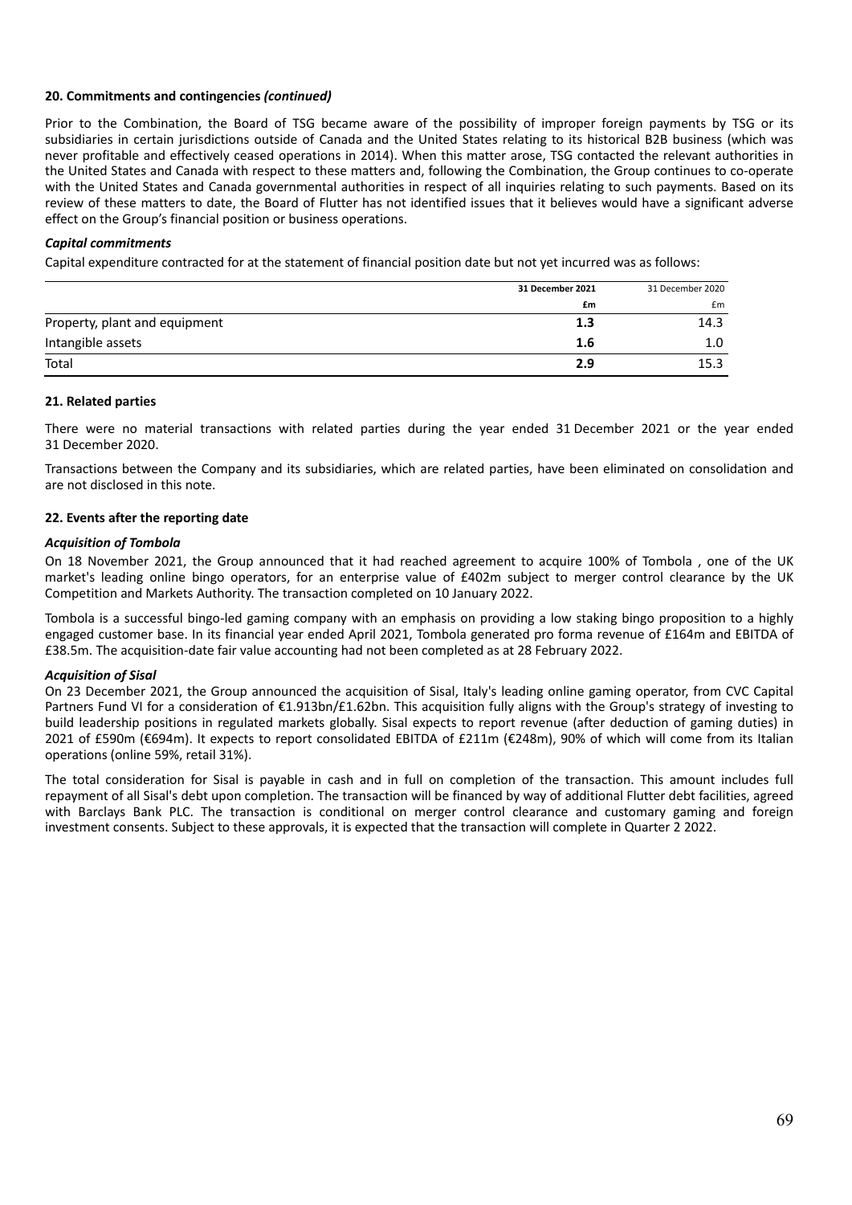**20. Commitments and contingencies *(continued)***

Prior to the Combination, the Board of TSG became aware of the possibility of improper foreign payments by TSG or its subsidiaries in certain jurisdictions outside of Canada and the United States relating to its historical B2B business (which was never profitable and effectively ceased operations in 2014). When this matter arose, TSG contacted the relevant authorities in the United States and Canada with respect to these matters and, following the Combination, the Group continues to co-operate with the United States and Canada governmental authorities in respect of all inquiries relating to such payments. Based on its review of these matters to date, the Board of Flutter has not identified issues that it believes would have a significant adverse effect on the Group's financial position or business operations.

***Capital commitments***

Capital expenditure contracted for at the statement of financial position date but not yet incurred was as follows:

| | **31 December 2021** | 31 December 2020 |
|---|---|---|
| | **£m** | £m |
| Property, plant and equipment | **1.3** | 14.3 |
| Intangible assets | **1.6** | 1.0 |
| Total | **2.9** | 15.3 |

**21. Related parties**

There were no material transactions with related parties during the year ended 31 December 2021 or the year ended 31 December 2020.

Transactions between the Company and its subsidiaries, which are related parties, have been eliminated on consolidation and are not disclosed in this note.

**22. Events after the reporting date**

***Acquisition of Tombola***

On 18 November 2021, the Group announced that it had reached agreement to acquire 100% of Tombola , one of the UK market's leading online bingo operators, for an enterprise value of £402m subject to merger control clearance by the UK Competition and Markets Authority. The transaction completed on 10 January 2022.

Tombola is a successful bingo-led gaming company with an emphasis on providing a low staking bingo proposition to a highly engaged customer base. In its financial year ended April 2021, Tombola generated pro forma revenue of £164m and EBITDA of £38.5m. The acquisition-date fair value accounting had not been completed as at 28 February 2022.

***Acquisition of Sisal***

On 23 December 2021, the Group announced the acquisition of Sisal, Italy's leading online gaming operator, from CVC Capital Partners Fund VI for a consideration of €1.913bn/£1.62bn. This acquisition fully aligns with the Group's strategy of investing to build leadership positions in regulated markets globally. Sisal expects to report revenue (after deduction of gaming duties) in 2021 of £590m (€694m). It expects to report consolidated EBITDA of £211m (€248m), 90% of which will come from its Italian operations (online 59%, retail 31%).

The total consideration for Sisal is payable in cash and in full on completion of the transaction. This amount includes full repayment of all Sisal's debt upon completion. The transaction will be financed by way of additional Flutter debt facilities, agreed with Barclays Bank PLC. The transaction is conditional on merger control clearance and customary gaming and foreign investment consents. Subject to these approvals, it is expected that the transaction will complete in Quarter 2 2022.